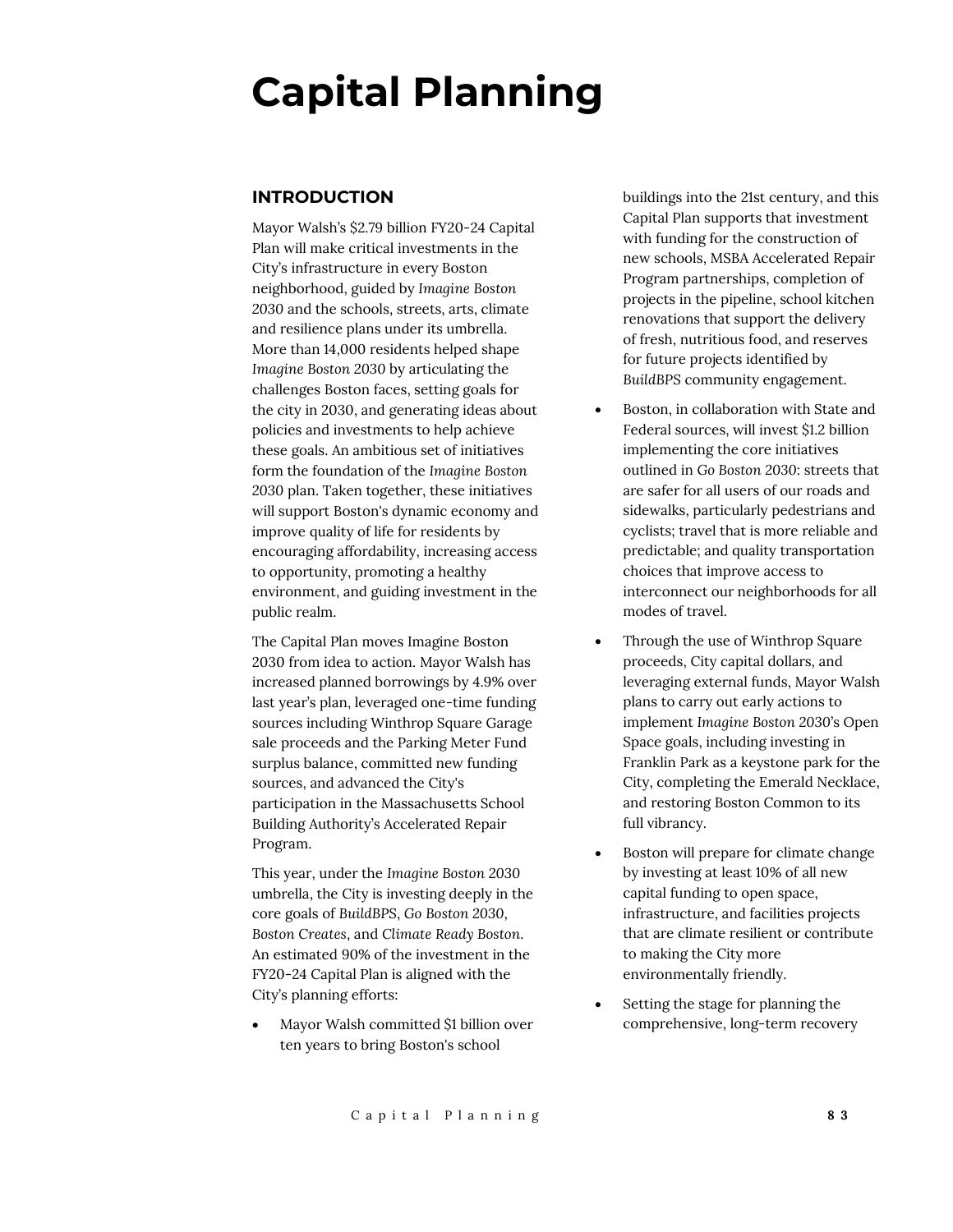# Capital Planning

## INTRODUCTION

Mayor Walsh's $2.79 billion FY20-24 Capital Plan will make critical investments in the City's infrastructure in every Boston neighborhood, guided by *Imagine Boston* 2030 and the schools, streets, arts, climate and resilience plans under its umbrella. More than 14,000 residents helped shape *Imagine Boston 2030* by articulating the challenges Boston faces, setting goals for the city in 2030, and generating ideas about policies and investments to help achieve these goals. An ambitious set of initiatives form the foundation of the *Imagine Boston* 2030 plan. Taken together, these initiatives will support Boston's dynamic economy and improve quality of life for residents by encouraging affordability, increasing access to opportunity, promoting a healthy environment, and guiding investment in the public realm.

The Capital Plan moves Imagine Boston 2030 from idea to action. Mayor Walsh has increased planned borrowings by 4.9% over last year's plan, leveraged one-time funding sources including Winthrop Square Garage sale proceeds and the Parking Meter Fund surplus balance, committed new funding sources, and advanced the City's participation in the Massachusetts School Building Authority's Accelerated Repair Program.

This year, under the *Imagine Boston 2030* umbrella, the City is investing deeply in the core goals of *BuildBPS*, *Go Boston 2030*, *Boston Creates*, and *Climate Ready Boston*. An estimated 90% of the investment in the FY20-24 Capital Plan is aligned with the City's planning efforts:

- Mayor Walsh committed $1 billion over ten years to bring Boston's school buildings into the 21st century, and this Capital Plan supports that investment with funding for the construction of new schools, MSBA Accelerated Repair Program partnerships, completion of projects in the pipeline, school kitchen renovations that support the delivery of fresh, nutritious food, and reserves for future projects identified by *BuildBPS* community engagement.
- Boston, in collaboration with State and Federal sources, will invest $1.2 billion implementing the core initiatives outlined in *Go Boston 2030*: streets that are safer for all users of our roads and sidewalks, particularly pedestrians and cyclists; travel that is more reliable and predictable; and quality transportation choices that improve access to interconnect our neighborhoods for all modes of travel.
- Through the use of Winthrop Square proceeds, City capital dollars, and leveraging external funds, Mayor Walsh plans to carry out early actions to implement *Imagine Boston 2030*'s Open Space goals, including investing in Franklin Park as a keystone park for the City, completing the Emerald Necklace, and restoring Boston Common to its full vibrancy.
- Boston will prepare for climate change by investing at least 10% of all new capital funding to open space, infrastructure, and facilities projects that are climate resilient or contribute to making the City more environmentally friendly.
- Setting the stage for planning the comprehensive, long-term recovery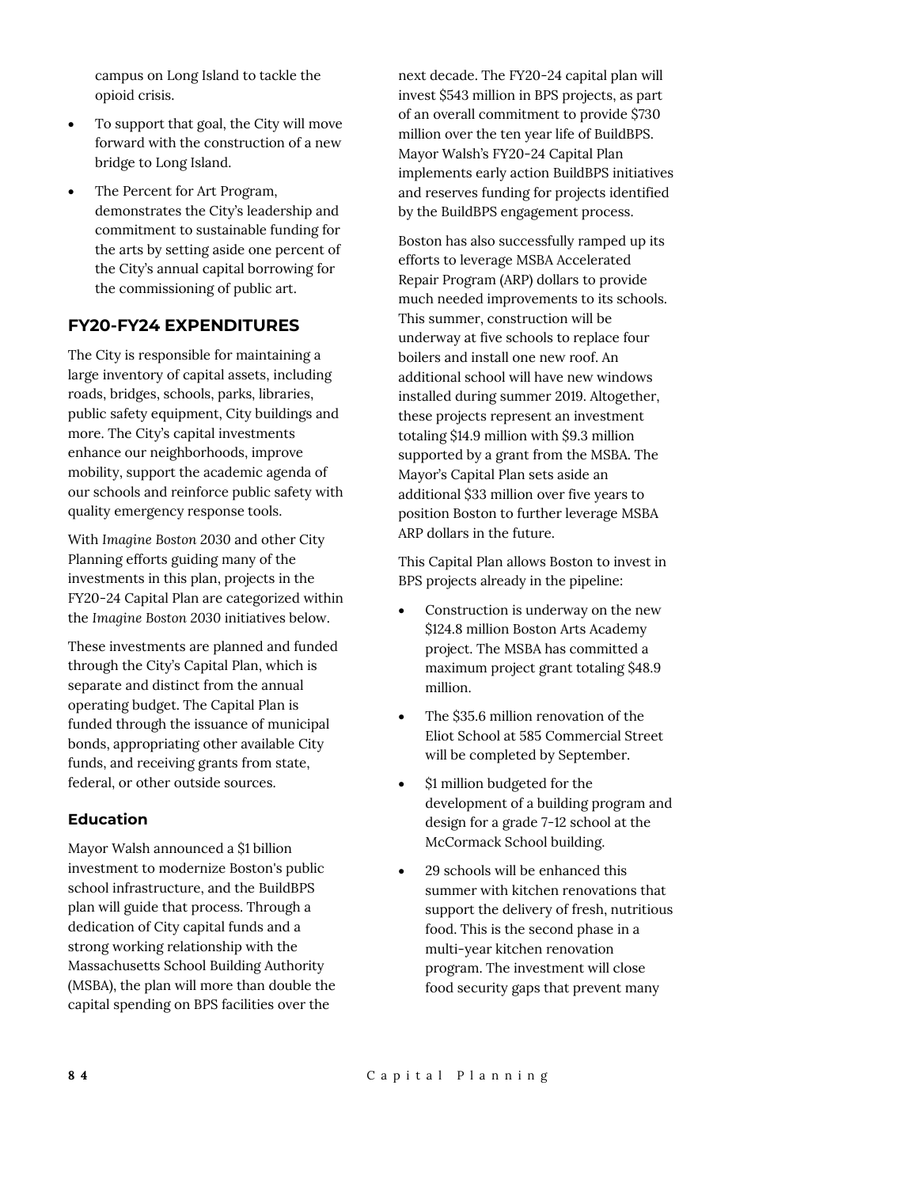campus on Long Island to tackle the opioid crisis.

- To support that goal, the City will move forward with the construction of a new bridge to Long Island.
- The Percent for Art Program, demonstrates the City's leadership and commitment to sustainable funding for the arts by setting aside one percent of the City's annual capital borrowing for the commissioning of public art.

## FY20-FY24 EXPENDITURES

The City is responsible for maintaining a large inventory of capital assets, including roads, bridges, schools, parks, libraries, public safety equipment, City buildings and more. The City's capital investments enhance our neighborhoods, improve mobility, support the academic agenda of our schools and reinforce public safety with quality emergency response tools.

With *Imagine Boston 2030* and other City Planning efforts guiding many of the investments in this plan, projects in the FY20-24 Capital Plan are categorized within the *Imagine Boston 2030* initiatives below.

These investments are planned and funded through the City's Capital Plan, which is separate and distinct from the annual operating budget. The Capital Plan is funded through the issuance of municipal bonds, appropriating other available City funds, and receiving grants from state, federal, or other outside sources.

### Education

Mayor Walsh announced a $1 billion investment to modernize Boston's public school infrastructure, and the BuildBPS plan will guide that process. Through a dedication of City capital funds and a strong working relationship with the Massachusetts School Building Authority (MSBA), the plan will more than double the capital spending on BPS facilities over the next decade. The FY20-24 capital plan will invest $543 million in BPS projects, as part of an overall commitment to provide $730 million over the ten year life of BuildBPS. Mayor Walsh's FY20-24 Capital Plan implements early action BuildBPS initiatives and reserves funding for projects identified by the BuildBPS engagement process.

Boston has also successfully ramped up its efforts to leverage MSBA Accelerated Repair Program (ARP) dollars to provide much needed improvements to its schools. This summer, construction will be underway at five schools to replace four boilers and install one new roof. An additional school will have new windows installed during summer 2019. Altogether, these projects represent an investment totaling $14.9 million with $9.3 million supported by a grant from the MSBA. The Mayor's Capital Plan sets aside an additional $33 million over five years to position Boston to further leverage MSBA ARP dollars in the future.

This Capital Plan allows Boston to invest in BPS projects already in the pipeline:

- Construction is underway on the new $124.8 million Boston Arts Academy project. The MSBA has committed a maximum project grant totaling $48.9 million.
- The $35.6 million renovation of the Eliot School at 585 Commercial Street will be completed by September.
- $1 million budgeted for the development of a building program and design for a grade 7-12 school at the McCormack School building.
- 29 schools will be enhanced this summer with kitchen renovations that support the delivery of fresh, nutritious food. This is the second phase in a multi-year kitchen renovation program. The investment will close food security gaps that prevent many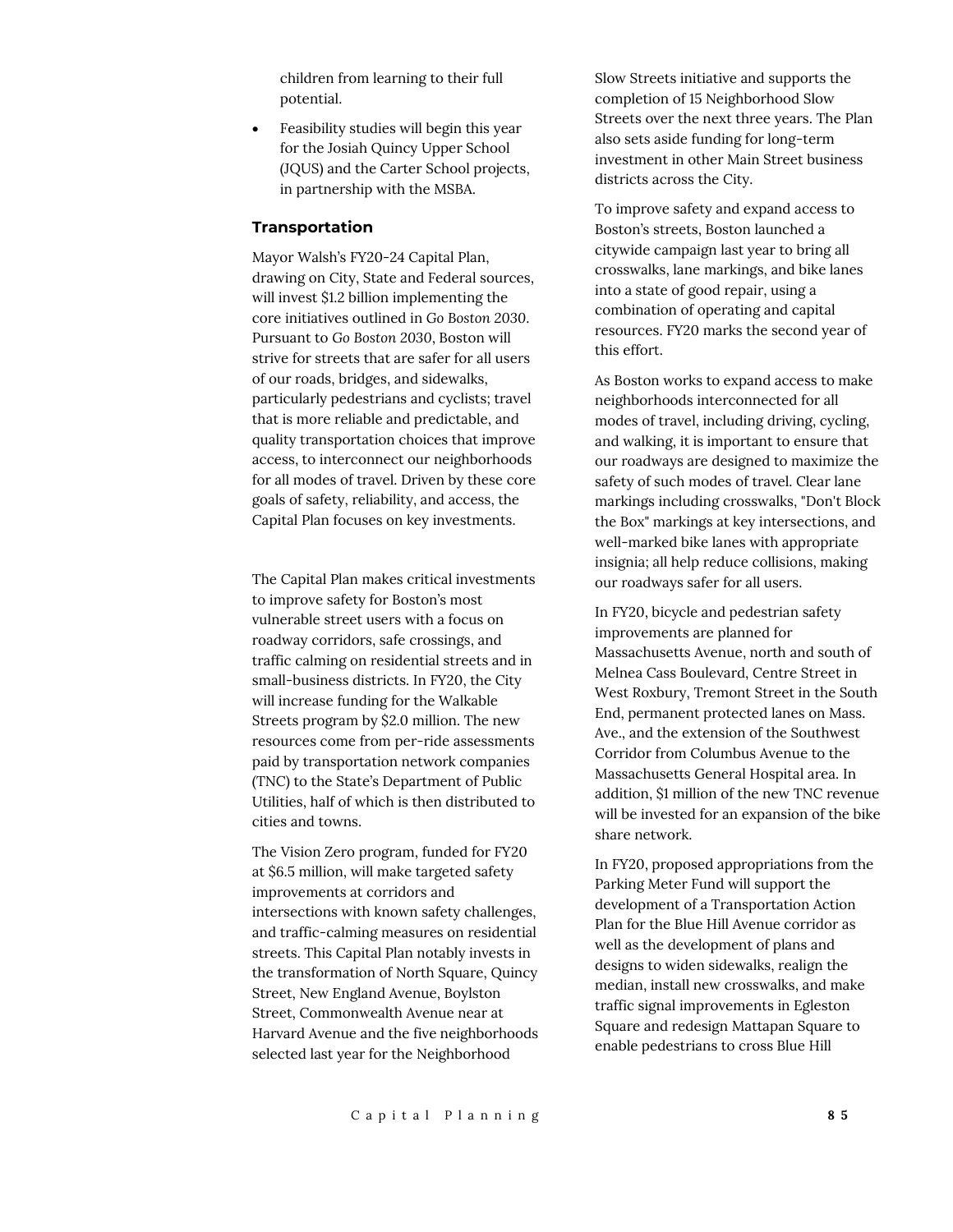children from learning to their full potential.

- Feasibility studies will begin this year for the Josiah Quincy Upper School (JQUS) and the Carter School projects, in partnership with the MSBA.

### Transportation

Mayor Walsh's FY20-24 Capital Plan, drawing on City, State and Federal sources, will invest $1.2 billion implementing the core initiatives outlined in *Go Boston 2030*. Pursuant to *Go Boston 2030*, Boston will strive for streets that are safer for all users of our roads, bridges, and sidewalks, particularly pedestrians and cyclists; travel that is more reliable and predictable, and quality transportation choices that improve access, to interconnect our neighborhoods for all modes of travel. Driven by these core goals of safety, reliability, and access, the Capital Plan focuses on key investments.

The Capital Plan makes critical investments to improve safety for Boston's most vulnerable street users with a focus on roadway corridors, safe crossings, and traffic calming on residential streets and in small-business districts. In FY20, the City will increase funding for the Walkable Streets program by $2.0 million. The new resources come from per-ride assessments paid by transportation network companies (TNC) to the State's Department of Public Utilities, half of which is then distributed to cities and towns.

The Vision Zero program, funded for FY20 at $6.5 million, will make targeted safety improvements at corridors and intersections with known safety challenges, and traffic-calming measures on residential streets. This Capital Plan notably invests in the transformation of North Square, Quincy Street, New England Avenue, Boylston Street, Commonwealth Avenue near at Harvard Avenue and the five neighborhoods selected last year for the Neighborhood Slow Streets initiative and supports the completion of 15 Neighborhood Slow Streets over the next three years. The Plan also sets aside funding for long-term investment in other Main Street business districts across the City.

To improve safety and expand access to Boston's streets, Boston launched a citywide campaign last year to bring all crosswalks, lane markings, and bike lanes into a state of good repair, using a combination of operating and capital resources. FY20 marks the second year of this effort.

As Boston works to expand access to make neighborhoods interconnected for all modes of travel, including driving, cycling, and walking, it is important to ensure that our roadways are designed to maximize the safety of such modes of travel. Clear lane markings including crosswalks, "Don't Block the Box" markings at key intersections, and well-marked bike lanes with appropriate insignia; all help reduce collisions, making our roadways safer for all users.

In FY20, bicycle and pedestrian safety improvements are planned for Massachusetts Avenue, north and south of Melnea Cass Boulevard, Centre Street in West Roxbury, Tremont Street in the South End, permanent protected lanes on Mass. Ave., and the extension of the Southwest Corridor from Columbus Avenue to the Massachusetts General Hospital area. In addition, $1 million of the new TNC revenue will be invested for an expansion of the bike share network.

In FY20, proposed appropriations from the Parking Meter Fund will support the development of a Transportation Action Plan for the Blue Hill Avenue corridor as well as the development of plans and designs to widen sidewalks, realign the median, install new crosswalks, and make traffic signal improvements in Egleston Square and redesign Mattapan Square to enable pedestrians to cross Blue Hill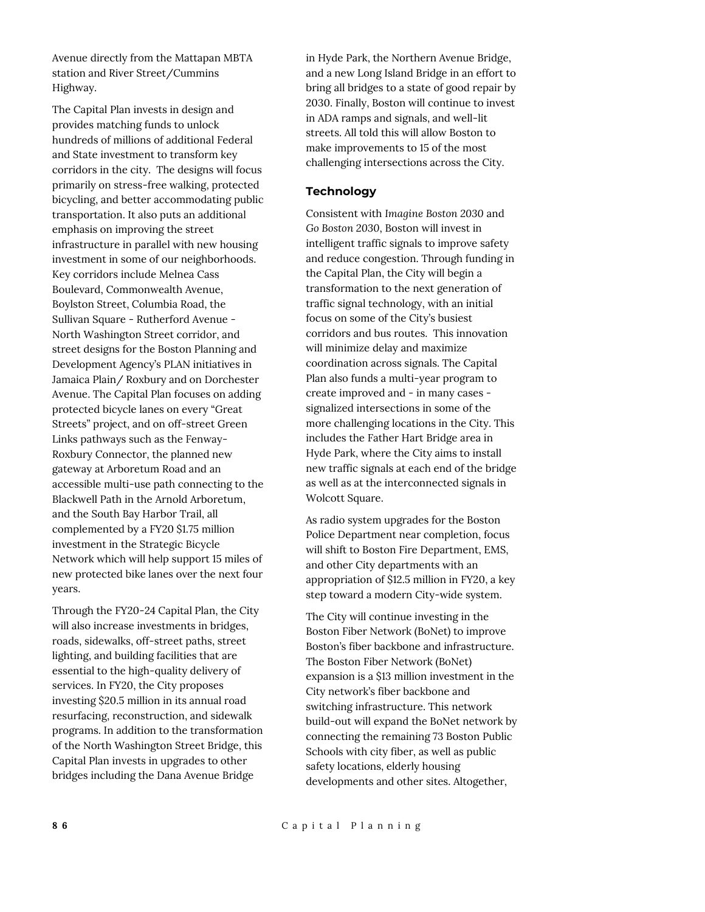Avenue directly from the Mattapan MBTA station and River Street/Cummins Highway.

The Capital Plan invests in design and provides matching funds to unlock hundreds of millions of additional Federal and State investment to transform key corridors in the city. The designs will focus primarily on stress-free walking, protected bicycling, and better accommodating public transportation. It also puts an additional emphasis on improving the street infrastructure in parallel with new housing investment in some of our neighborhoods. Key corridors include Melnea Cass Boulevard, Commonwealth Avenue, Boylston Street, Columbia Road, the Sullivan Square - Rutherford Avenue - North Washington Street corridor, and street designs for the Boston Planning and Development Agency's PLAN initiatives in Jamaica Plain/ Roxbury and on Dorchester Avenue. The Capital Plan focuses on adding protected bicycle lanes on every "Great Streets" project, and on off-street Green Links pathways such as the Fenway-Roxbury Connector, the planned new gateway at Arboretum Road and an accessible multi-use path connecting to the Blackwell Path in the Arnold Arboretum, and the South Bay Harbor Trail, all complemented by a FY20 $1.75 million investment in the Strategic Bicycle Network which will help support 15 miles of new protected bike lanes over the next four years.

Through the FY20-24 Capital Plan, the City will also increase investments in bridges, roads, sidewalks, off-street paths, street lighting, and building facilities that are essential to the high-quality delivery of services. In FY20, the City proposes investing $20.5 million in its annual road resurfacing, reconstruction, and sidewalk programs. In addition to the transformation of the North Washington Street Bridge, this Capital Plan invests in upgrades to other bridges including the Dana Avenue Bridge in Hyde Park, the Northern Avenue Bridge, and a new Long Island Bridge in an effort to bring all bridges to a state of good repair by 2030. Finally, Boston will continue to invest in ADA ramps and signals, and well-lit streets. All told this will allow Boston to make improvements to 15 of the most challenging intersections across the City.

### Technology

Consistent with *Imagine Boston 2030* and *Go Boston 2030*, Boston will invest in intelligent traffic signals to improve safety and reduce congestion. Through funding in the Capital Plan, the City will begin a transformation to the next generation of traffic signal technology, with an initial focus on some of the City's busiest corridors and bus routes. This innovation will minimize delay and maximize coordination across signals. The Capital Plan also funds a multi-year program to create improved and - in many cases - signalized intersections in some of the more challenging locations in the City. This includes the Father Hart Bridge area in Hyde Park, where the City aims to install new traffic signals at each end of the bridge as well as at the interconnected signals in Wolcott Square.

As radio system upgrades for the Boston Police Department near completion, focus will shift to Boston Fire Department, EMS, and other City departments with an appropriation of $12.5 million in FY20, a key step toward a modern City-wide system.

The City will continue investing in the Boston Fiber Network (BoNet) to improve Boston's fiber backbone and infrastructure. The Boston Fiber Network (BoNet) expansion is a $13 million investment in the City network's fiber backbone and switching infrastructure. This network build-out will expand the BoNet network by connecting the remaining 73 Boston Public Schools with city fiber, as well as public safety locations, elderly housing developments and other sites. Altogether,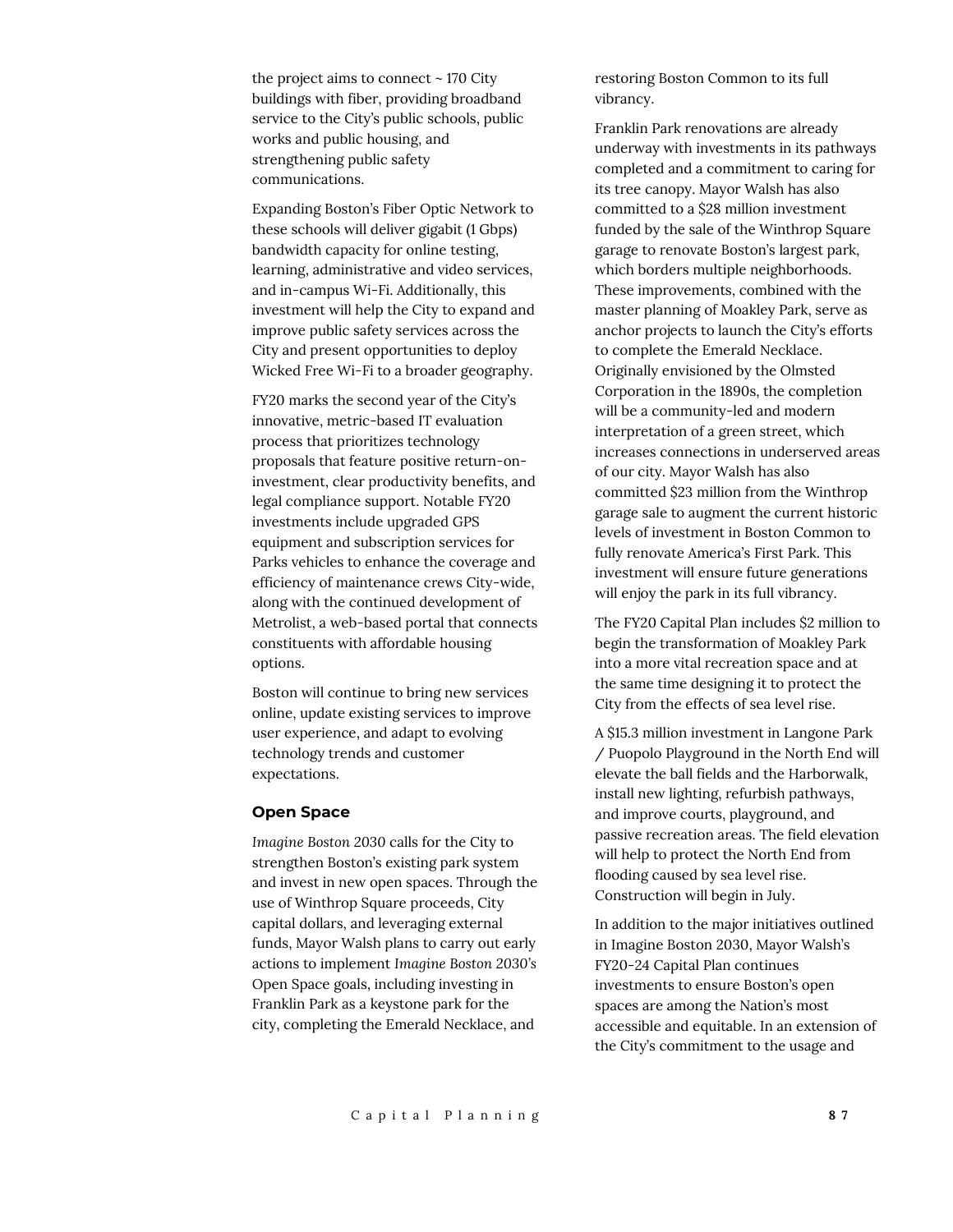the project aims to connect ~ 170 City buildings with fiber, providing broadband service to the City's public schools, public works and public housing, and strengthening public safety communications.

Expanding Boston's Fiber Optic Network to these schools will deliver gigabit (1 Gbps) bandwidth capacity for online testing, learning, administrative and video services, and in-campus Wi-Fi. Additionally, this investment will help the City to expand and improve public safety services across the City and present opportunities to deploy Wicked Free Wi-Fi to a broader geography.

FY20 marks the second year of the City's innovative, metric-based IT evaluation process that prioritizes technology proposals that feature positive return-on-investment, clear productivity benefits, and legal compliance support. Notable FY20 investments include upgraded GPS equipment and subscription services for Parks vehicles to enhance the coverage and efficiency of maintenance crews City-wide, along with the continued development of Metrolist, a web-based portal that connects constituents with affordable housing options.

Boston will continue to bring new services online, update existing services to improve user experience, and adapt to evolving technology trends and customer expectations.

### Open Space

*Imagine Boston 2030* calls for the City to strengthen Boston's existing park system and invest in new open spaces. Through the use of Winthrop Square proceeds, City capital dollars, and leveraging external funds, Mayor Walsh plans to carry out early actions to implement *Imagine Boston 2030's* Open Space goals, including investing in Franklin Park as a keystone park for the city, completing the Emerald Necklace, and restoring Boston Common to its full vibrancy.

Franklin Park renovations are already underway with investments in its pathways completed and a commitment to caring for its tree canopy. Mayor Walsh has also committed to a $28 million investment funded by the sale of the Winthrop Square garage to renovate Boston's largest park, which borders multiple neighborhoods. These improvements, combined with the master planning of Moakley Park, serve as anchor projects to launch the City's efforts to complete the Emerald Necklace. Originally envisioned by the Olmsted Corporation in the 1890s, the completion will be a community-led and modern interpretation of a green street, which increases connections in underserved areas of our city. Mayor Walsh has also committed $23 million from the Winthrop garage sale to augment the current historic levels of investment in Boston Common to fully renovate America's First Park. This investment will ensure future generations will enjoy the park in its full vibrancy.

The FY20 Capital Plan includes $2 million to begin the transformation of Moakley Park into a more vital recreation space and at the same time designing it to protect the City from the effects of sea level rise.

A $15.3 million investment in Langone Park / Puopolo Playground in the North End will elevate the ball fields and the Harborwalk, install new lighting, refurbish pathways, and improve courts, playground, and passive recreation areas. The field elevation will help to protect the North End from flooding caused by sea level rise. Construction will begin in July.

In addition to the major initiatives outlined in Imagine Boston 2030, Mayor Walsh's FY20-24 Capital Plan continues investments to ensure Boston's open spaces are among the Nation's most accessible and equitable. In an extension of the City's commitment to the usage and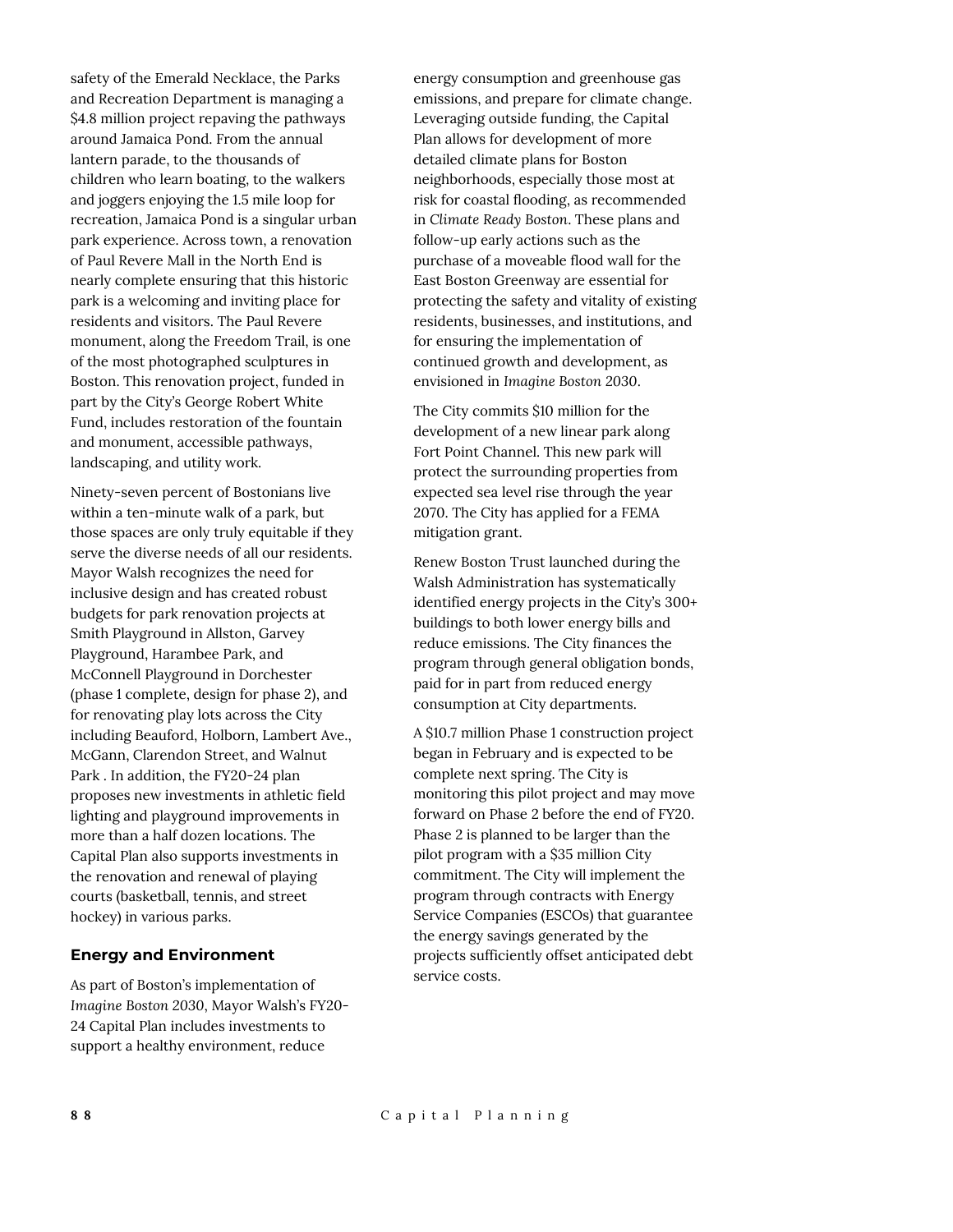safety of the Emerald Necklace, the Parks and Recreation Department is managing a $4.8 million project repaving the pathways around Jamaica Pond. From the annual lantern parade, to the thousands of children who learn boating, to the walkers and joggers enjoying the 1.5 mile loop for recreation, Jamaica Pond is a singular urban park experience. Across town, a renovation of Paul Revere Mall in the North End is nearly complete ensuring that this historic park is a welcoming and inviting place for residents and visitors. The Paul Revere monument, along the Freedom Trail, is one of the most photographed sculptures in Boston. This renovation project, funded in part by the City's George Robert White Fund, includes restoration of the fountain and monument, accessible pathways, landscaping, and utility work.

Ninety-seven percent of Bostonians live within a ten-minute walk of a park, but those spaces are only truly equitable if they serve the diverse needs of all our residents. Mayor Walsh recognizes the need for inclusive design and has created robust budgets for park renovation projects at Smith Playground in Allston, Garvey Playground, Harambee Park, and McConnell Playground in Dorchester (phase 1 complete, design for phase 2), and for renovating play lots across the City including Beauford, Holborn, Lambert Ave., McGann, Clarendon Street, and Walnut Park . In addition, the FY20-24 plan proposes new investments in athletic field lighting and playground improvements in more than a half dozen locations. The Capital Plan also supports investments in the renovation and renewal of playing courts (basketball, tennis, and street hockey) in various parks.

### Energy and Environment

As part of Boston's implementation of *Imagine Boston 2030*, Mayor Walsh's FY20-24 Capital Plan includes investments to support a healthy environment, reduce energy consumption and greenhouse gas emissions, and prepare for climate change. Leveraging outside funding, the Capital Plan allows for development of more detailed climate plans for Boston neighborhoods, especially those most at risk for coastal flooding, as recommended in *Climate Ready Boston*. These plans and follow-up early actions such as the purchase of a moveable flood wall for the East Boston Greenway are essential for protecting the safety and vitality of existing residents, businesses, and institutions, and for ensuring the implementation of continued growth and development, as envisioned in *Imagine Boston 2030*.

The City commits $10 million for the development of a new linear park along Fort Point Channel. This new park will protect the surrounding properties from expected sea level rise through the year 2070. The City has applied for a FEMA mitigation grant.

Renew Boston Trust launched during the Walsh Administration has systematically identified energy projects in the City's 300+ buildings to both lower energy bills and reduce emissions. The City finances the program through general obligation bonds, paid for in part from reduced energy consumption at City departments.

A $10.7 million Phase 1 construction project began in February and is expected to be complete next spring. The City is monitoring this pilot project and may move forward on Phase 2 before the end of FY20. Phase 2 is planned to be larger than the pilot program with a $35 million City commitment. The City will implement the program through contracts with Energy Service Companies (ESCOs) that guarantee the energy savings generated by the projects sufficiently offset anticipated debt service costs.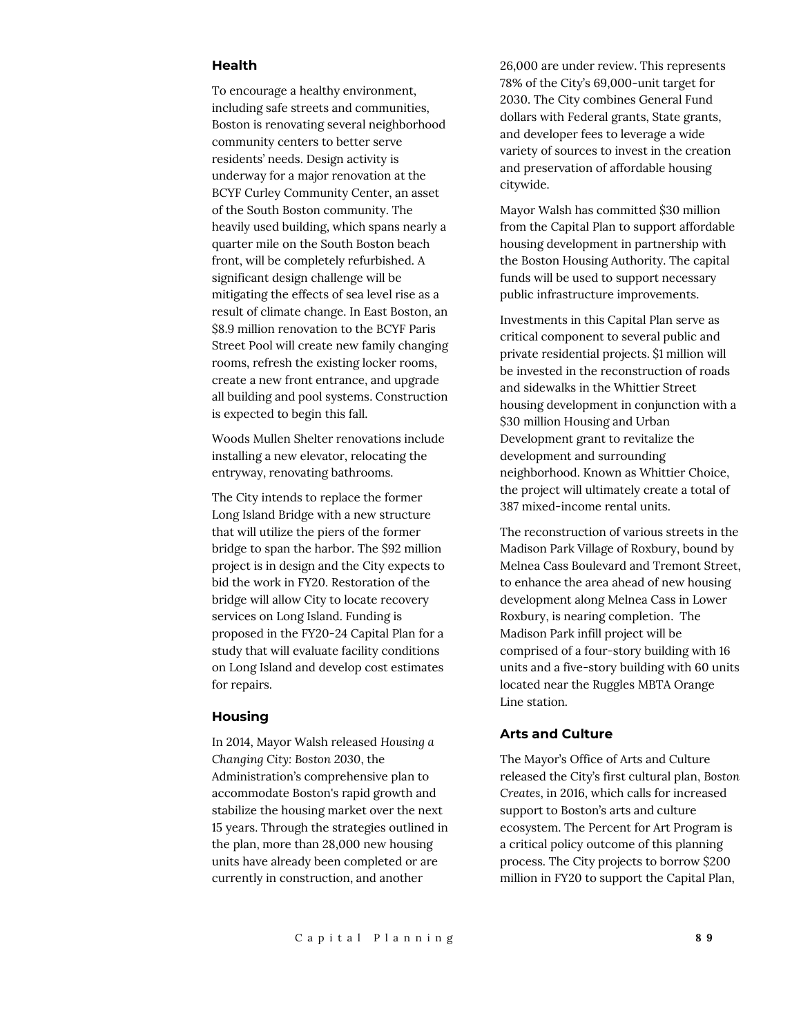### Health

To encourage a healthy environment, including safe streets and communities, Boston is renovating several neighborhood community centers to better serve residents' needs. Design activity is underway for a major renovation at the BCYF Curley Community Center, an asset of the South Boston community. The heavily used building, which spans nearly a quarter mile on the South Boston beach front, will be completely refurbished. A significant design challenge will be mitigating the effects of sea level rise as a result of climate change. In East Boston, an $8.9 million renovation to the BCYF Paris Street Pool will create new family changing rooms, refresh the existing locker rooms, create a new front entrance, and upgrade all building and pool systems. Construction is expected to begin this fall.

Woods Mullen Shelter renovations include installing a new elevator, relocating the entryway, renovating bathrooms.

The City intends to replace the former Long Island Bridge with a new structure that will utilize the piers of the former bridge to span the harbor. The $92 million project is in design and the City expects to bid the work in FY20. Restoration of the bridge will allow City to locate recovery services on Long Island. Funding is proposed in the FY20-24 Capital Plan for a study that will evaluate facility conditions on Long Island and develop cost estimates for repairs.

### Housing

In 2014, Mayor Walsh released *Housing a Changing City: Boston 2030*, the Administration's comprehensive plan to accommodate Boston's rapid growth and stabilize the housing market over the next 15 years. Through the strategies outlined in the plan, more than 28,000 new housing units have already been completed or are currently in construction, and another 26,000 are under review. This represents 78% of the City's 69,000-unit target for 2030. The City combines General Fund dollars with Federal grants, State grants, and developer fees to leverage a wide variety of sources to invest in the creation and preservation of affordable housing citywide.

Mayor Walsh has committed $30 million from the Capital Plan to support affordable housing development in partnership with the Boston Housing Authority. The capital funds will be used to support necessary public infrastructure improvements.

Investments in this Capital Plan serve as critical component to several public and private residential projects. $1 million will be invested in the reconstruction of roads and sidewalks in the Whittier Street housing development in conjunction with a $30 million Housing and Urban Development grant to revitalize the development and surrounding neighborhood. Known as Whittier Choice, the project will ultimately create a total of 387 mixed-income rental units.

The reconstruction of various streets in the Madison Park Village of Roxbury, bound by Melnea Cass Boulevard and Tremont Street, to enhance the area ahead of new housing development along Melnea Cass in Lower Roxbury, is nearing completion. The Madison Park infill project will be comprised of a four-story building with 16 units and a five-story building with 60 units located near the Ruggles MBTA Orange Line station.

### Arts and Culture

The Mayor's Office of Arts and Culture released the City's first cultural plan, *Boston Creates*, in 2016, which calls for increased support to Boston's arts and culture ecosystem. The Percent for Art Program is a critical policy outcome of this planning process. The City projects to borrow $200 million in FY20 to support the Capital Plan,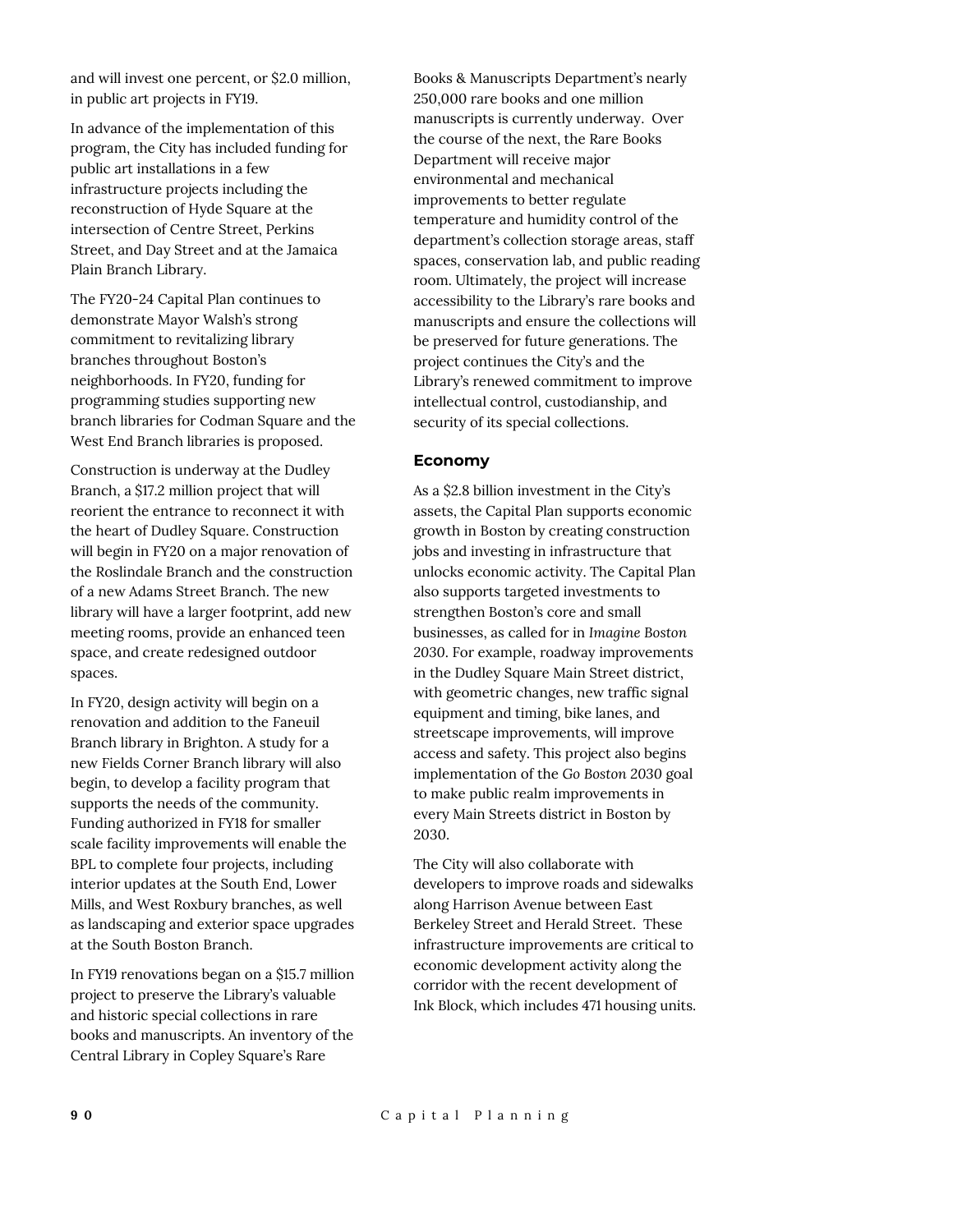and will invest one percent, or $2.0 million, in public art projects in FY19.

In advance of the implementation of this program, the City has included funding for public art installations in a few infrastructure projects including the reconstruction of Hyde Square at the intersection of Centre Street, Perkins Street, and Day Street and at the Jamaica Plain Branch Library.

The FY20-24 Capital Plan continues to demonstrate Mayor Walsh's strong commitment to revitalizing library branches throughout Boston's neighborhoods. In FY20, funding for programming studies supporting new branch libraries for Codman Square and the West End Branch libraries is proposed.

Construction is underway at the Dudley Branch, a $17.2 million project that will reorient the entrance to reconnect it with the heart of Dudley Square. Construction will begin in FY20 on a major renovation of the Roslindale Branch and the construction of a new Adams Street Branch. The new library will have a larger footprint, add new meeting rooms, provide an enhanced teen space, and create redesigned outdoor spaces.

In FY20, design activity will begin on a renovation and addition to the Faneuil Branch library in Brighton. A study for a new Fields Corner Branch library will also begin, to develop a facility program that supports the needs of the community. Funding authorized in FY18 for smaller scale facility improvements will enable the BPL to complete four projects, including interior updates at the South End, Lower Mills, and West Roxbury branches, as well as landscaping and exterior space upgrades at the South Boston Branch.

In FY19 renovations began on a $15.7 million project to preserve the Library's valuable and historic special collections in rare books and manuscripts. An inventory of the Central Library in Copley Square's Rare Books & Manuscripts Department's nearly 250,000 rare books and one million manuscripts is currently underway. Over the course of the next, the Rare Books Department will receive major environmental and mechanical improvements to better regulate temperature and humidity control of the department's collection storage areas, staff spaces, conservation lab, and public reading room. Ultimately, the project will increase accessibility to the Library's rare books and manuscripts and ensure the collections will be preserved for future generations. The project continues the City's and the Library's renewed commitment to improve intellectual control, custodianship, and security of its special collections.

### Economy

As a $2.8 billion investment in the City's assets, the Capital Plan supports economic growth in Boston by creating construction jobs and investing in infrastructure that unlocks economic activity. The Capital Plan also supports targeted investments to strengthen Boston's core and small businesses, as called for in *Imagine Boston 2030*. For example, roadway improvements in the Dudley Square Main Street district, with geometric changes, new traffic signal equipment and timing, bike lanes, and streetscape improvements, will improve access and safety. This project also begins implementation of the *Go Boston 2030* goal to make public realm improvements in every Main Streets district in Boston by 2030.

The City will also collaborate with developers to improve roads and sidewalks along Harrison Avenue between East Berkeley Street and Herald Street. These infrastructure improvements are critical to economic development activity along the corridor with the recent development of Ink Block, which includes 471 housing units.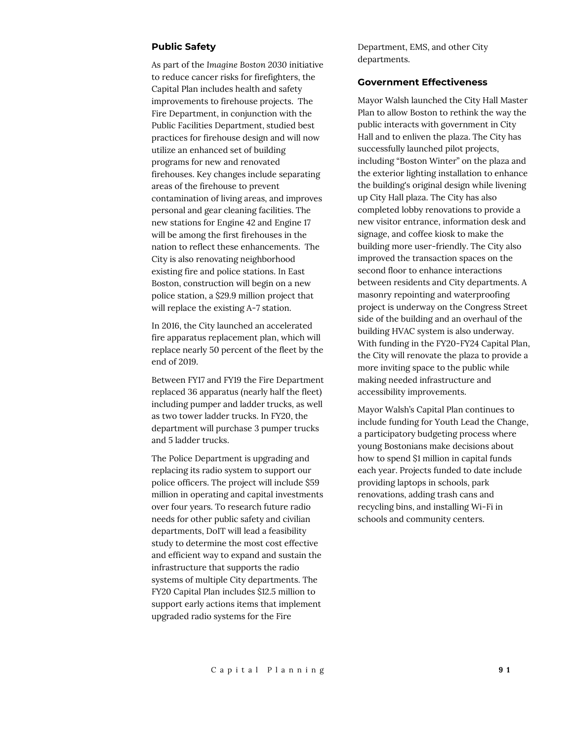### Public Safety

As part of the *Imagine Boston* 2030 initiative to reduce cancer risks for firefighters, the Capital Plan includes health and safety improvements to firehouse projects. The Fire Department, in conjunction with the Public Facilities Department, studied best practices for firehouse design and will now utilize an enhanced set of building programs for new and renovated firehouses. Key changes include separating areas of the firehouse to prevent contamination of living areas, and improves personal and gear cleaning facilities. The new stations for Engine 42 and Engine 17 will be among the first firehouses in the nation to reflect these enhancements. The City is also renovating neighborhood existing fire and police stations. In East Boston, construction will begin on a new police station, a $29.9 million project that will replace the existing A-7 station.

In 2016, the City launched an accelerated fire apparatus replacement plan, which will replace nearly 50 percent of the fleet by the end of 2019.

Between FY17 and FY19 the Fire Department replaced 36 apparatus (nearly half the fleet) including pumper and ladder trucks, as well as two tower ladder trucks. In FY20, the department will purchase 3 pumper trucks and 5 ladder trucks.

The Police Department is upgrading and replacing its radio system to support our police officers. The project will include $59 million in operating and capital investments over four years. To research future radio needs for other public safety and civilian departments, DoIT will lead a feasibility study to determine the most cost effective and efficient way to expand and sustain the infrastructure that supports the radio systems of multiple City departments. The FY20 Capital Plan includes $12.5 million to support early actions items that implement upgraded radio systems for the Fire Department, EMS, and other City departments.

### Government Effectiveness

Mayor Walsh launched the City Hall Master Plan to allow Boston to rethink the way the public interacts with government in City Hall and to enliven the plaza. The City has successfully launched pilot projects, including "Boston Winter" on the plaza and the exterior lighting installation to enhance the building's original design while livening up City Hall plaza. The City has also completed lobby renovations to provide a new visitor entrance, information desk and signage, and coffee kiosk to make the building more user-friendly. The City also improved the transaction spaces on the second floor to enhance interactions between residents and City departments. A masonry repointing and waterproofing project is underway on the Congress Street side of the building and an overhaul of the building HVAC system is also underway. With funding in the FY20-FY24 Capital Plan, the City will renovate the plaza to provide a more inviting space to the public while making needed infrastructure and accessibility improvements.

Mayor Walsh's Capital Plan continues to include funding for Youth Lead the Change, a participatory budgeting process where young Bostonians make decisions about how to spend $1 million in capital funds each year. Projects funded to date include providing laptops in schools, park renovations, adding trash cans and recycling bins, and installing Wi-Fi in schools and community centers.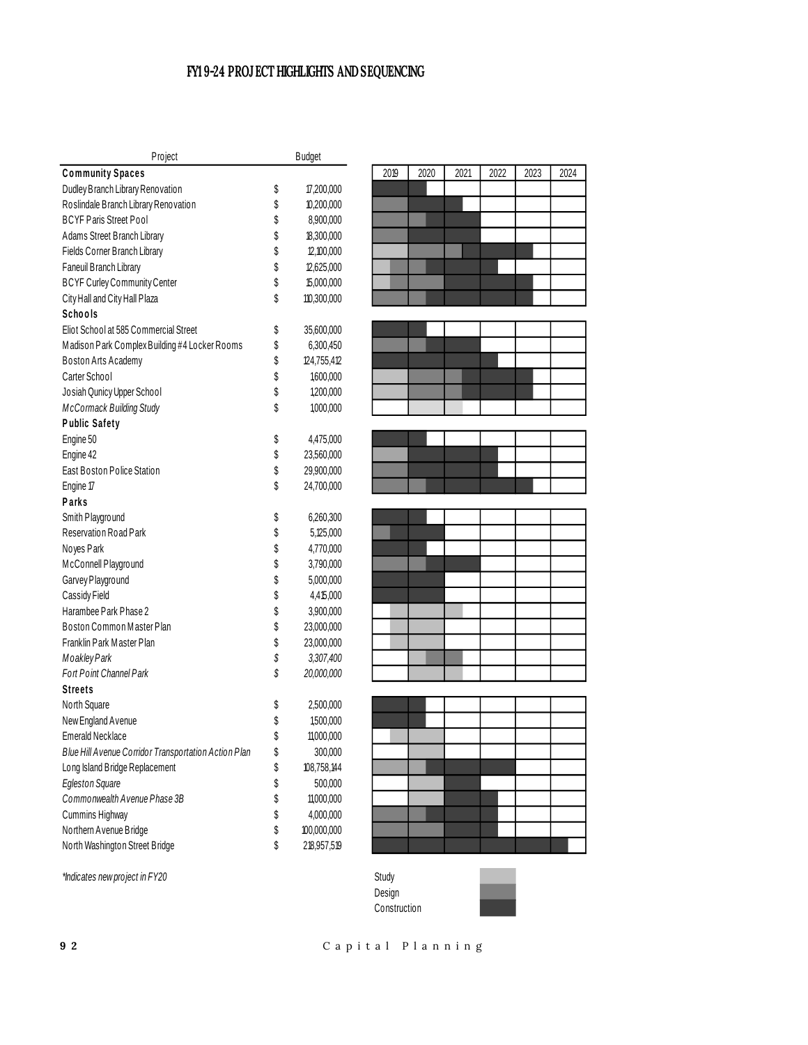# FY19-24 PROJECT HIGHLIGHTS AND SEQUENCING

| Project | Budget |
|---|---|
| **Community Spaces** | |
| Dudley Branch Library Renovation | $ 17,200,000 |
| Roslindale Branch Library Renovation | $ 10,200,000 |
| BCYF Paris Street Pool | $ 8,900,000 |
| Adams Street Branch Library | $ 18,300,000 |
| Fields Corner Branch Library | $ 12,100,000 |
| Faneuil Branch Library | $ 12,625,000 |
| BCYF Curley Community Center | $ 15,000,000 |
| City Hall and City Hall Plaza | $ 110,300,000 |
| **Schools** | |
| Eliot School at 585 Commercial Street | $ 35,600,000 |
| Madison Park Complex Building #4 Locker Rooms | $ 6,300,450 |
| Boston Arts Academy | $ 124,755,412 |
| Carter School | $ 1,600,000 |
| Josiah Qunicy Upper School | $ 1,200,000 |
| *McCormack Building Study* | $ 1,000,000 |
| **Public Safety** | |
| Engine 50 | $ 4,475,000 |
| Engine 42 | $ 23,560,000 |
| East Boston Police Station | $ 29,900,000 |
| Engine 17 | $ 24,700,000 |
| **Parks** | |
| Smith Playground | $ 6,260,300 |
| Reservation Road Park | $ 5,125,000 |
| Noyes Park | $ 4,770,000 |
| McConnell Playground | $ 3,790,000 |
| Garvey Playground | $ 5,000,000 |
| Cassidy Field | $ 4,415,000 |
| Harambee Park Phase 2 | $ 3,900,000 |
| Boston Common Master Plan | $ 23,000,000 |
| Franklin Park Master Plan | $ 23,000,000 |
| *Moakley Park* | *$ 3,307,400* |
| *Fort Point Channel Park* | *$ 20,000,000* |
| **Streets** | |
| North Square | $ 2,500,000 |
| New England Avenue | $ 1,500,000 |
| Emerald Necklace | $ 11,000,000 |
| *Blue Hill Avenue Corridor Transportation Action Plan* | $ 300,000 |
| Long Island Bridge Replacement | $ 108,758,144 |
| *Egleston Square* | $ 500,000 |
| *Commonwealth Avenue Phase 3B* | $ 11,000,000 |
| Cummins Highway | $ 4,000,000 |
| Northern Avenue Bridge | $ 100,000,000 |
| North Washington Street Bridge | $ 218,957,519 |

*\*Indicates new project in FY20*

Timeline columns: 2019, 2020, 2021, 2022, 2023, 2024

Legend: Study, Design, Construction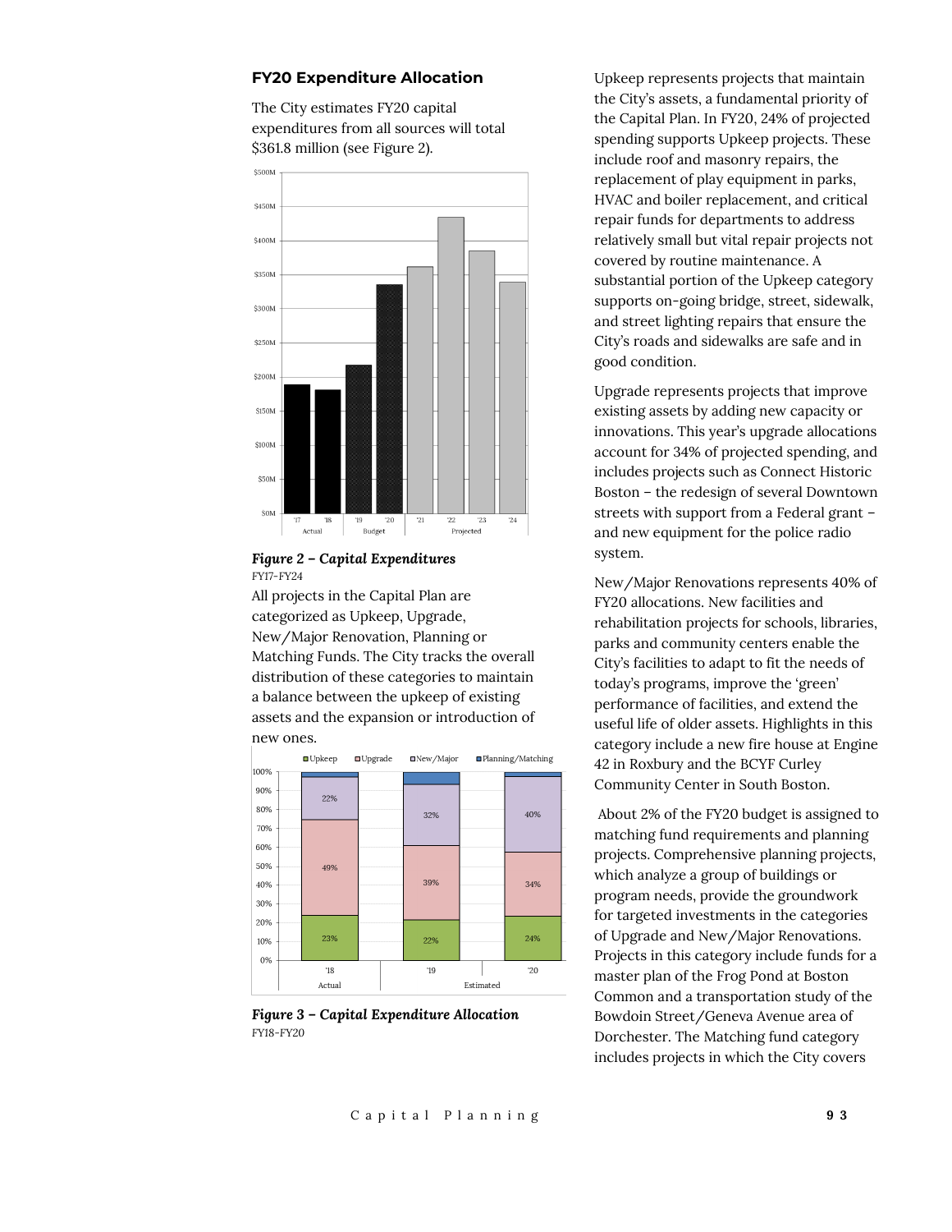### FY20 Expenditure Allocation

The City estimates FY20 capital expenditures from all sources will total $361.8 million (see Figure 2).

***Figure 2 – Capital Expenditures***
FY17-FY24

All projects in the Capital Plan are categorized as Upkeep, Upgrade, New/Major Renovation, Planning or Matching Funds. The City tracks the overall distribution of these categories to maintain a balance between the upkeep of existing assets and the expansion or introduction of new ones.

***Figure 3 – Capital Expenditure Allocation***
FY18-FY20

Upkeep represents projects that maintain the City's assets, a fundamental priority of the Capital Plan. In FY20, 24% of projected spending supports Upkeep projects. These include roof and masonry repairs, the replacement of play equipment in parks, HVAC and boiler replacement, and critical repair funds for departments to address relatively small but vital repair projects not covered by routine maintenance. A substantial portion of the Upkeep category supports on-going bridge, street, sidewalk, and street lighting repairs that ensure the City's roads and sidewalks are safe and in good condition.

Upgrade represents projects that improve existing assets by adding new capacity or innovations. This year's upgrade allocations account for 34% of projected spending, and includes projects such as Connect Historic Boston – the redesign of several Downtown streets with support from a Federal grant – and new equipment for the police radio system.

New/Major Renovations represents 40% of FY20 allocations. New facilities and rehabilitation projects for schools, libraries, parks and community centers enable the City's facilities to adapt to fit the needs of today's programs, improve the 'green' performance of facilities, and extend the useful life of older assets. Highlights in this category include a new fire house at Engine 42 in Roxbury and the BCYF Curley Community Center in South Boston.

About 2% of the FY20 budget is assigned to matching fund requirements and planning projects. Comprehensive planning projects, which analyze a group of buildings or program needs, provide the groundwork for targeted investments in the categories of Upgrade and New/Major Renovations. Projects in this category include funds for a master plan of the Frog Pond at Boston Common and a transportation study of the Bowdoin Street/Geneva Avenue area of Dorchester. The Matching fund category includes projects in which the City covers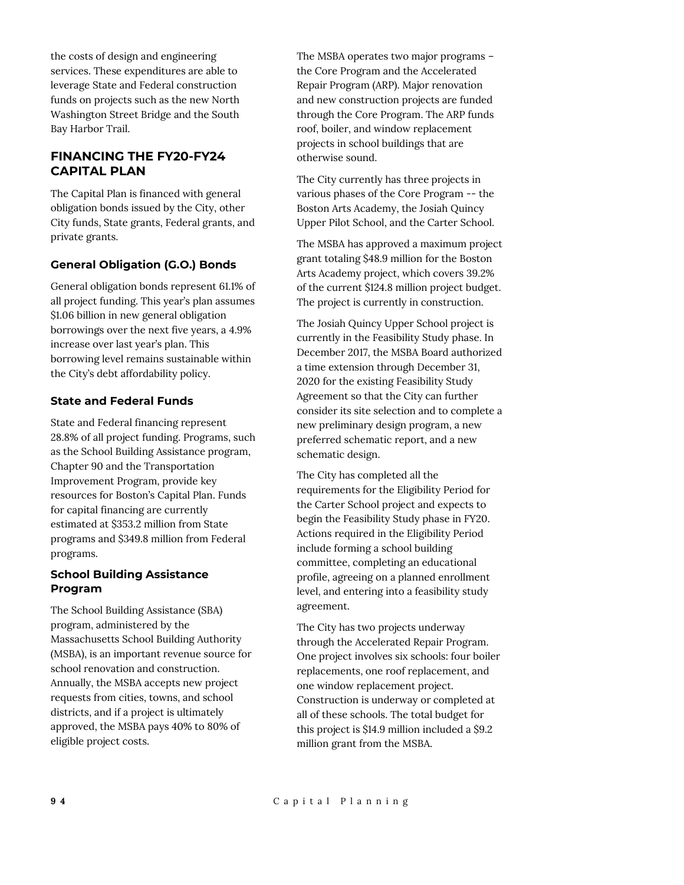the costs of design and engineering services. These expenditures are able to leverage State and Federal construction funds on projects such as the new North Washington Street Bridge and the South Bay Harbor Trail.

## FINANCING THE FY20-FY24 CAPITAL PLAN

The Capital Plan is financed with general obligation bonds issued by the City, other City funds, State grants, Federal grants, and private grants.

### General Obligation (G.O.) Bonds

General obligation bonds represent 61.1% of all project funding. This year's plan assumes $1.06 billion in new general obligation borrowings over the next five years, a 4.9% increase over last year's plan. This borrowing level remains sustainable within the City's debt affordability policy.

### State and Federal Funds

State and Federal financing represent 28.8% of all project funding. Programs, such as the School Building Assistance program, Chapter 90 and the Transportation Improvement Program, provide key resources for Boston's Capital Plan. Funds for capital financing are currently estimated at $353.2 million from State programs and $349.8 million from Federal programs.

### School Building Assistance Program

The School Building Assistance (SBA) program, administered by the Massachusetts School Building Authority (MSBA), is an important revenue source for school renovation and construction. Annually, the MSBA accepts new project requests from cities, towns, and school districts, and if a project is ultimately approved, the MSBA pays 40% to 80% of eligible project costs.

The MSBA operates two major programs – the Core Program and the Accelerated Repair Program (ARP). Major renovation and new construction projects are funded through the Core Program. The ARP funds roof, boiler, and window replacement projects in school buildings that are otherwise sound.

The City currently has three projects in various phases of the Core Program -- the Boston Arts Academy, the Josiah Quincy Upper Pilot School, and the Carter School.

The MSBA has approved a maximum project grant totaling $48.9 million for the Boston Arts Academy project, which covers 39.2% of the current $124.8 million project budget. The project is currently in construction.

The Josiah Quincy Upper School project is currently in the Feasibility Study phase. In December 2017, the MSBA Board authorized a time extension through December 31, 2020 for the existing Feasibility Study Agreement so that the City can further consider its site selection and to complete a new preliminary design program, a new preferred schematic report, and a new schematic design.

The City has completed all the requirements for the Eligibility Period for the Carter School project and expects to begin the Feasibility Study phase in FY20. Actions required in the Eligibility Period include forming a school building committee, completing an educational profile, agreeing on a planned enrollment level, and entering into a feasibility study agreement.

The City has two projects underway through the Accelerated Repair Program. One project involves six schools: four boiler replacements, one roof replacement, and one window replacement project. Construction is underway or completed at all of these schools. The total budget for this project is $14.9 million included a $9.2 million grant from the MSBA.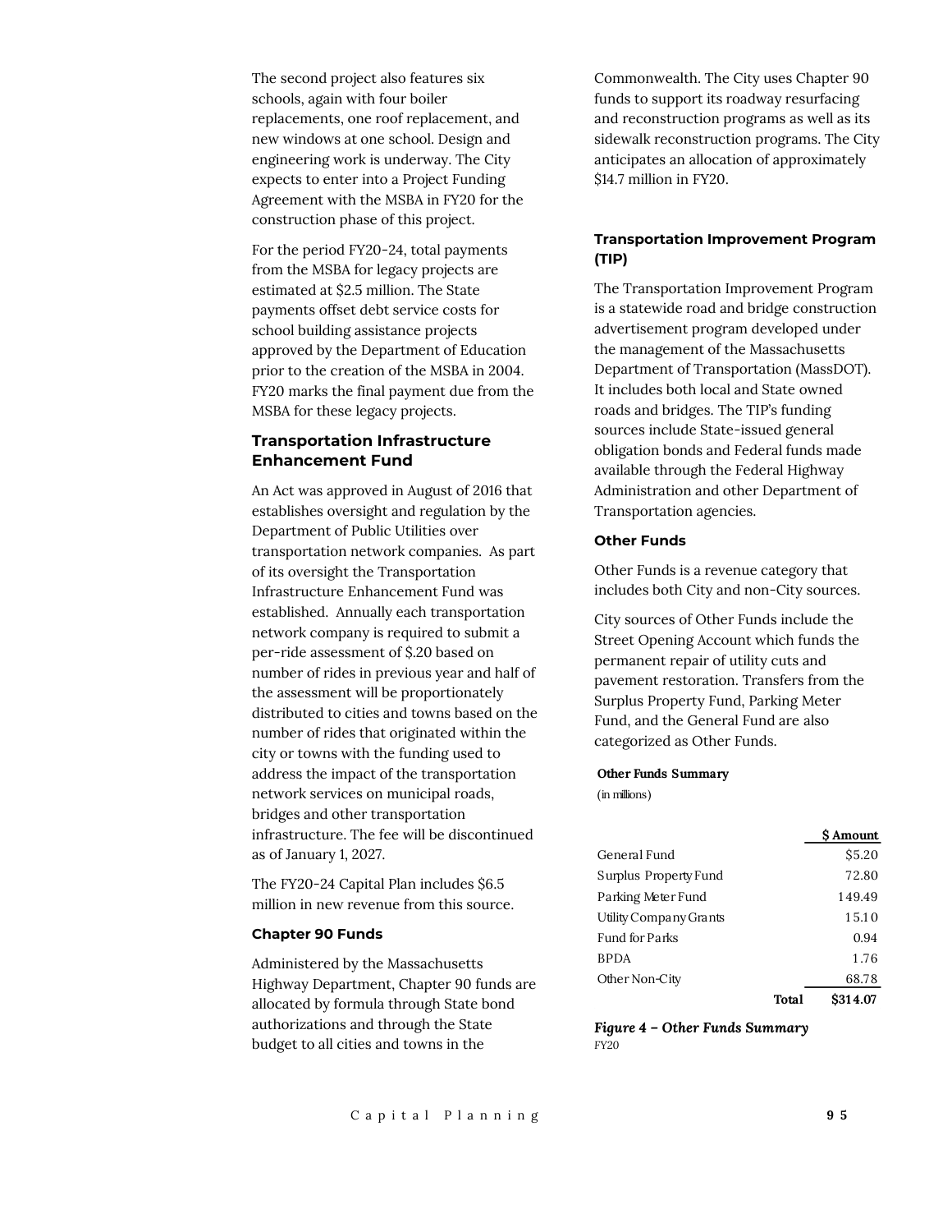The second project also features six schools, again with four boiler replacements, one roof replacement, and new windows at one school. Design and engineering work is underway. The City expects to enter into a Project Funding Agreement with the MSBA in FY20 for the construction phase of this project.

For the period FY20-24, total payments from the MSBA for legacy projects are estimated at $2.5 million. The State payments offset debt service costs for school building assistance projects approved by the Department of Education prior to the creation of the MSBA in 2004. FY20 marks the final payment due from the MSBA for these legacy projects.

### Transportation Infrastructure Enhancement Fund

An Act was approved in August of 2016 that establishes oversight and regulation by the Department of Public Utilities over transportation network companies. As part of its oversight the Transportation Infrastructure Enhancement Fund was established. Annually each transportation network company is required to submit a per-ride assessment of $.20 based on number of rides in previous year and half of the assessment will be proportionately distributed to cities and towns based on the number of rides that originated within the city or towns with the funding used to address the impact of the transportation network services on municipal roads, bridges and other transportation infrastructure. The fee will be discontinued as of January 1, 2027.

The FY20-24 Capital Plan includes $6.5 million in new revenue from this source.

#### Chapter 90 Funds

Administered by the Massachusetts Highway Department, Chapter 90 funds are allocated by formula through State bond authorizations and through the State budget to all cities and towns in the Commonwealth. The City uses Chapter 90 funds to support its roadway resurfacing and reconstruction programs as well as its sidewalk reconstruction programs. The City anticipates an allocation of approximately $14.7 million in FY20.

#### Transportation Improvement Program (TIP)

The Transportation Improvement Program is a statewide road and bridge construction advertisement program developed under the management of the Massachusetts Department of Transportation (MassDOT). It includes both local and State owned roads and bridges. The TIP's funding sources include State-issued general obligation bonds and Federal funds made available through the Federal Highway Administration and other Department of Transportation agencies.

#### Other Funds

Other Funds is a revenue category that includes both City and non-City sources.

City sources of Other Funds include the Street Opening Account which funds the permanent repair of utility cuts and pavement restoration. Transfers from the Surplus Property Fund, Parking Meter Fund, and the General Fund are also categorized as Other Funds.

**Other Funds Summary**
(in millions)

| | $ Amount |
|---|---|
| General Fund | $5.20 |
| Surplus Property Fund | 72.80 |
| Parking Meter Fund | 149.49 |
| Utility Company Grants | 15.10 |
| Fund for Parks | 0.94 |
| BPDA | 1.76 |
| Other Non-City | 68.78 |
| **Total** | **$314.07** |

***Figure 4 – Other Funds Summary***
*FY20*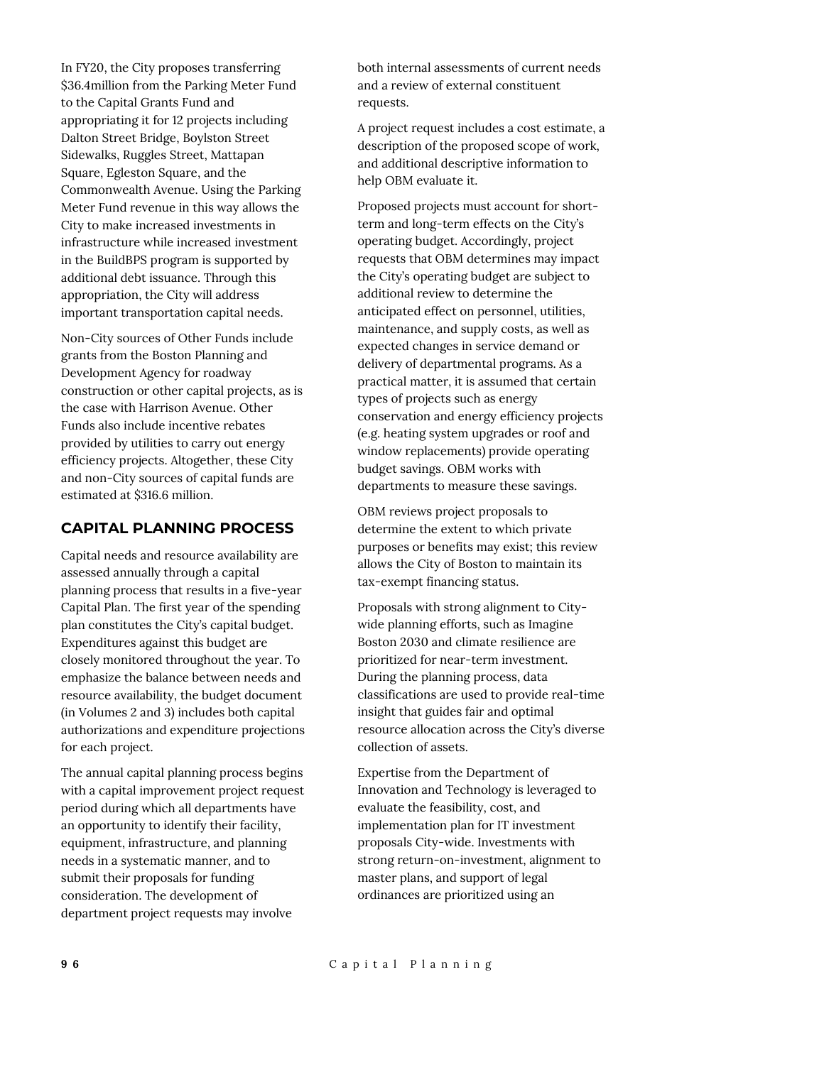In FY20, the City proposes transferring $36.4million from the Parking Meter Fund to the Capital Grants Fund and appropriating it for 12 projects including Dalton Street Bridge, Boylston Street Sidewalks, Ruggles Street, Mattapan Square, Egleston Square, and the Commonwealth Avenue. Using the Parking Meter Fund revenue in this way allows the City to make increased investments in infrastructure while increased investment in the BuildBPS program is supported by additional debt issuance. Through this appropriation, the City will address important transportation capital needs.

Non-City sources of Other Funds include grants from the Boston Planning and Development Agency for roadway construction or other capital projects, as is the case with Harrison Avenue. Other Funds also include incentive rebates provided by utilities to carry out energy efficiency projects. Altogether, these City and non-City sources of capital funds are estimated at $316.6 million.

## CAPITAL PLANNING PROCESS

Capital needs and resource availability are assessed annually through a capital planning process that results in a five-year Capital Plan. The first year of the spending plan constitutes the City's capital budget. Expenditures against this budget are closely monitored throughout the year. To emphasize the balance between needs and resource availability, the budget document (in Volumes 2 and 3) includes both capital authorizations and expenditure projections for each project.

The annual capital planning process begins with a capital improvement project request period during which all departments have an opportunity to identify their facility, equipment, infrastructure, and planning needs in a systematic manner, and to submit their proposals for funding consideration. The development of department project requests may involve both internal assessments of current needs and a review of external constituent requests.

A project request includes a cost estimate, a description of the proposed scope of work, and additional descriptive information to help OBM evaluate it.

Proposed projects must account for short-term and long-term effects on the City's operating budget. Accordingly, project requests that OBM determines may impact the City's operating budget are subject to additional review to determine the anticipated effect on personnel, utilities, maintenance, and supply costs, as well as expected changes in service demand or delivery of departmental programs. As a practical matter, it is assumed that certain types of projects such as energy conservation and energy efficiency projects (e.g. heating system upgrades or roof and window replacements) provide operating budget savings. OBM works with departments to measure these savings.

OBM reviews project proposals to determine the extent to which private purposes or benefits may exist; this review allows the City of Boston to maintain its tax-exempt financing status.

Proposals with strong alignment to City-wide planning efforts, such as Imagine Boston 2030 and climate resilience are prioritized for near-term investment. During the planning process, data classifications are used to provide real-time insight that guides fair and optimal resource allocation across the City's diverse collection of assets.

Expertise from the Department of Innovation and Technology is leveraged to evaluate the feasibility, cost, and implementation plan for IT investment proposals City-wide. Investments with strong return-on-investment, alignment to master plans, and support of legal ordinances are prioritized using an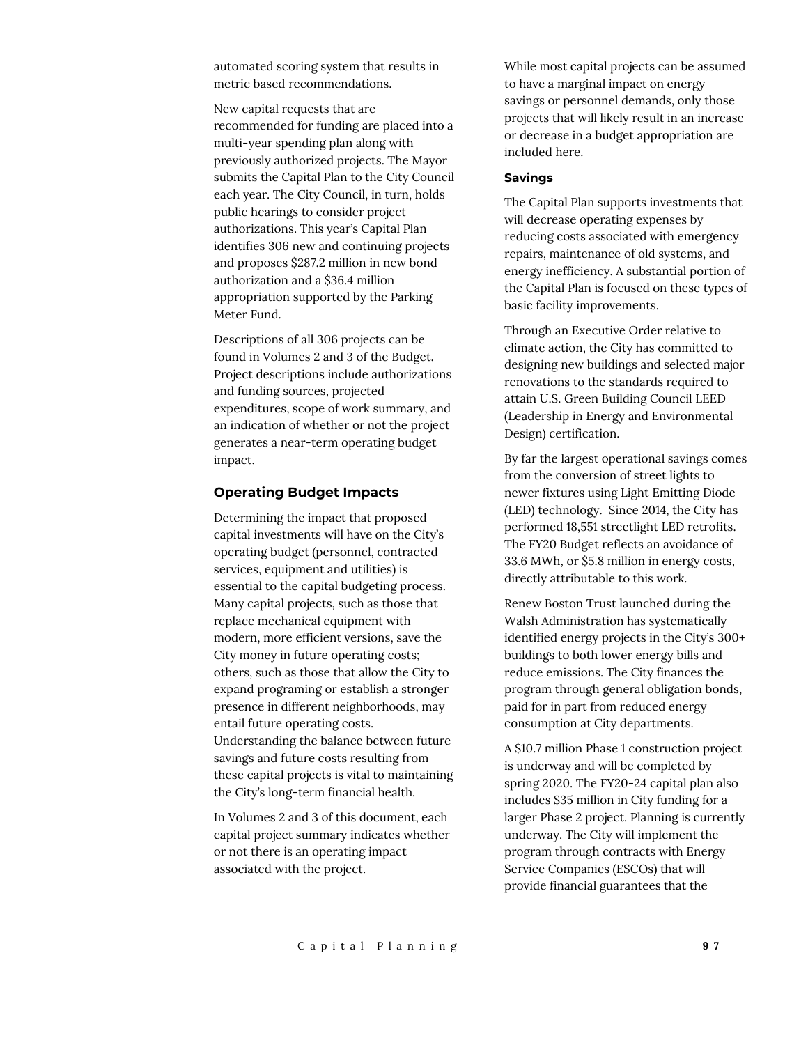automated scoring system that results in metric based recommendations.

New capital requests that are recommended for funding are placed into a multi-year spending plan along with previously authorized projects. The Mayor submits the Capital Plan to the City Council each year. The City Council, in turn, holds public hearings to consider project authorizations. This year's Capital Plan identifies 306 new and continuing projects and proposes $287.2 million in new bond authorization and a $36.4 million appropriation supported by the Parking Meter Fund.

Descriptions of all 306 projects can be found in Volumes 2 and 3 of the Budget. Project descriptions include authorizations and funding sources, projected expenditures, scope of work summary, and an indication of whether or not the project generates a near-term operating budget impact.

## Operating Budget Impacts

Determining the impact that proposed capital investments will have on the City's operating budget (personnel, contracted services, equipment and utilities) is essential to the capital budgeting process. Many capital projects, such as those that replace mechanical equipment with modern, more efficient versions, save the City money in future operating costs; others, such as those that allow the City to expand programing or establish a stronger presence in different neighborhoods, may entail future operating costs. Understanding the balance between future savings and future costs resulting from these capital projects is vital to maintaining the City's long-term financial health.

In Volumes 2 and 3 of this document, each capital project summary indicates whether or not there is an operating impact associated with the project.

While most capital projects can be assumed to have a marginal impact on energy savings or personnel demands, only those projects that will likely result in an increase or decrease in a budget appropriation are included here.

### Savings

The Capital Plan supports investments that will decrease operating expenses by reducing costs associated with emergency repairs, maintenance of old systems, and energy inefficiency. A substantial portion of the Capital Plan is focused on these types of basic facility improvements.

Through an Executive Order relative to climate action, the City has committed to designing new buildings and selected major renovations to the standards required to attain U.S. Green Building Council LEED (Leadership in Energy and Environmental Design) certification.

By far the largest operational savings comes from the conversion of street lights to newer fixtures using Light Emitting Diode (LED) technology. Since 2014, the City has performed 18,551 streetlight LED retrofits. The FY20 Budget reflects an avoidance of 33.6 MWh, or $5.8 million in energy costs, directly attributable to this work.

Renew Boston Trust launched during the Walsh Administration has systematically identified energy projects in the City's 300+ buildings to both lower energy bills and reduce emissions. The City finances the program through general obligation bonds, paid for in part from reduced energy consumption at City departments.

A $10.7 million Phase 1 construction project is underway and will be completed by spring 2020. The FY20-24 capital plan also includes $35 million in City funding for a larger Phase 2 project. Planning is currently underway. The City will implement the program through contracts with Energy Service Companies (ESCOs) that will provide financial guarantees that the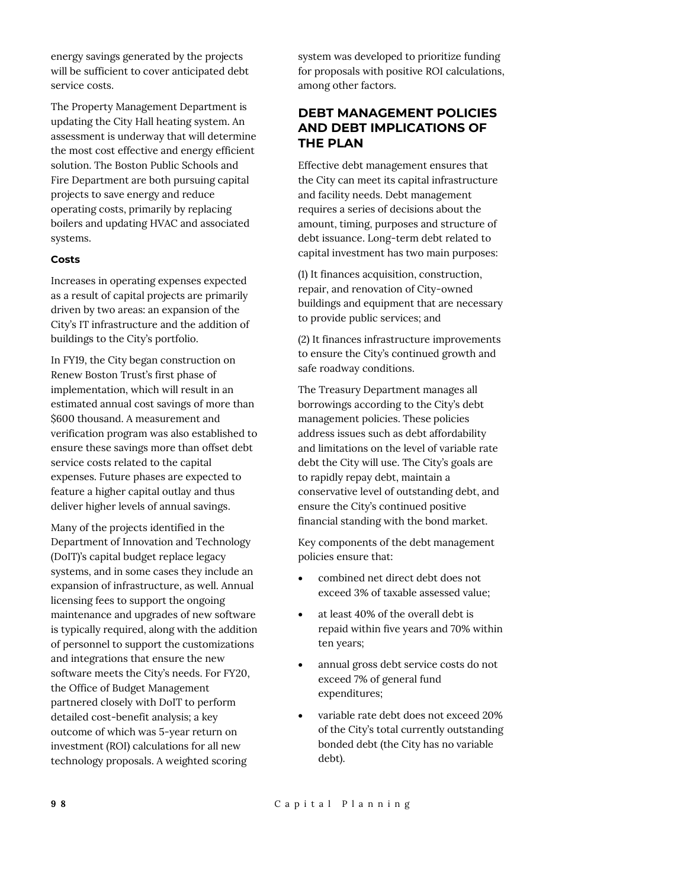energy savings generated by the projects will be sufficient to cover anticipated debt service costs.

The Property Management Department is updating the City Hall heating system. An assessment is underway that will determine the most cost effective and energy efficient solution. The Boston Public Schools and Fire Department are both pursuing capital projects to save energy and reduce operating costs, primarily by replacing boilers and updating HVAC and associated systems.

#### Costs

Increases in operating expenses expected as a result of capital projects are primarily driven by two areas: an expansion of the City's IT infrastructure and the addition of buildings to the City's portfolio.

In FY19, the City began construction on Renew Boston Trust's first phase of implementation, which will result in an estimated annual cost savings of more than $600 thousand. A measurement and verification program was also established to ensure these savings more than offset debt service costs related to the capital expenses. Future phases are expected to feature a higher capital outlay and thus deliver higher levels of annual savings.

Many of the projects identified in the Department of Innovation and Technology (DoIT)'s capital budget replace legacy systems, and in some cases they include an expansion of infrastructure, as well. Annual licensing fees to support the ongoing maintenance and upgrades of new software is typically required, along with the addition of personnel to support the customizations and integrations that ensure the new software meets the City's needs. For FY20, the Office of Budget Management partnered closely with DoIT to perform detailed cost-benefit analysis; a key outcome of which was 5-year return on investment (ROI) calculations for all new technology proposals. A weighted scoring system was developed to prioritize funding for proposals with positive ROI calculations, among other factors.

## DEBT MANAGEMENT POLICIES AND DEBT IMPLICATIONS OF THE PLAN

Effective debt management ensures that the City can meet its capital infrastructure and facility needs. Debt management requires a series of decisions about the amount, timing, purposes and structure of debt issuance. Long-term debt related to capital investment has two main purposes:

(1) It finances acquisition, construction, repair, and renovation of City-owned buildings and equipment that are necessary to provide public services; and

(2) It finances infrastructure improvements to ensure the City's continued growth and safe roadway conditions.

The Treasury Department manages all borrowings according to the City's debt management policies. These policies address issues such as debt affordability and limitations on the level of variable rate debt the City will use. The City's goals are to rapidly repay debt, maintain a conservative level of outstanding debt, and ensure the City's continued positive financial standing with the bond market.

Key components of the debt management policies ensure that:

- combined net direct debt does not exceed 3% of taxable assessed value;
- at least 40% of the overall debt is repaid within five years and 70% within ten years;
- annual gross debt service costs do not exceed 7% of general fund expenditures;
- variable rate debt does not exceed 20% of the City's total currently outstanding bonded debt (the City has no variable debt).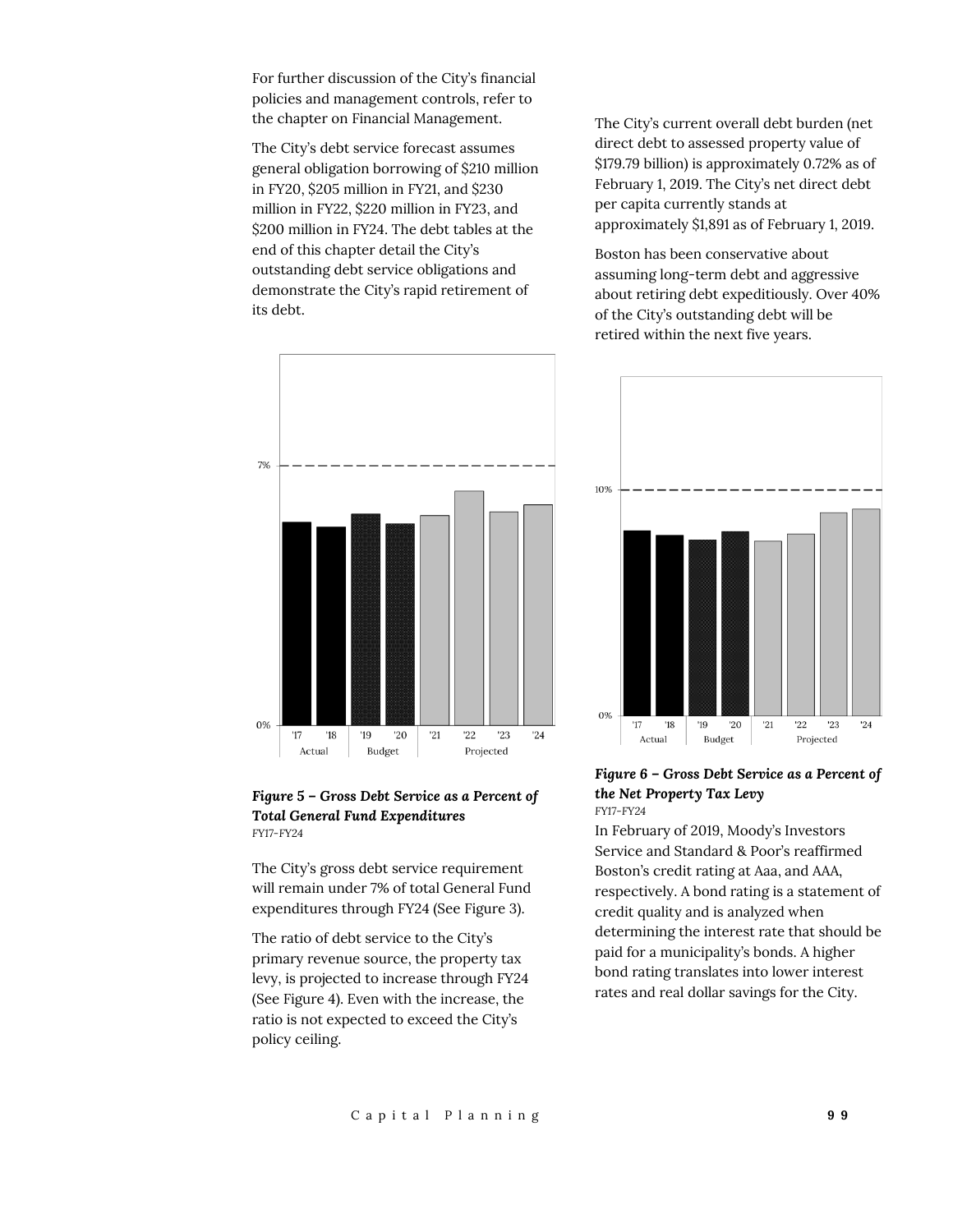For further discussion of the City's financial policies and management controls, refer to the chapter on Financial Management.

The City's debt service forecast assumes general obligation borrowing of $210 million in FY20, $205 million in FY21, and $230 million in FY22, $220 million in FY23, and $200 million in FY24. The debt tables at the end of this chapter detail the City's outstanding debt service obligations and demonstrate the City's rapid retirement of its debt.

***Figure 5 – Gross Debt Service as a Percent of Total General Fund Expenditures***
FY17-FY24

The City's gross debt service requirement will remain under 7% of total General Fund expenditures through FY24 (See Figure 3).

The ratio of debt service to the City's primary revenue source, the property tax levy, is projected to increase through FY24 (See Figure 4). Even with the increase, the ratio is not expected to exceed the City's policy ceiling.

The City's current overall debt burden (net direct debt to assessed property value of $179.79 billion) is approximately 0.72% as of February 1, 2019. The City's net direct debt per capita currently stands at approximately $1,891 as of February 1, 2019.

Boston has been conservative about assuming long-term debt and aggressive about retiring debt expeditiously. Over 40% of the City's outstanding debt will be retired within the next five years.

***Figure 6 – Gross Debt Service as a Percent of the Net Property Tax Levy***
FY17-FY24

In February of 2019, Moody's Investors Service and Standard & Poor's reaffirmed Boston's credit rating at Aaa, and AAA, respectively. A bond rating is a statement of credit quality and is analyzed when determining the interest rate that should be paid for a municipality's bonds. A higher bond rating translates into lower interest rates and real dollar savings for the City.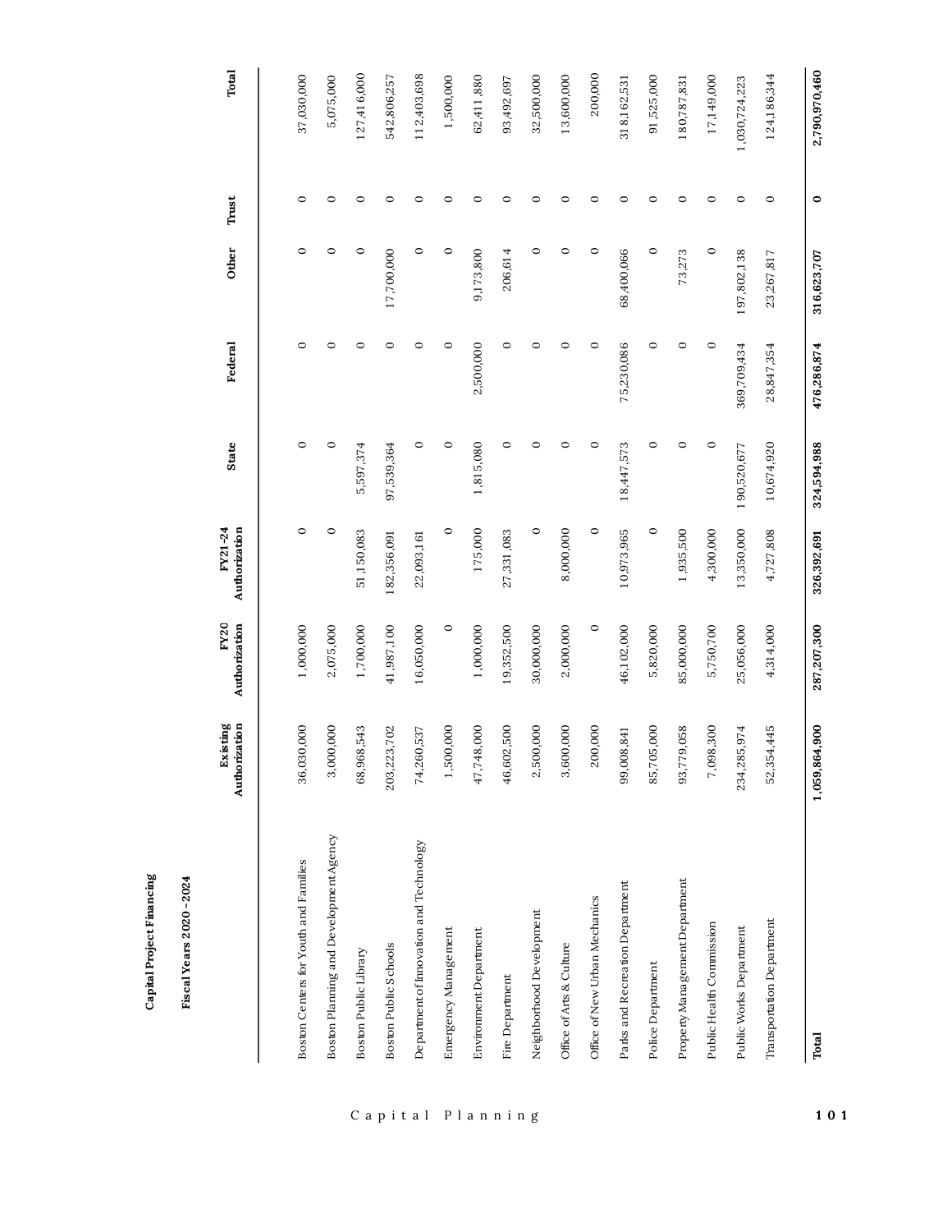**Capital Project Financing**

**Fiscal Years 2020 - 2024**

| | Existing Authorization | FY20 Authorization | FY21-24 Authorization | State | Federal | Other | Trust | Total |
|---|---|---|---|---|---|---|---|---|
| Boston Centers for Youth and Families | 36,030,000 | 1,000,000 | 0 | 0 | 0 | 0 | 0 | 37,030,000 |
| Boston Planning and Development Agency | 3,000,000 | 2,075,000 | 0 | 0 | 0 | 0 | 0 | 5,075,000 |
| Boston Public Library | 68,968,543 | 1,700,000 | 51,150,083 | 5,597,374 | 0 | 0 | 0 | 127,416,000 |
| Boston Public Schools | 203,223,702 | 41,987,100 | 182,356,091 | 97,539,364 | 0 | 17,700,000 | 0 | 542,806,257 |
| Department of Innovation and Technology | 74,260,537 | 16,050,000 | 22,093,161 | 0 | 0 | 0 | 0 | 112,403,698 |
| Emergency Management | 1,500,000 | 0 | 0 | 0 | 0 | 0 | 0 | 1,500,000 |
| Environment Department | 47,748,000 | 1,000,000 | 175,000 | 1,815,080 | 2,500,000 | 9,173,800 | 0 | 62,411,880 |
| Fire Department | 46,602,500 | 19,352,500 | 27,331,083 | 0 | 0 | 206,614 | 0 | 93,492,697 |
| Neighborhood Development | 2,500,000 | 30,000,000 | 0 | 0 | 0 | 0 | 0 | 32,500,000 |
| Office of Arts & Culture | 3,600,000 | 2,000,000 | 8,000,000 | 0 | 0 | 0 | 0 | 13,600,000 |
| Office of New Urban Mechanics | 200,000 | 0 | 0 | 0 | 0 | 0 | 0 | 200,000 |
| Parks and Recreation Department | 99,008,841 | 46,102,000 | 10,973,965 | 18,447,573 | 75,230,086 | 68,400,066 | 0 | 318,162,531 |
| Police Department | 85,705,000 | 5,820,000 | 0 | 0 | 0 | 0 | 0 | 91,525,000 |
| Property Management Department | 93,779,058 | 85,000,000 | 1,935,500 | 0 | 0 | 73,273 | 0 | 180,787,831 |
| Public Health Commission | 7,098,300 | 5,750,700 | 4,300,000 | 0 | 0 | 0 | 0 | 17,149,000 |
| Public Works Department | 234,285,974 | 25,056,000 | 13,350,000 | 190,520,677 | 369,709,434 | 197,802,138 | 0 | 1,030,724,223 |
| Transportation Department | 52,354,445 | 4,314,000 | 4,727,808 | 10,674,920 | 28,847,354 | 23,267,817 | 0 | 124,186,344 |
| **Total** | **1,059,864,900** | **287,207,300** | **326,392,691** | **324,594,988** | **476,286,874** | **316,623,707** | **0** | **2,790,970,460** |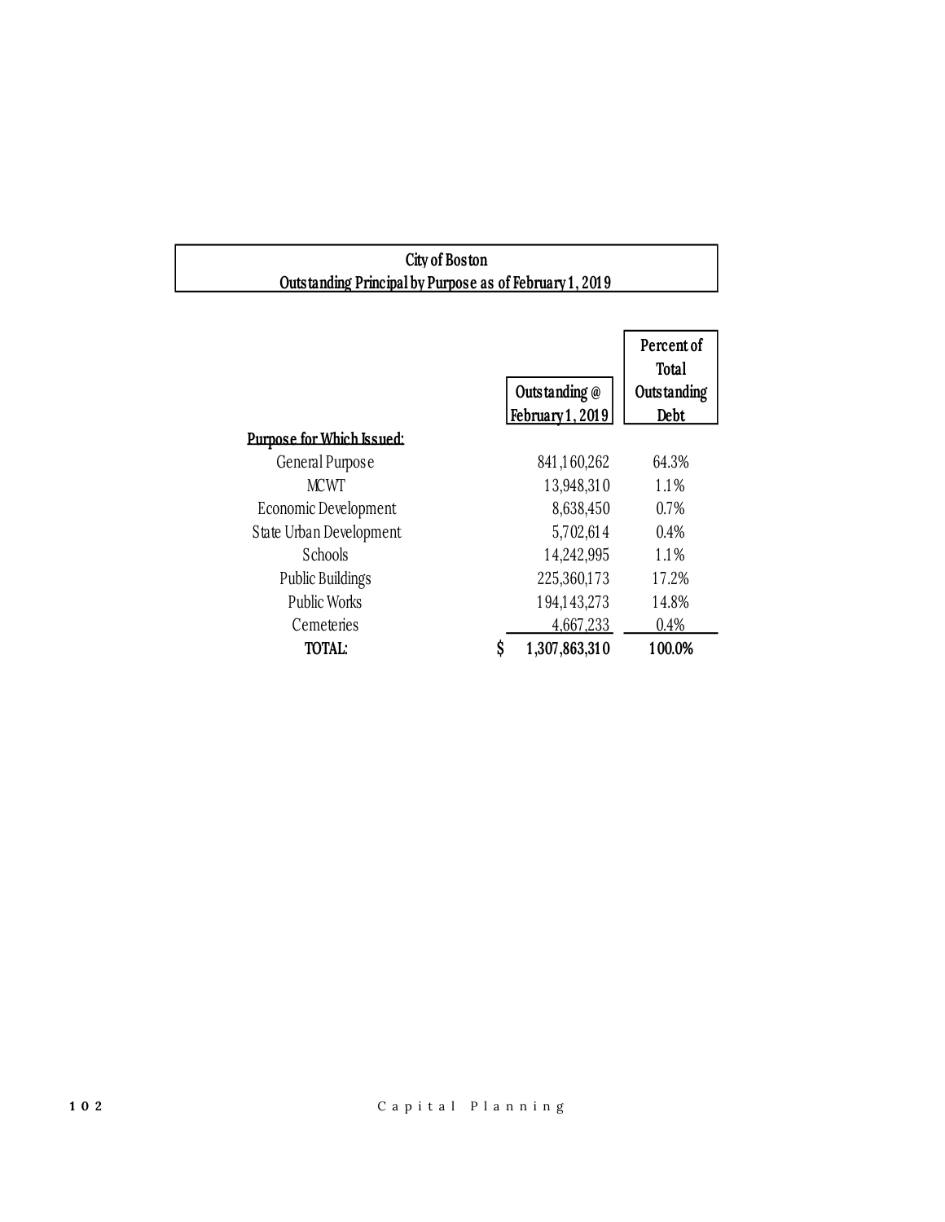## City of Boston
## Outstanding Principal by Purpose as of February 1, 2019

| Purpose for Which Issued: | Outstanding @ February 1, 2019 | Percent of Total Outstanding Debt |
|---|---|---|
| General Purpose | 841,160,262 | 64.3% |
| MCWT | 13,948,310 | 1.1% |
| Economic Development | 8,638,450 | 0.7% |
| State Urban Development | 5,702,614 | 0.4% |
| Schools | 14,242,995 | 1.1% |
| Public Buildings | 225,360,173 | 17.2% |
| Public Works | 194,143,273 | 14.8% |
| Cemeteries | 4,667,233 | 0.4% |
| **TOTAL:** | **$ 1,307,863,310** | **100.0%** |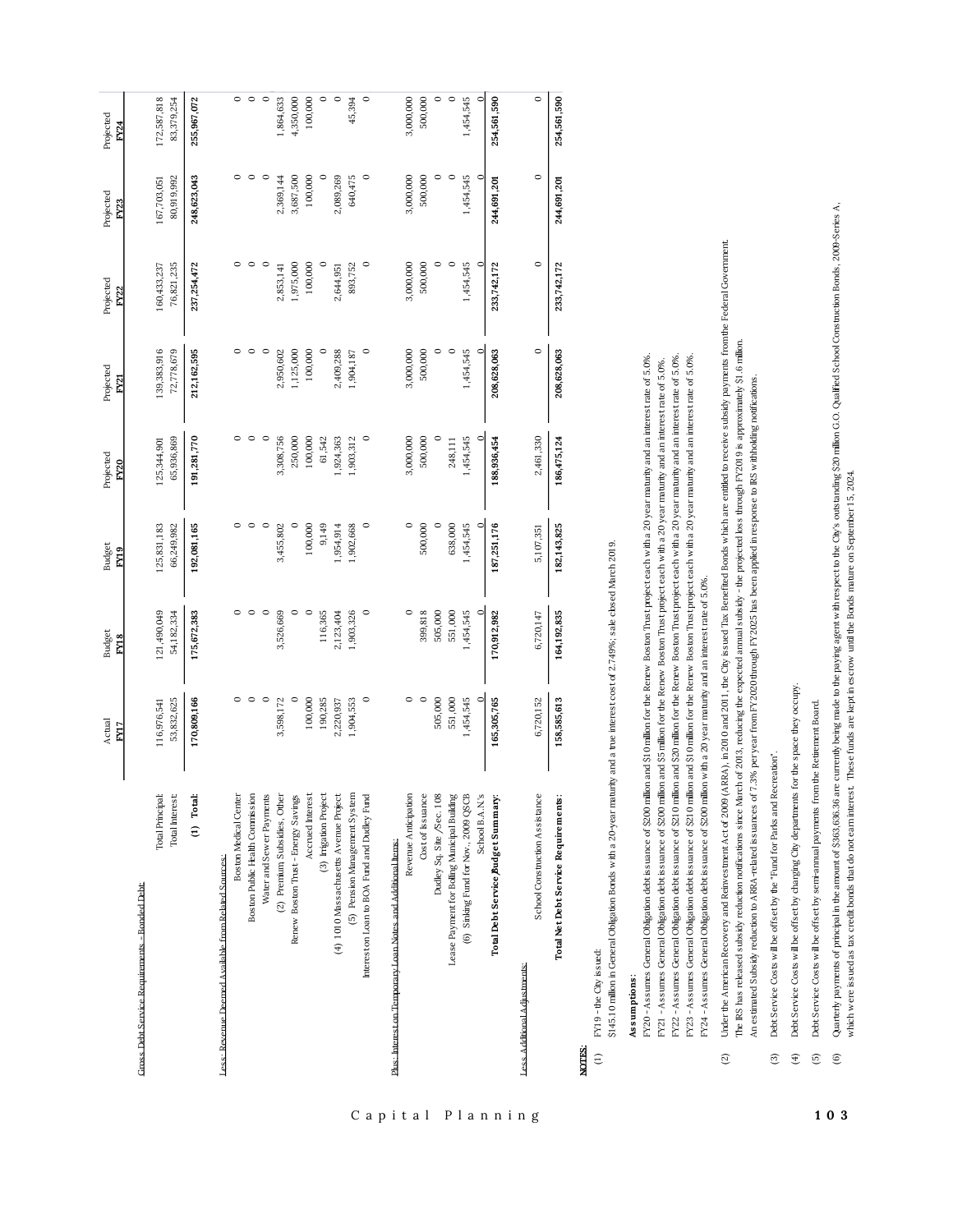| | Actual FY17 | Budget FY18 | Budget FY19 | Projected FY20 | Projected FY21 | Projected FY22 | Projected FY23 | Projected FY24 |
|---|---|---|---|---|---|---|---|---|
| **Gross Debt Service Requirements - Bonded Debt:** | | | | | | | | |
| Total Principal: | 116,976,541 | 121,490,049 | 125,831,183 | 125,344,901 | 139,383,916 | 160,433,237 | 167,703,051 | 172,587,818 |
| Total Interest: | 53,832,625 | 54,182,334 | 66,249,982 | 65,936,869 | 72,778,679 | 76,821,235 | 80,919,992 | 83,379,254 |
| **(1) Total:** | **170,809,166** | **175,672,383** | **192,081,165** | **191,281,770** | **212,162,595** | **237,254,472** | **248,623,043** | **255,967,072** |
| **Less: Revenue Deemed Available from Related Sources:** | | | | | | | | |
| Boston Medical Center | 0 | 0 | 0 | 0 | 0 | 0 | 0 | 0 |
| Boston Public Health Commission | 0 | 0 | 0 | 0 | 0 | 0 | 0 | 0 |
| Water and Sewer Payments | 0 | 0 | 0 | 0 | 0 | 0 | 0 | 0 |
| (2) Premium Subsidies, Other | 3,598,172 | 3,526,669 | 3,455,802 | 3,308,756 | 2,950,602 | 2,853,141 | 2,369,144 | 1,864,633 |
| Renew Boston Trust - Energy Savings | 0 | 0 | 0 | 250,000 | 1,125,000 | 1,975,000 | 3,687,500 | 4,350,000 |
| Accrued Interest | 100,000 | 0 | 100,000 | 100,000 | 100,000 | 100,000 | 100,000 | 100,000 |
| (3) Irrigation Project | 190,285 | 116,365 | 9,149 | 61,542 | 0 | 0 | 0 | 0 |
| (4) 1010 Massachusetts Avenue Project | 2,220,937 | 2,123,404 | 1,954,914 | 1,924,363 | 2,409,288 | 2,644,951 | 2,089,269 | 0 |
| (5) Pension Management System | 1,904,553 | 1,903,326 | 1,902,668 | 1,903,312 | 1,904,187 | 893,752 | 640,475 | 45,394 |
| Interest on Loan to BOA Fund and Dudley Fund | 0 | 0 | 0 | 0 | 0 | 0 | 0 | 0 |
| **Plus: Interest on Temporary Loan Notes and Additional Items:** | | | | | | | | |
| Revenue Anticipation | 0 | 0 | 0 | 3,000,000 | 3,000,000 | 3,000,000 | 3,000,000 | 3,000,000 |
| Cost of Issuance | 0 | 399,818 | 500,000 | 500,000 | 500,000 | 500,000 | 500,000 | 500,000 |
| Dudley Sq. Site /Sec. 108 | 505,000 | 505,000 | 0 | 0 | 0 | 0 | 0 | 0 |
| Lease Payment for Bolling Municipal Building | 551,000 | 551,000 | 638,000 | 248,111 | 0 | 0 | 0 | 0 |
| (6) Sinking Fund for Nov., 2009 QSCB | 1,454,545 | 1,454,545 | 1,454,545 | 1,454,545 | 1,454,545 | 1,454,545 | 1,454,545 | 1,454,545 |
| School B.A.N.'s | 0 | 0 | 0 | 0 | 0 | 0 | 0 | 0 |
| **Total Debt Service Budget Summary:** | **165,305,765** | **170,912,982** | **187,251,176** | **188,936,454** | **208,628,063** | **233,742,172** | **244,691,201** | **254,561,590** |
| **Less Additional Adjustments:** | | | | | | | | |
| School Construction Assistance | 6,720,152 | 6,720,147 | 5,107,351 | 2,461,330 | 0 | 0 | 0 | 0 |
| **Total Net Debt Service Requirements:** | **158,585,613** | **164,192,835** | **182,143,825** | **186,475,124** | **208,628,063** | **233,742,172** | **244,691,201** | **254,561,590** |

**NOTES:**

(1) FY19 - the City issued:

$145.10 million in General Obligation Bonds with a 20-year maturity and a true interest cost of 2.749%; sale closed March 2019.

**Assumptions:**

FY20 - Assumes General Obligation debt issuance of $200 million and $10 million for the Renew Boston Trust project each with a 20 year maturity and an interest rate of 5.0%.

FY21 - Assumes General Obligation debt issuance of $200 million and $5 million for the Renew Boston Trust project each with a 20 year maturity and an interest rate of 5.0%.

FY22 - Assumes General Obligation debt issuance of $210 million and $20 million for the Renew Boston Trust project each with a 20 year maturity and an interest rate of 5.0%.

FY23 - Assumes General Obligation debt issuance of $210 million and $10 million for the Renew Boston Trust project each with a 20 year maturity and an interest rate of 5.0%.

FY24 - Assumes General Obligation debt issuance of $200 million with a 20 year maturity and an interest rate of 5.0%.

(2) Under the American Recovery and Reinvestment Act of 2009 (ARRA), in 2010 and 2011, the City issued Tax Benefited Bonds which are entitled to receive subsidy payments from the Federal Government. The IRS has released subsidy reduction notifications since March of 2013, reducing the expected annual subsidy - the projected loss through FY2019 is approximately $1.6 million. An estimated Subsidy reduction to ARRA-related issuances of 7.3% per year from FY2020 through FY2025 has been applied in response to IRS withholding notifications.

(3) Debt Service Costs will be offset by the "Fund for Parks and Recreation".

(4) Debt Service Costs will be offset by charging City departments for the space they occupy.

(5) Debt Service Costs will be offset by semi-annual payments from the Retirement Board.

(6) Quarterly payments of principal in the amount of $363,636.36 are currently being made to the paying agent with respect to the City's outstanding $20 million G.O. Qualified School Construction Bonds, 2009-Series A, which were issued as tax credit bonds that do not earn interest. These funds are kept in escrow until the Bonds mature on September 15, 2024.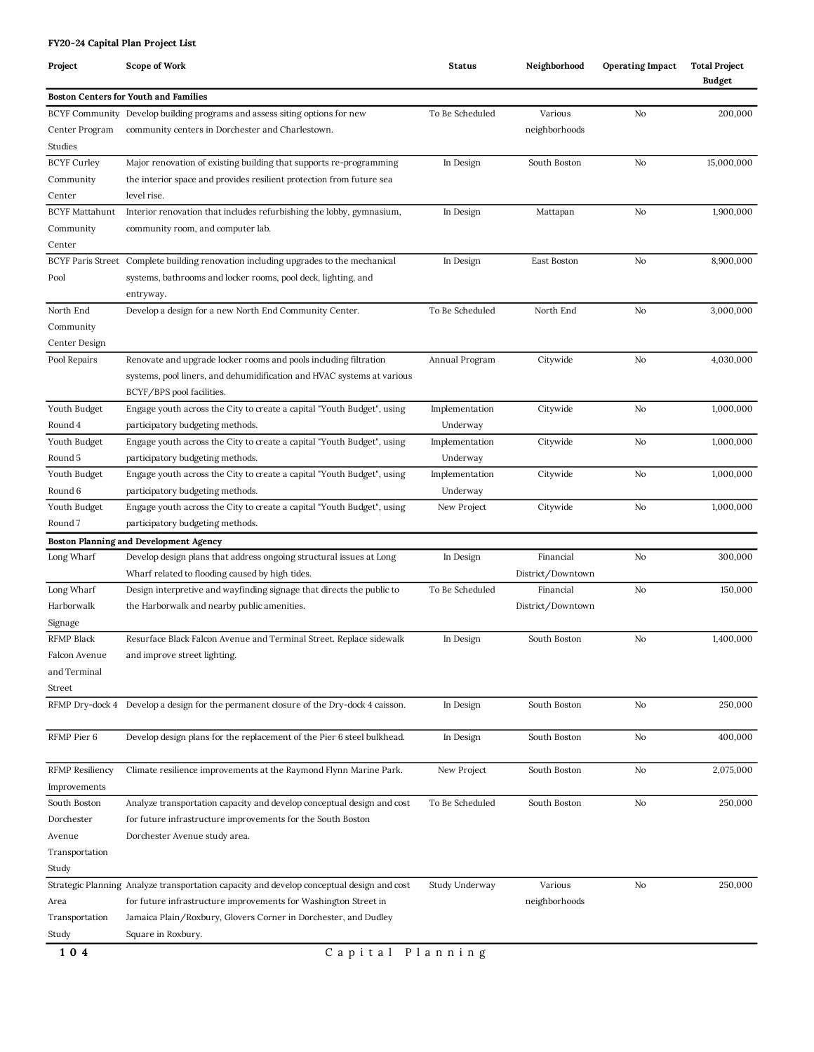**FY20-24 Capital Plan Project List**

| Project | Scope of Work | Status | Neighborhood | Operating Impact | Total Project Budget |
|---|---|---|---|---|---|
| **Boston Centers for Youth and Families** | | | | | |
| BCYF Community Center Program Studies | Develop building programs and assess siting options for new community centers in Dorchester and Charlestown. | To Be Scheduled | Various neighborhoods | No | 200,000 |
| BCYF Curley Community Center | Major renovation of existing building that supports re-programming the interior space and provides resilient protection from future sea level rise. | In Design | South Boston | No | 15,000,000 |
| BCYF Mattahunt Community Center | Interior renovation that includes refurbishing the lobby, gymnasium, community room, and computer lab. | In Design | Mattapan | No | 1,900,000 |
| BCYF Paris Street Pool | Complete building renovation including upgrades to the mechanical systems, bathrooms and locker rooms, pool deck, lighting, and entryway. | In Design | East Boston | No | 8,900,000 |
| North End Community Center Design | Develop a design for a new North End Community Center. | To Be Scheduled | North End | No | 3,000,000 |
| Pool Repairs | Renovate and upgrade locker rooms and pools including filtration systems, pool liners, and dehumidification and HVAC systems at various BCYF/BPS pool facilities. | Annual Program | Citywide | No | 4,030,000 |
| Youth Budget Round 4 | Engage youth across the City to create a capital "Youth Budget", using participatory budgeting methods. | Implementation Underway | Citywide | No | 1,000,000 |
| Youth Budget Round 5 | Engage youth across the City to create a capital "Youth Budget", using participatory budgeting methods. | Implementation Underway | Citywide | No | 1,000,000 |
| Youth Budget Round 6 | Engage youth across the City to create a capital "Youth Budget", using participatory budgeting methods. | Implementation Underway | Citywide | No | 1,000,000 |
| Youth Budget Round 7 | Engage youth across the City to create a capital "Youth Budget", using participatory budgeting methods. | New Project | Citywide | No | 1,000,000 |
| **Boston Planning and Development Agency** | | | | | |
| Long Wharf | Develop design plans that address ongoing structural issues at Long Wharf related to flooding caused by high tides. | In Design | Financial District/Downtown | No | 300,000 |
| Long Wharf Harborwalk Signage | Design interpretive and wayfinding signage that directs the public to the Harborwalk and nearby public amenities. | To Be Scheduled | Financial District/Downtown | No | 150,000 |
| RFMP Black Falcon Avenue and Terminal Street | Resurface Black Falcon Avenue and Terminal Street. Replace sidewalk and improve street lighting. | In Design | South Boston | No | 1,400,000 |
| RFMP Dry-dock 4 | Develop a design for the permanent closure of the Dry-dock 4 caisson. | In Design | South Boston | No | 250,000 |
| RFMP Pier 6 | Develop design plans for the replacement of the Pier 6 steel bulkhead. | In Design | South Boston | No | 400,000 |
| RFMP Resiliency Improvements | Climate resilience improvements at the Raymond Flynn Marine Park. | New Project | South Boston | No | 2,075,000 |
| South Boston Dorchester Avenue Transportation Study | Analyze transportation capacity and develop conceptual design and cost for future infrastructure improvements for the South Boston Dorchester Avenue study area. | To Be Scheduled | South Boston | No | 250,000 |
| Strategic Planning Area Transportation Study | Analyze transportation capacity and develop conceptual design and cost for future infrastructure improvements for Washington Street in Jamaica Plain/Roxbury, Glovers Corner in Dorchester, and Dudley Square in Roxbury. | Study Underway | Various neighborhoods | No | 250,000 |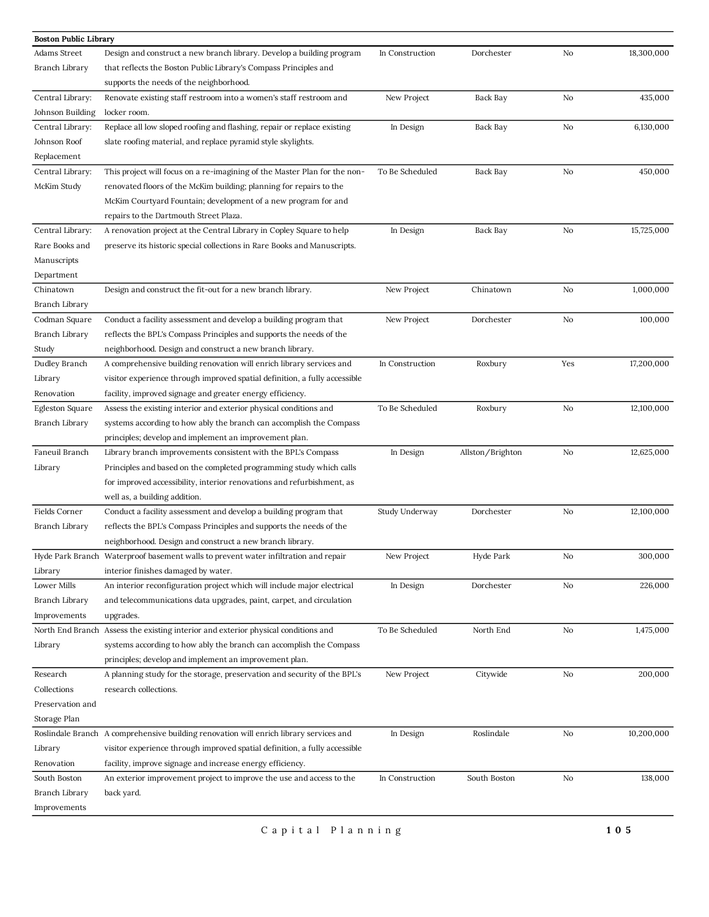| Boston Public Library | | | | | |
|---|---|---|---|---|---|
| Adams Street Branch Library | Design and construct a new branch library. Develop a building program that reflects the Boston Public Library's Compass Principles and supports the needs of the neighborhood. | In Construction | Dorchester | No | 18,300,000 |
| Central Library: Johnson Building | Renovate existing staff restroom into a women's staff restroom and locker room. | New Project | Back Bay | No | 435,000 |
| Central Library: Johnson Roof Replacement | Replace all low sloped roofing and flashing, repair or replace existing slate roofing material, and replace pyramid style skylights. | In Design | Back Bay | No | 6,130,000 |
| Central Library: McKim Study | This project will focus on a re-imagining of the Master Plan for the non-renovated floors of the McKim building; planning for repairs to the McKim Courtyard Fountain; development of a new program for and repairs to the Dartmouth Street Plaza. | To Be Scheduled | Back Bay | No | 450,000 |
| Central Library: Rare Books and Manuscripts Department | A renovation project at the Central Library in Copley Square to help preserve its historic special collections in Rare Books and Manuscripts. | In Design | Back Bay | No | 15,725,000 |
| Chinatown Branch Library | Design and construct the fit-out for a new branch library. | New Project | Chinatown | No | 1,000,000 |
| Codman Square Branch Library Study | Conduct a facility assessment and develop a building program that reflects the BPL's Compass Principles and supports the needs of the neighborhood. Design and construct a new branch library. | New Project | Dorchester | No | 100,000 |
| Dudley Branch Library Renovation | A comprehensive building renovation will enrich library services and visitor experience through improved spatial definition, a fully accessible facility, improved signage and greater energy efficiency. | In Construction | Roxbury | Yes | 17,200,000 |
| Egleston Square Branch Library | Assess the existing interior and exterior physical conditions and systems according to how ably the branch can accomplish the Compass principles; develop and implement an improvement plan. | To Be Scheduled | Roxbury | No | 12,100,000 |
| Faneuil Branch Library | Library branch improvements consistent with the BPL's Compass Principles and based on the completed programming study which calls for improved accessibility, interior renovations and refurbishment, as well as, a building addition. | In Design | Allston/Brighton | No | 12,625,000 |
| Fields Corner Branch Library | Conduct a facility assessment and develop a building program that reflects the BPL's Compass Principles and supports the needs of the neighborhood. Design and construct a new branch library. | Study Underway | Dorchester | No | 12,100,000 |
| Hyde Park Branch Library | Waterproof basement walls to prevent water infiltration and repair interior finishes damaged by water. | New Project | Hyde Park | No | 300,000 |
| Lower Mills Branch Library Improvements | An interior reconfiguration project which will include major electrical and telecommunications data upgrades, paint, carpet, and circulation upgrades. | In Design | Dorchester | No | 226,000 |
| North End Branch Library | Assess the existing interior and exterior physical conditions and systems according to how ably the branch can accomplish the Compass principles; develop and implement an improvement plan. | To Be Scheduled | North End | No | 1,475,000 |
| Research Collections Preservation and Storage Plan | A planning study for the storage, preservation and security of the BPL's research collections. | New Project | Citywide | No | 200,000 |
| Roslindale Branch Library Renovation | A comprehensive building renovation will enrich library services and visitor experience through improved spatial definition, a fully accessible facility, improve signage and increase energy efficiency. | In Design | Roslindale | No | 10,200,000 |
| South Boston Branch Library Improvements | An exterior improvement project to improve the use and access to the back yard. | In Construction | South Boston | No | 138,000 |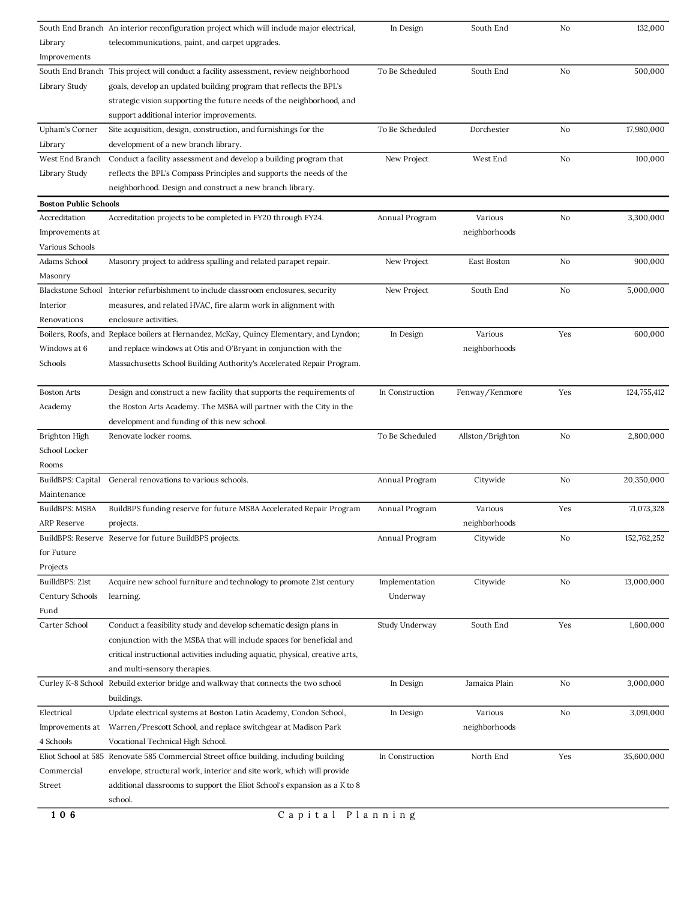| | | | | | |
|---|---|---|---|---|---|
| South End Branch Library Improvements | An interior reconfiguration project which will include major electrical, telecommunications, paint, and carpet upgrades. | In Design | South End | No | 132,000 |
| South End Branch Library Study | This project will conduct a facility assessment, review neighborhood goals, develop an updated building program that reflects the BPL's strategic vision supporting the future needs of the neighborhood, and support additional interior improvements. | To Be Scheduled | South End | No | 500,000 |
| Upham's Corner Library | Site acquisition, design, construction, and furnishings for the development of a new branch library. | To Be Scheduled | Dorchester | No | 17,980,000 |
| West End Branch Library Study | Conduct a facility assessment and develop a building program that reflects the BPL's Compass Principles and supports the needs of the neighborhood. Design and construct a new branch library. | New Project | West End | No | 100,000 |
| **Boston Public Schools** | | | | | |
| Accreditation Improvements at Various Schools | Accreditation projects to be completed in FY20 through FY24. | Annual Program | Various neighborhoods | No | 3,300,000 |
| Adams School Masonry | Masonry project to address spalling and related parapet repair. | New Project | East Boston | No | 900,000 |
| Blackstone School Interior Renovations | Interior refurbishment to include classroom enclosures, security measures, and related HVAC, fire alarm work in alignment with enclosure activities. | New Project | South End | No | 5,000,000 |
| Boilers, Roofs, and Windows at 6 Schools | Replace boilers at Hernandez, McKay, Quincy Elementary, and Lyndon; and replace windows at Otis and O'Bryant in conjunction with the Massachusetts School Building Authority's Accelerated Repair Program. | In Design | Various neighborhoods | Yes | 600,000 |
| Boston Arts Academy | Design and construct a new facility that supports the requirements of the Boston Arts Academy. The MSBA will partner with the City in the development and funding of this new school. | In Construction | Fenway/Kenmore | Yes | 124,755,412 |
| Brighton High School Locker Rooms | Renovate locker rooms. | To Be Scheduled | Allston/Brighton | No | 2,800,000 |
| BuildBPS: Capital Maintenance | General renovations to various schools. | Annual Program | Citywide | No | 20,350,000 |
| BuildBPS: MSBA ARP Reserve | BuildBPS funding reserve for future MSBA Accelerated Repair Program projects. | Annual Program | Various neighborhoods | Yes | 71,073,328 |
| BuildBPS: Reserve for Future Projects | Reserve for future BuildBPS projects. | Annual Program | Citywide | No | 152,762,252 |
| BuilldBPS: 21st Century Schools Fund | Acquire new school furniture and technology to promote 21st century learning. | Implementation Underway | Citywide | No | 13,000,000 |
| Carter School | Conduct a feasibility study and develop schematic design plans in conjunction with the MSBA that will include spaces for beneficial and critical instructional activities including aquatic, physical, creative arts, and multi-sensory therapies. | Study Underway | South End | Yes | 1,600,000 |
| Curley K-8 School | Rebuild exterior bridge and walkway that connects the two school buildings. | In Design | Jamaica Plain | No | 3,000,000 |
| Electrical Improvements at 4 Schools | Update electrical systems at Boston Latin Academy, Condon School, Warren/Prescott School, and replace switchgear at Madison Park Vocational Technical High School. | In Design | Various neighborhoods | No | 3,091,000 |
| Eliot School at 585 Commercial Street | Renovate 585 Commercial Street office building, including building envelope, structural work, interior and site work, which will provide additional classrooms to support the Eliot School's expansion as a K to 8 school. | In Construction | North End | Yes | 35,600,000 |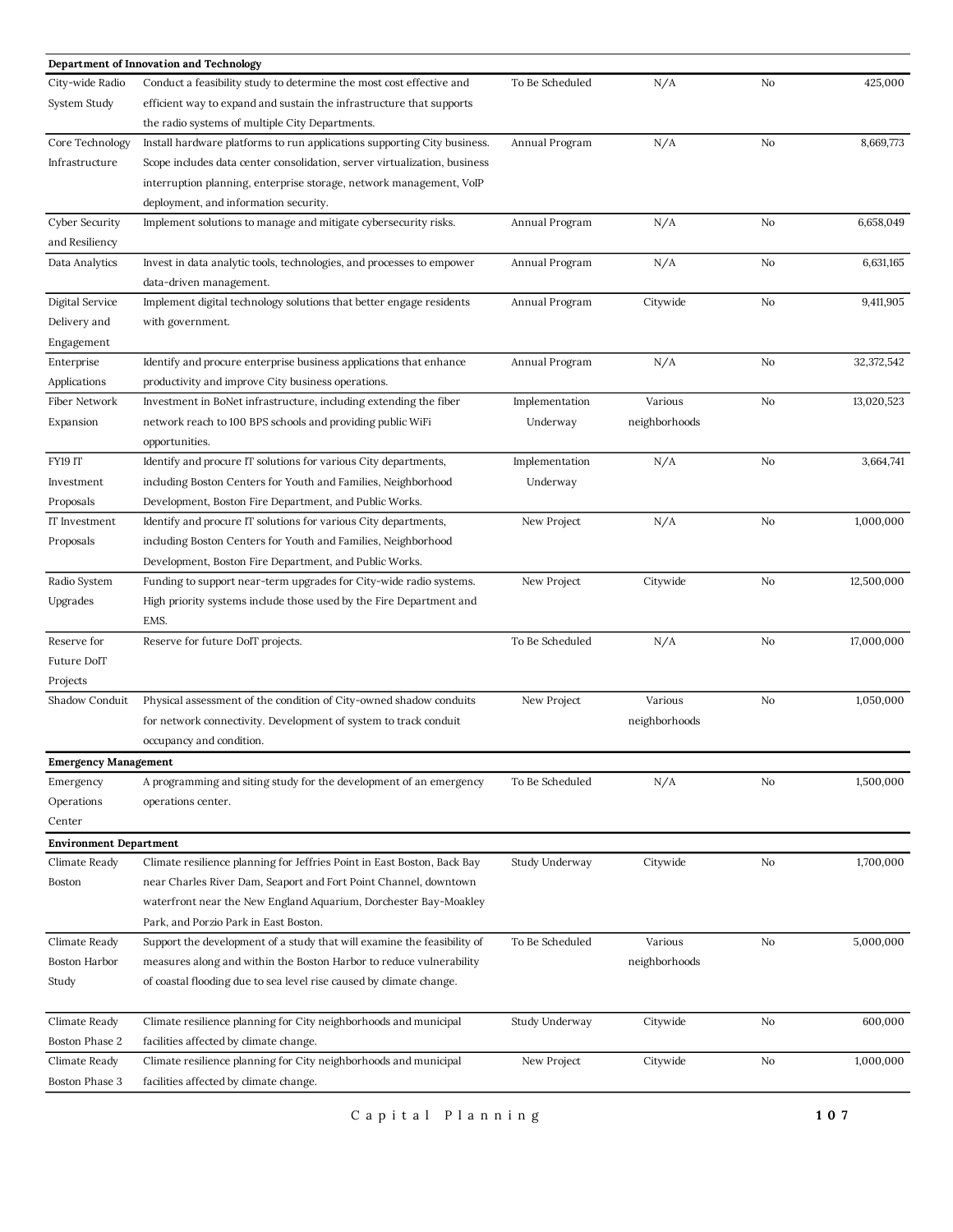| | | | | | |
|---|---|---|---|---|---|
| **Department of Innovation and Technology** | | | | | |
| City-wide Radio System Study | Conduct a feasibility study to determine the most cost effective and efficient way to expand and sustain the infrastructure that supports the radio systems of multiple City Departments. | To Be Scheduled | N/A | No | 425,000 |
| Core Technology Infrastructure | Install hardware platforms to run applications supporting City business. Scope includes data center consolidation, server virtualization, business interruption planning, enterprise storage, network management, VoIP deployment, and information security. | Annual Program | N/A | No | 8,669,773 |
| Cyber Security and Resiliency | Implement solutions to manage and mitigate cybersecurity risks. | Annual Program | N/A | No | 6,658,049 |
| Data Analytics | Invest in data analytic tools, technologies, and processes to empower data-driven management. | Annual Program | N/A | No | 6,631,165 |
| Digital Service Delivery and Engagement | Implement digital technology solutions that better engage residents with government. | Annual Program | Citywide | No | 9,411,905 |
| Enterprise Applications | Identify and procure enterprise business applications that enhance productivity and improve City business operations. | Annual Program | N/A | No | 32,372,542 |
| Fiber Network Expansion | Investment in BoNet infrastructure, including extending the fiber network reach to 100 BPS schools and providing public WiFi opportunities. | Implementation Underway | Various neighborhoods | No | 13,020,523 |
| FY19 IT Investment Proposals | Identify and procure IT solutions for various City departments, including Boston Centers for Youth and Families, Neighborhood Development, Boston Fire Department, and Public Works. | Implementation Underway | N/A | No | 3,664,741 |
| IT Investment Proposals | Identify and procure IT solutions for various City departments, including Boston Centers for Youth and Families, Neighborhood Development, Boston Fire Department, and Public Works. | New Project | N/A | No | 1,000,000 |
| Radio System Upgrades | Funding to support near-term upgrades for City-wide radio systems. High priority systems include those used by the Fire Department and EMS. | New Project | Citywide | No | 12,500,000 |
| Reserve for Future DoIT Projects | Reserve for future DoIT projects. | To Be Scheduled | N/A | No | 17,000,000 |
| Shadow Conduit | Physical assessment of the condition of City-owned shadow conduits for network connectivity. Development of system to track conduit occupancy and condition. | New Project | Various neighborhoods | No | 1,050,000 |
| **Emergency Management** | | | | | |
| Emergency Operations Center | A programming and siting study for the development of an emergency operations center. | To Be Scheduled | N/A | No | 1,500,000 |
| **Environment Department** | | | | | |
| Climate Ready Boston | Climate resilience planning for Jeffries Point in East Boston, Back Bay near Charles River Dam, Seaport and Fort Point Channel, downtown waterfront near the New England Aquarium, Dorchester Bay-Moakley Park, and Porzio Park in East Boston. | Study Underway | Citywide | No | 1,700,000 |
| Climate Ready Boston Harbor Study | Support the development of a study that will examine the feasibility of measures along and within the Boston Harbor to reduce vulnerability of coastal flooding due to sea level rise caused by climate change. | To Be Scheduled | Various neighborhoods | No | 5,000,000 |
| Climate Ready Boston Phase 2 | Climate resilience planning for City neighborhoods and municipal facilities affected by climate change. | Study Underway | Citywide | No | 600,000 |
| Climate Ready Boston Phase 3 | Climate resilience planning for City neighborhoods and municipal facilities affected by climate change. | New Project | Citywide | No | 1,000,000 |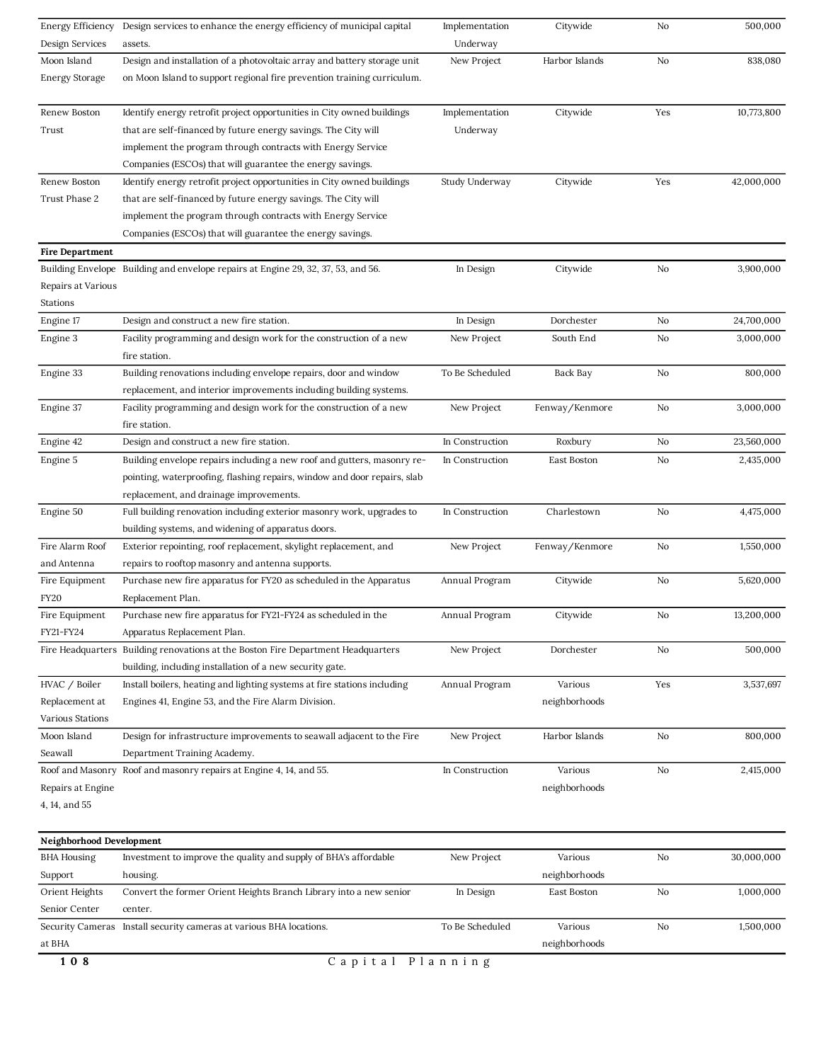| | | | | | |
|---|---|---|---|---|---|
| Energy Efficiency Design Services | Design services to enhance the energy efficiency of municipal capital assets. | Implementation Underway | Citywide | No | 500,000 |
| Moon Island Energy Storage | Design and installation of a photovoltaic array and battery storage unit on Moon Island to support regional fire prevention training curriculum. | New Project | Harbor Islands | No | 838,080 |
| Renew Boston Trust | Identify energy retrofit project opportunities in City owned buildings that are self-financed by future energy savings. The City will implement the program through contracts with Energy Service Companies (ESCOs) that will guarantee the energy savings. | Implementation Underway | Citywide | Yes | 10,773,800 |
| Renew Boston Trust Phase 2 | Identify energy retrofit project opportunities in City owned buildings that are self-financed by future energy savings. The City will implement the program through contracts with Energy Service Companies (ESCOs) that will guarantee the energy savings. | Study Underway | Citywide | Yes | 42,000,000 |
| **Fire Department** | | | | | |
| Building Envelope Repairs at Various Stations | Building and envelope repairs at Engine 29, 32, 37, 53, and 56. | In Design | Citywide | No | 3,900,000 |
| Engine 17 | Design and construct a new fire station. | In Design | Dorchester | No | 24,700,000 |
| Engine 3 | Facility programming and design work for the construction of a new fire station. | New Project | South End | No | 3,000,000 |
| Engine 33 | Building renovations including envelope repairs, door and window replacement, and interior improvements including building systems. | To Be Scheduled | Back Bay | No | 800,000 |
| Engine 37 | Facility programming and design work for the construction of a new fire station. | New Project | Fenway/Kenmore | No | 3,000,000 |
| Engine 42 | Design and construct a new fire station. | In Construction | Roxbury | No | 23,560,000 |
| Engine 5 | Building envelope repairs including a new roof and gutters, masonry re-pointing, waterproofing, flashing repairs, window and door repairs, slab replacement, and drainage improvements. | In Construction | East Boston | No | 2,435,000 |
| Engine 50 | Full building renovation including exterior masonry work, upgrades to building systems, and widening of apparatus doors. | In Construction | Charlestown | No | 4,475,000 |
| Fire Alarm Roof and Antenna | Exterior repointing, roof replacement, skylight replacement, and repairs to rooftop masonry and antenna supports. | New Project | Fenway/Kenmore | No | 1,550,000 |
| Fire Equipment FY20 | Purchase new fire apparatus for FY20 as scheduled in the Apparatus Replacement Plan. | Annual Program | Citywide | No | 5,620,000 |
| Fire Equipment FY21-FY24 | Purchase new fire apparatus for FY21-FY24 as scheduled in the Apparatus Replacement Plan. | Annual Program | Citywide | No | 13,200,000 |
| Fire Headquarters | Building renovations at the Boston Fire Department Headquarters building, including installation of a new security gate. | New Project | Dorchester | No | 500,000 |
| HVAC / Boiler Replacement at Various Stations | Install boilers, heating and lighting systems at fire stations including Engines 41, Engine 53, and the Fire Alarm Division. | Annual Program | Various neighborhoods | Yes | 3,537,697 |
| Moon Island Seawall | Design for infrastructure improvements to seawall adjacent to the Fire Department Training Academy. | New Project | Harbor Islands | No | 800,000 |
| Roof and Masonry Repairs at Engine 4, 14, and 55 | Roof and masonry repairs at Engine 4, 14, and 55. | In Construction | Various neighborhoods | No | 2,415,000 |
| **Neighborhood Development** | | | | | |
| BHA Housing Support | Investment to improve the quality and supply of BHA's affordable housing. | New Project | Various neighborhoods | No | 30,000,000 |
| Orient Heights Senior Center | Convert the former Orient Heights Branch Library into a new senior center. | In Design | East Boston | No | 1,000,000 |
| Security Cameras at BHA | Install security cameras at various BHA locations. | To Be Scheduled | Various neighborhoods | No | 1,500,000 |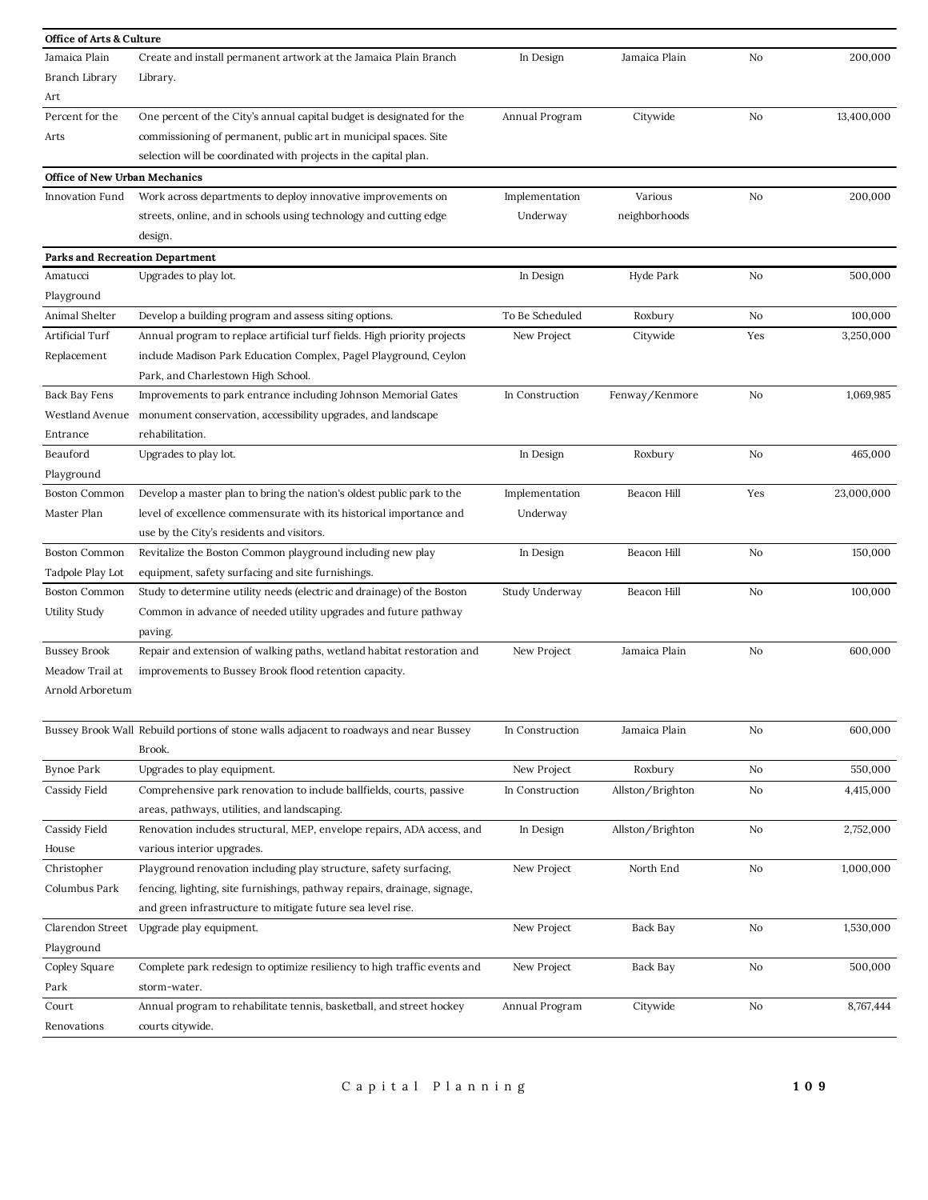| | | | | | |
|---|---|---|---|---|---|
| **Office of Arts & Culture** | | | | | |
| Jamaica Plain Branch Library Art | Create and install permanent artwork at the Jamaica Plain Branch Library. | In Design | Jamaica Plain | No | 200,000 |
| Percent for the Arts | One percent of the City's annual capital budget is designated for the commissioning of permanent, public art in municipal spaces. Site selection will be coordinated with projects in the capital plan. | Annual Program | Citywide | No | 13,400,000 |
| **Office of New Urban Mechanics** | | | | | |
| Innovation Fund | Work across departments to deploy innovative improvements on streets, online, and in schools using technology and cutting edge design. | Implementation Underway | Various neighborhoods | No | 200,000 |
| **Parks and Recreation Department** | | | | | |
| Amatucci Playground | Upgrades to play lot. | In Design | Hyde Park | No | 500,000 |
| Animal Shelter | Develop a building program and assess siting options. | To Be Scheduled | Roxbury | No | 100,000 |
| Artificial Turf Replacement | Annual program to replace artificial turf fields. High priority projects include Madison Park Education Complex, Pagel Playground, Ceylon Park, and Charlestown High School. | New Project | Citywide | Yes | 3,250,000 |
| Back Bay Fens Westland Avenue Entrance | Improvements to park entrance including Johnson Memorial Gates monument conservation, accessibility upgrades, and landscape rehabilitation. | In Construction | Fenway/Kenmore | No | 1,069,985 |
| Beauford Playground | Upgrades to play lot. | In Design | Roxbury | No | 465,000 |
| Boston Common Master Plan | Develop a master plan to bring the nation's oldest public park to the level of excellence commensurate with its historical importance and use by the City's residents and visitors. | Implementation Underway | Beacon Hill | Yes | 23,000,000 |
| Boston Common Tadpole Play Lot | Revitalize the Boston Common playground including new play equipment, safety surfacing and site furnishings. | In Design | Beacon Hill | No | 150,000 |
| Boston Common Utility Study | Study to determine utility needs (electric and drainage) of the Boston Common in advance of needed utility upgrades and future pathway paving. | Study Underway | Beacon Hill | No | 100,000 |
| Bussey Brook Meadow Trail at Arnold Arboretum | Repair and extension of walking paths, wetland habitat restoration and improvements to Bussey Brook flood retention capacity. | New Project | Jamaica Plain | No | 600,000 |
| Bussey Brook Wall | Rebuild portions of stone walls adjacent to roadways and near Bussey Brook. | In Construction | Jamaica Plain | No | 600,000 |
| Bynoe Park | Upgrades to play equipment. | New Project | Roxbury | No | 550,000 |
| Cassidy Field | Comprehensive park renovation to include ballfields, courts, passive areas, pathways, utilities, and landscaping. | In Construction | Allston/Brighton | No | 4,415,000 |
| Cassidy Field House | Renovation includes structural, MEP, envelope repairs, ADA access, and various interior upgrades. | In Design | Allston/Brighton | No | 2,752,000 |
| Christopher Columbus Park | Playground renovation including play structure, safety surfacing, fencing, lighting, site furnishings, pathway repairs, drainage, signage, and green infrastructure to mitigate future sea level rise. | New Project | North End | No | 1,000,000 |
| Clarendon Street Playground | Upgrade play equipment. | New Project | Back Bay | No | 1,530,000 |
| Copley Square Park | Complete park redesign to optimize resiliency to high traffic events and storm-water. | New Project | Back Bay | No | 500,000 |
| Court Renovations | Annual program to rehabilitate tennis, basketball, and street hockey courts citywide. | Annual Program | Citywide | No | 8,767,444 |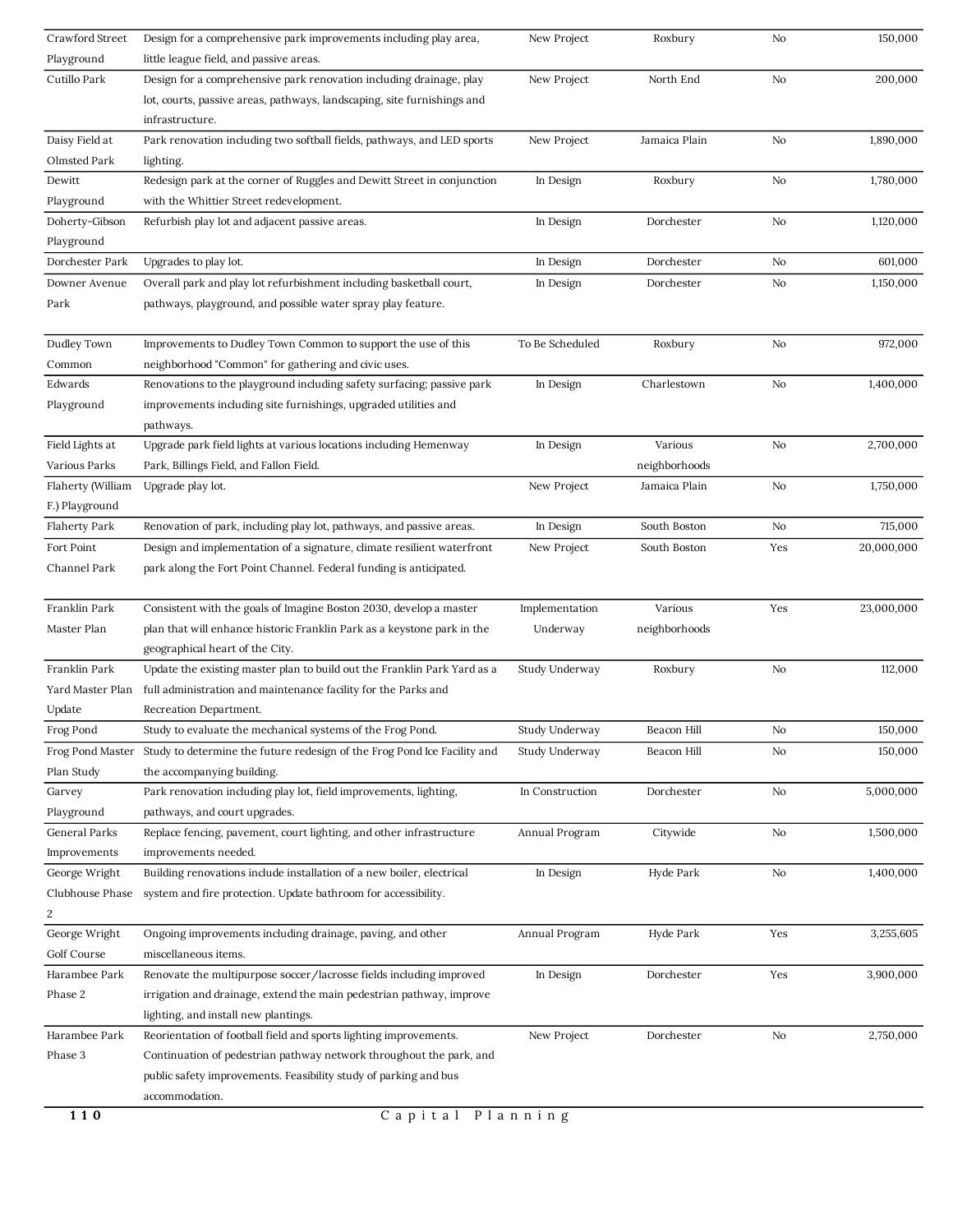| | | | | | |
|---|---|---|---|---|---|
| Crawford Street Playground | Design for a comprehensive park improvements including play area, little league field, and passive areas. | New Project | Roxbury | No | 150,000 |
| Cutillo Park | Design for a comprehensive park renovation including drainage, play lot, courts, passive areas, pathways, landscaping, site furnishings and infrastructure. | New Project | North End | No | 200,000 |
| Daisy Field at Olmsted Park | Park renovation including two softball fields, pathways, and LED sports lighting. | New Project | Jamaica Plain | No | 1,890,000 |
| Dewitt Playground | Redesign park at the corner of Ruggles and Dewitt Street in conjunction with the Whittier Street redevelopment. | In Design | Roxbury | No | 1,780,000 |
| Doherty-Gibson Playground | Refurbish play lot and adjacent passive areas. | In Design | Dorchester | No | 1,120,000 |
| Dorchester Park | Upgrades to play lot. | In Design | Dorchester | No | 601,000 |
| Downer Avenue Park | Overall park and play lot refurbishment including basketball court, pathways, playground, and possible water spray play feature. | In Design | Dorchester | No | 1,150,000 |
| Dudley Town Common | Improvements to Dudley Town Common to support the use of this neighborhood "Common" for gathering and civic uses. | To Be Scheduled | Roxbury | No | 972,000 |
| Edwards Playground | Renovations to the playground including safety surfacing; passive park improvements including site furnishings, upgraded utilities and pathways. | In Design | Charlestown | No | 1,400,000 |
| Field Lights at Various Parks | Upgrade park field lights at various locations including Hemenway Park, Billings Field, and Fallon Field. | In Design | Various neighborhoods | No | 2,700,000 |
| Flaherty (William F.) Playground | Upgrade play lot. | New Project | Jamaica Plain | No | 1,750,000 |
| Flaherty Park | Renovation of park, including play lot, pathways, and passive areas. | In Design | South Boston | No | 715,000 |
| Fort Point Channel Park | Design and implementation of a signature, climate resilient waterfront park along the Fort Point Channel. Federal funding is anticipated. | New Project | South Boston | Yes | 20,000,000 |
| Franklin Park Master Plan | Consistent with the goals of Imagine Boston 2030, develop a master plan that will enhance historic Franklin Park as a keystone park in the geographical heart of the City. | Implementation Underway | Various neighborhoods | Yes | 23,000,000 |
| Franklin Park Yard Master Plan Update | Update the existing master plan to build out the Franklin Park Yard as a full administration and maintenance facility for the Parks and Recreation Department. | Study Underway | Roxbury | No | 112,000 |
| Frog Pond | Study to evaluate the mechanical systems of the Frog Pond. | Study Underway | Beacon Hill | No | 150,000 |
| Frog Pond Master Plan Study | Study to determine the future redesign of the Frog Pond Ice Facility and the accompanying building. | Study Underway | Beacon Hill | No | 150,000 |
| Garvey Playground | Park renovation including play lot, field improvements, lighting, pathways, and court upgrades. | In Construction | Dorchester | No | 5,000,000 |
| General Parks Improvements | Replace fencing, pavement, court lighting, and other infrastructure improvements needed. | Annual Program | Citywide | No | 1,500,000 |
| George Wright Clubhouse Phase 2 | Building renovations include installation of a new boiler, electrical system and fire protection. Update bathroom for accessibility. | In Design | Hyde Park | No | 1,400,000 |
| George Wright Golf Course | Ongoing improvements including drainage, paving, and other miscellaneous items. | Annual Program | Hyde Park | Yes | 3,255,605 |
| Harambee Park Phase 2 | Renovate the multipurpose soccer/lacrosse fields including improved irrigation and drainage, extend the main pedestrian pathway, improve lighting, and install new plantings. | In Design | Dorchester | Yes | 3,900,000 |
| Harambee Park Phase 3 | Reorientation of football field and sports lighting improvements. Continuation of pedestrian pathway network throughout the park, and public safety improvements. Feasibility study of parking and bus accommodation. | New Project | Dorchester | No | 2,750,000 |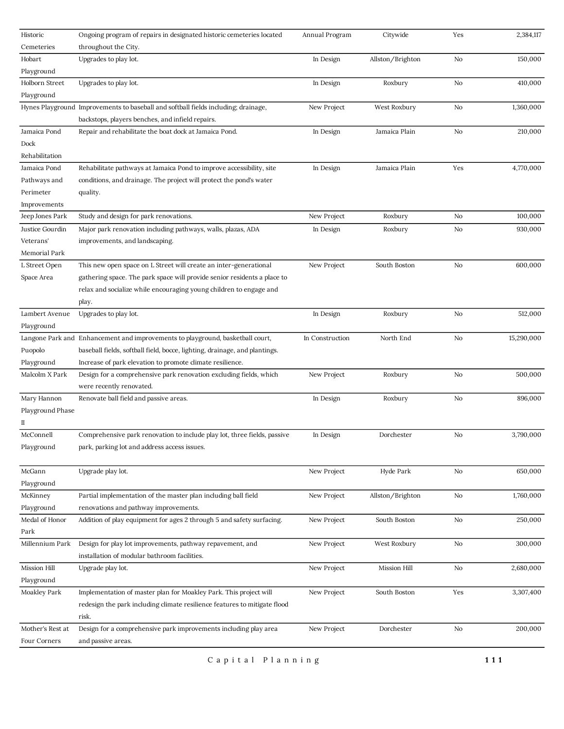| | | | | | |
|---|---|---|---|---|---|
| Historic Cemeteries | Ongoing program of repairs in designated historic cemeteries located throughout the City. | Annual Program | Citywide | Yes | 2,384,117 |
| Hobart Playground | Upgrades to play lot. | In Design | Allston/Brighton | No | 150,000 |
| Holborn Street Playground | Upgrades to play lot. | In Design | Roxbury | No | 410,000 |
| Hynes Playground | Improvements to baseball and softball fields including; drainage, backstops, players benches, and infield repairs. | New Project | West Roxbury | No | 1,360,000 |
| Jamaica Pond Dock Rehabilitation | Repair and rehabilitate the boat dock at Jamaica Pond. | In Design | Jamaica Plain | No | 210,000 |
| Jamaica Pond Pathways and Perimeter Improvements | Rehabilitate pathways at Jamaica Pond to improve accessibility, site conditions, and drainage. The project will protect the pond's water quality. | In Design | Jamaica Plain | Yes | 4,770,000 |
| Jeep Jones Park | Study and design for park renovations. | New Project | Roxbury | No | 100,000 |
| Justice Gourdin Veterans' Memorial Park | Major park renovation including pathways, walls, plazas, ADA improvements, and landscaping. | In Design | Roxbury | No | 930,000 |
| L Street Open Space Area | This new open space on L Street will create an inter-generational gathering space. The park space will provide senior residents a place to relax and socialize while encouraging young children to engage and play. | New Project | South Boston | No | 600,000 |
| Lambert Avenue Playground | Upgrades to play lot. | In Design | Roxbury | No | 512,000 |
| Langone Park and Puopolo Playground | Enhancement and improvements to playground, basketball court, baseball fields, softball field, bocce, lighting, drainage, and plantings. Increase of park elevation to promote climate resilience. | In Construction | North End | No | 15,290,000 |
| Malcolm X Park | Design for a comprehensive park renovation excluding fields, which were recently renovated. | New Project | Roxbury | No | 500,000 |
| Mary Hannon Playground Phase II | Renovate ball field and passive areas. | In Design | Roxbury | No | 896,000 |
| McConnell Playground | Comprehensive park renovation to include play lot, three fields, passive park, parking lot and address access issues. | In Design | Dorchester | No | 3,790,000 |
| McGann Playground | Upgrade play lot. | New Project | Hyde Park | No | 650,000 |
| McKinney Playground | Partial implementation of the master plan including ball field renovations and pathway improvements. | New Project | Allston/Brighton | No | 1,760,000 |
| Medal of Honor Park | Addition of play equipment for ages 2 through 5 and safety surfacing. | New Project | South Boston | No | 250,000 |
| Millennium Park | Design for play lot improvements, pathway repavement, and installation of modular bathroom facilities. | New Project | West Roxbury | No | 300,000 |
| Mission Hill Playground | Upgrade play lot. | New Project | Mission Hill | No | 2,680,000 |
| Moakley Park | Implementation of master plan for Moakley Park. This project will redesign the park including climate resilience features to mitigate flood risk. | New Project | South Boston | Yes | 3,307,400 |
| Mother's Rest at Four Corners | Design for a comprehensive park improvements including play area and passive areas. | New Project | Dorchester | No | 200,000 |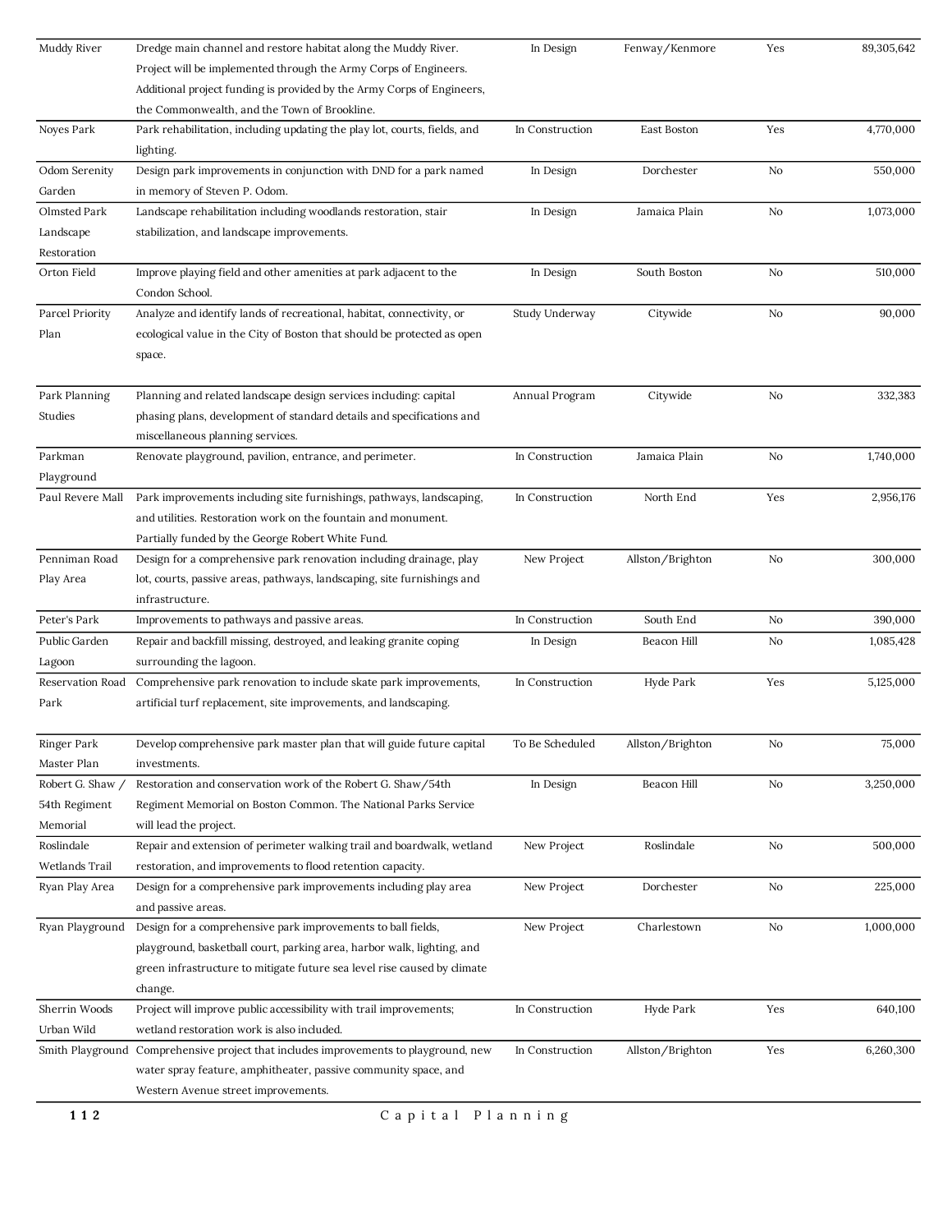| Muddy River | Dredge main channel and restore habitat along the Muddy River. Project will be implemented through the Army Corps of Engineers. Additional project funding is provided by the Army Corps of Engineers, the Commonwealth, and the Town of Brookline. | In Design | Fenway/Kenmore | Yes | 89,305,642 |
|---|---|---|---|---|---|
| Noyes Park | Park rehabilitation, including updating the play lot, courts, fields, and lighting. | In Construction | East Boston | Yes | 4,770,000 |
| Odom Serenity Garden | Design park improvements in conjunction with DND for a park named in memory of Steven P. Odom. | In Design | Dorchester | No | 550,000 |
| Olmsted Park Landscape Restoration | Landscape rehabilitation including woodlands restoration, stair stabilization, and landscape improvements. | In Design | Jamaica Plain | No | 1,073,000 |
| Orton Field | Improve playing field and other amenities at park adjacent to the Condon School. | In Design | South Boston | No | 510,000 |
| Parcel Priority Plan | Analyze and identify lands of recreational, habitat, connectivity, or ecological value in the City of Boston that should be protected as open space. | Study Underway | Citywide | No | 90,000 |
| Park Planning Studies | Planning and related landscape design services including: capital phasing plans, development of standard details and specifications and miscellaneous planning services. | Annual Program | Citywide | No | 332,383 |
| Parkman Playground | Renovate playground, pavilion, entrance, and perimeter. | In Construction | Jamaica Plain | No | 1,740,000 |
| Paul Revere Mall | Park improvements including site furnishings, pathways, landscaping, and utilities. Restoration work on the fountain and monument. Partially funded by the George Robert White Fund. | In Construction | North End | Yes | 2,956,176 |
| Penniman Road Play Area | Design for a comprehensive park renovation including drainage, play lot, courts, passive areas, pathways, landscaping, site furnishings and infrastructure. | New Project | Allston/Brighton | No | 300,000 |
| Peter's Park | Improvements to pathways and passive areas. | In Construction | South End | No | 390,000 |
| Public Garden Lagoon | Repair and backfill missing, destroyed, and leaking granite coping surrounding the lagoon. | In Design | Beacon Hill | No | 1,085,428 |
| Reservation Road Park | Comprehensive park renovation to include skate park improvements, artificial turf replacement, site improvements, and landscaping. | In Construction | Hyde Park | Yes | 5,125,000 |
| Ringer Park Master Plan | Develop comprehensive park master plan that will guide future capital investments. | To Be Scheduled | Allston/Brighton | No | 75,000 |
| Robert G. Shaw / 54th Regiment Memorial | Restoration and conservation work of the Robert G. Shaw/54th Regiment Memorial on Boston Common. The National Parks Service will lead the project. | In Design | Beacon Hill | No | 3,250,000 |
| Roslindale Wetlands Trail | Repair and extension of perimeter walking trail and boardwalk, wetland restoration, and improvements to flood retention capacity. | New Project | Roslindale | No | 500,000 |
| Ryan Play Area | Design for a comprehensive park improvements including play area and passive areas. | New Project | Dorchester | No | 225,000 |
| Ryan Playground | Design for a comprehensive park improvements to ball fields, playground, basketball court, parking area, harbor walk, lighting, and green infrastructure to mitigate future sea level rise caused by climate change. | New Project | Charlestown | No | 1,000,000 |
| Sherrin Woods Urban Wild | Project will improve public accessibility with trail improvements; wetland restoration work is also included. | In Construction | Hyde Park | Yes | 640,100 |
| Smith Playground | Comprehensive project that includes improvements to playground, new water spray feature, amphitheater, passive community space, and Western Avenue street improvements. | In Construction | Allston/Brighton | Yes | 6,260,300 |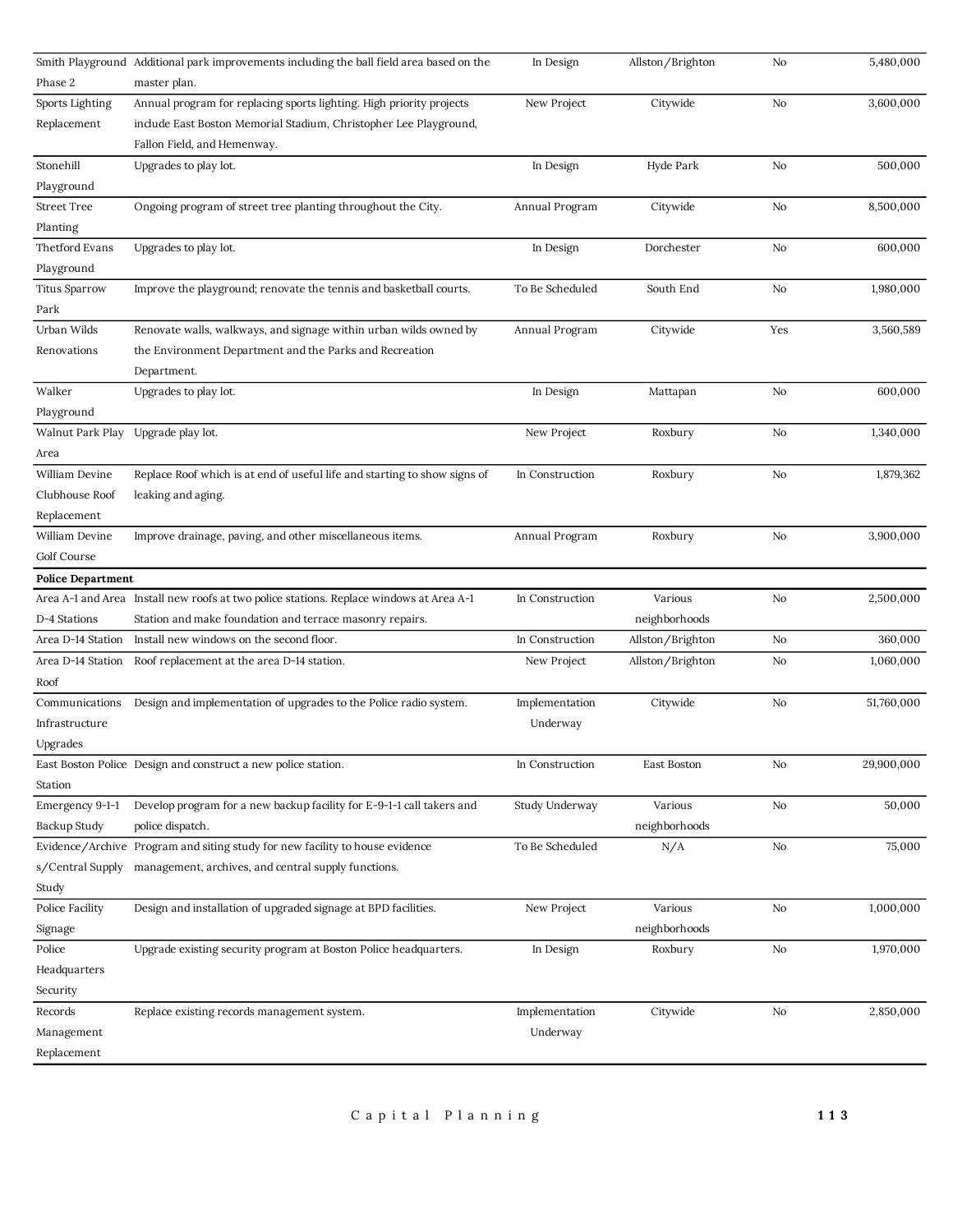| | | | | | |
|---|---|---|---|---|---|
| Smith Playground Phase 2 | Additional park improvements including the ball field area based on the master plan. | In Design | Allston/Brighton | No | 5,480,000 |
| Sports Lighting Replacement | Annual program for replacing sports lighting. High priority projects include East Boston Memorial Stadium, Christopher Lee Playground, Fallon Field, and Hemenway. | New Project | Citywide | No | 3,600,000 |
| Stonehill Playground | Upgrades to play lot. | In Design | Hyde Park | No | 500,000 |
| Street Tree Planting | Ongoing program of street tree planting throughout the City. | Annual Program | Citywide | No | 8,500,000 |
| Thetford Evans Playground | Upgrades to play lot. | In Design | Dorchester | No | 600,000 |
| Titus Sparrow Park | Improve the playground; renovate the tennis and basketball courts. | To Be Scheduled | South End | No | 1,980,000 |
| Urban Wilds Renovations | Renovate walls, walkways, and signage within urban wilds owned by the Environment Department and the Parks and Recreation Department. | Annual Program | Citywide | Yes | 3,560,589 |
| Walker Playground | Upgrades to play lot. | In Design | Mattapan | No | 600,000 |
| Walnut Park Play Area | Upgrade play lot. | New Project | Roxbury | No | 1,340,000 |
| William Devine Clubhouse Roof Replacement | Replace Roof which is at end of useful life and starting to show signs of leaking and aging. | In Construction | Roxbury | No | 1,879,362 |
| William Devine Golf Course | Improve drainage, paving, and other miscellaneous items. | Annual Program | Roxbury | No | 3,900,000 |
| **Police Department** | | | | | |
| Area A-1 and Area D-4 Stations | Install new roofs at two police stations. Replace windows at Area A-1 Station and make foundation and terrace masonry repairs. | In Construction | Various neighborhoods | No | 2,500,000 |
| Area D-14 Station | Install new windows on the second floor. | In Construction | Allston/Brighton | No | 360,000 |
| Area D-14 Station Roof | Roof replacement at the area D-14 station. | New Project | Allston/Brighton | No | 1,060,000 |
| Communications Infrastructure Upgrades | Design and implementation of upgrades to the Police radio system. | Implementation Underway | Citywide | No | 51,760,000 |
| East Boston Police Station | Design and construct a new police station. | In Construction | East Boston | No | 29,900,000 |
| Emergency 9-1-1 Backup Study | Develop program for a new backup facility for E-9-1-1 call takers and police dispatch. | Study Underway | Various neighborhoods | No | 50,000 |
| Evidence/Archives/Central Supply Study | Program and siting study for new facility to house evidence management, archives, and central supply functions. | To Be Scheduled | N/A | No | 75,000 |
| Police Facility Signage | Design and installation of upgraded signage at BPD facilities. | New Project | Various neighborhoods | No | 1,000,000 |
| Police Headquarters Security | Upgrade existing security program at Boston Police headquarters. | In Design | Roxbury | No | 1,970,000 |
| Records Management Replacement | Replace existing records management system. | Implementation Underway | Citywide | No | 2,850,000 |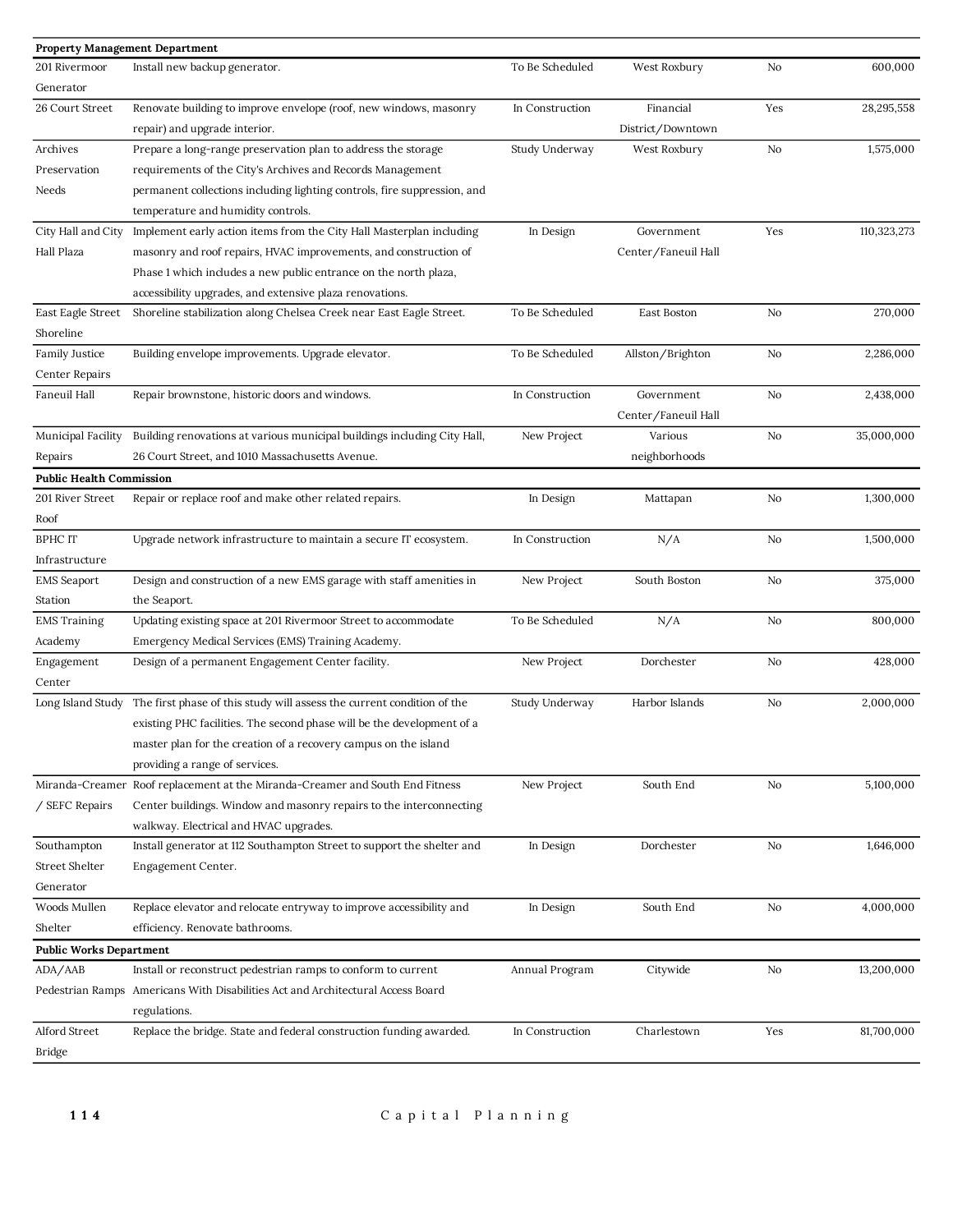| Project | Description | Status | Neighborhood | | Amount |
|---|---|---|---|---|---|
| **Property Management Department** | | | | | |
| 201 Rivermoor Generator | Install new backup generator. | To Be Scheduled | West Roxbury | No | 600,000 |
| 26 Court Street | Renovate building to improve envelope (roof, new windows, masonry repair) and upgrade interior. | In Construction | Financial District/Downtown | Yes | 28,295,558 |
| Archives Preservation Needs | Prepare a long-range preservation plan to address the storage requirements of the City's Archives and Records Management permanent collections including lighting controls, fire suppression, and temperature and humidity controls. | Study Underway | West Roxbury | No | 1,575,000 |
| City Hall and City Hall Plaza | Implement early action items from the City Hall Masterplan including masonry and roof repairs, HVAC improvements, and construction of Phase 1 which includes a new public entrance on the north plaza, accessibility upgrades, and extensive plaza renovations. | In Design | Government Center/Faneuil Hall | Yes | 110,323,273 |
| East Eagle Street Shoreline | Shoreline stabilization along Chelsea Creek near East Eagle Street. | To Be Scheduled | East Boston | No | 270,000 |
| Family Justice Center Repairs | Building envelope improvements. Upgrade elevator. | To Be Scheduled | Allston/Brighton | No | 2,286,000 |
| Faneuil Hall | Repair brownstone, historic doors and windows. | In Construction | Government Center/Faneuil Hall | No | 2,438,000 |
| Municipal Facility Repairs | Building renovations at various municipal buildings including City Hall, 26 Court Street, and 1010 Massachusetts Avenue. | New Project | Various neighborhoods | No | 35,000,000 |
| **Public Health Commission** | | | | | |
| 201 River Street Roof | Repair or replace roof and make other related repairs. | In Design | Mattapan | No | 1,300,000 |
| BPHC IT Infrastructure | Upgrade network infrastructure to maintain a secure IT ecosystem. | In Construction | N/A | No | 1,500,000 |
| EMS Seaport Station | Design and construction of a new EMS garage with staff amenities in the Seaport. | New Project | South Boston | No | 375,000 |
| EMS Training Academy | Updating existing space at 201 Rivermoor Street to accommodate Emergency Medical Services (EMS) Training Academy. | To Be Scheduled | N/A | No | 800,000 |
| Engagement Center | Design of a permanent Engagement Center facility. | New Project | Dorchester | No | 428,000 |
| Long Island Study | The first phase of this study will assess the current condition of the existing PHC facilities. The second phase will be the development of a master plan for the creation of a recovery campus on the island providing a range of services. | Study Underway | Harbor Islands | No | 2,000,000 |
| Miranda-Creamer / SEFC Repairs | Roof replacement at the Miranda-Creamer and South End Fitness Center buildings. Window and masonry repairs to the interconnecting walkway. Electrical and HVAC upgrades. | New Project | South End | No | 5,100,000 |
| Southampton Street Shelter Generator | Install generator at 112 Southampton Street to support the shelter and Engagement Center. | In Design | Dorchester | No | 1,646,000 |
| Woods Mullen Shelter | Replace elevator and relocate entryway to improve accessibility and efficiency. Renovate bathrooms. | In Design | South End | No | 4,000,000 |
| **Public Works Department** | | | | | |
| ADA/AAB Pedestrian Ramps | Install or reconstruct pedestrian ramps to conform to current Americans With Disabilities Act and Architectural Access Board regulations. | Annual Program | Citywide | No | 13,200,000 |
| Alford Street Bridge | Replace the bridge. State and federal construction funding awarded. | In Construction | Charlestown | Yes | 81,700,000 |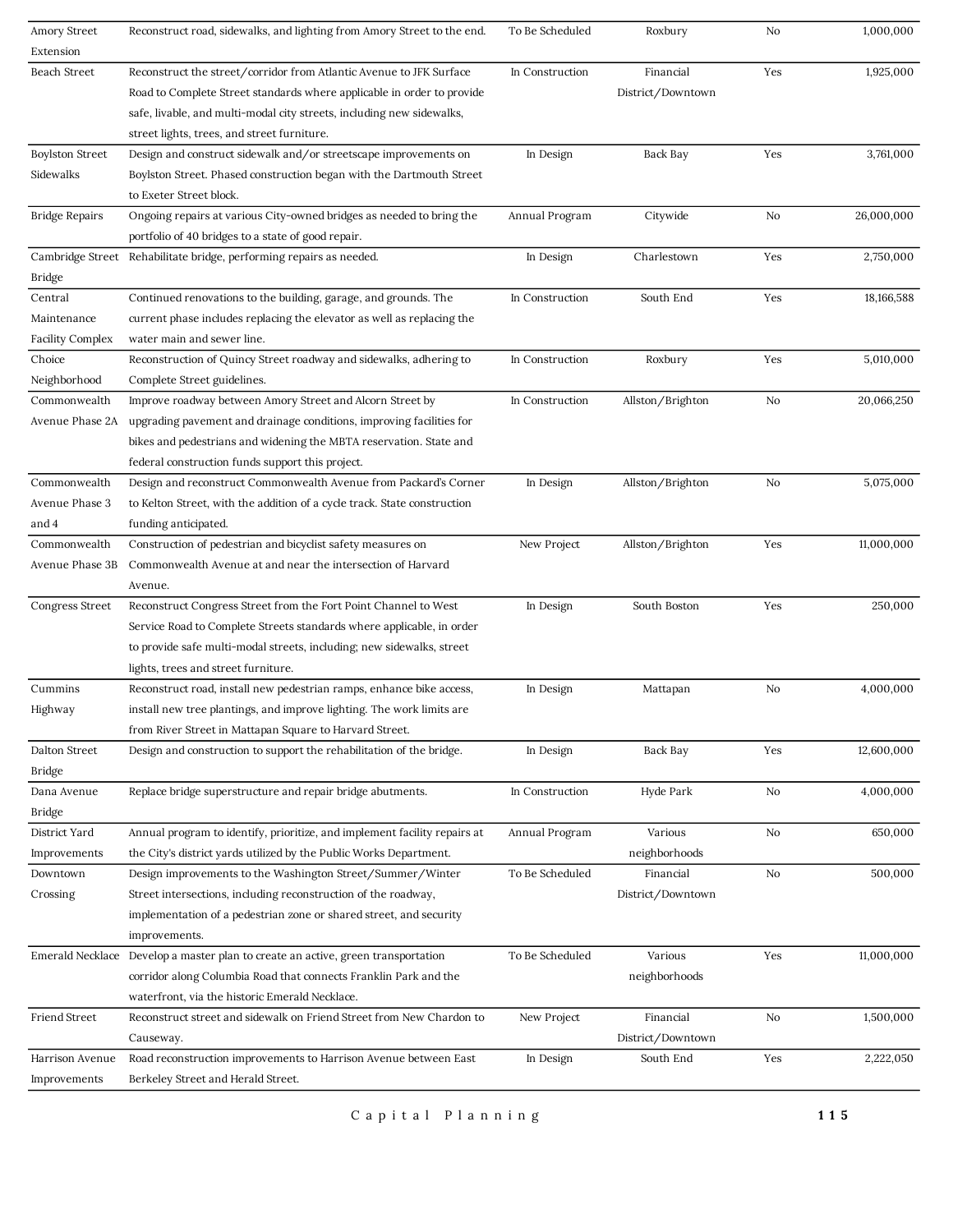| | | | | | |
|---|---|---|---|---|---|
| Amory Street Extension | Reconstruct road, sidewalks, and lighting from Amory Street to the end. | To Be Scheduled | Roxbury | No | 1,000,000 |
| Beach Street | Reconstruct the street/corridor from Atlantic Avenue to JFK Surface Road to Complete Street standards where applicable in order to provide safe, livable, and multi-modal city streets, including new sidewalks, street lights, trees, and street furniture. | In Construction | Financial District/Downtown | Yes | 1,925,000 |
| Boylston Street Sidewalks | Design and construct sidewalk and/or streetscape improvements on Boylston Street. Phased construction began with the Dartmouth Street to Exeter Street block. | In Design | Back Bay | Yes | 3,761,000 |
| Bridge Repairs | Ongoing repairs at various City-owned bridges as needed to bring the portfolio of 40 bridges to a state of good repair. | Annual Program | Citywide | No | 26,000,000 |
| Cambridge Street Bridge | Rehabilitate bridge, performing repairs as needed. | In Design | Charlestown | Yes | 2,750,000 |
| Central Maintenance Facility Complex | Continued renovations to the building, garage, and grounds. The current phase includes replacing the elevator as well as replacing the water main and sewer line. | In Construction | South End | Yes | 18,166,588 |
| Choice Neighborhood | Reconstruction of Quincy Street roadway and sidewalks, adhering to Complete Street guidelines. | In Construction | Roxbury | Yes | 5,010,000 |
| Commonwealth Avenue Phase 2A | Improve roadway between Amory Street and Alcorn Street by upgrading pavement and drainage conditions, improving facilities for bikes and pedestrians and widening the MBTA reservation. State and federal construction funds support this project. | In Construction | Allston/Brighton | No | 20,066,250 |
| Commonwealth Avenue Phase 3 and 4 | Design and reconstruct Commonwealth Avenue from Packard's Corner to Kelton Street, with the addition of a cycle track. State construction funding anticipated. | In Design | Allston/Brighton | No | 5,075,000 |
| Commonwealth Avenue Phase 3B | Construction of pedestrian and bicyclist safety measures on Commonwealth Avenue at and near the intersection of Harvard Avenue. | New Project | Allston/Brighton | Yes | 11,000,000 |
| Congress Street | Reconstruct Congress Street from the Fort Point Channel to West Service Road to Complete Streets standards where applicable, in order to provide safe multi-modal streets, including; new sidewalks, street lights, trees and street furniture. | In Design | South Boston | Yes | 250,000 |
| Cummins Highway | Reconstruct road, install new pedestrian ramps, enhance bike access, install new tree plantings, and improve lighting. The work limits are from River Street in Mattapan Square to Harvard Street. | In Design | Mattapan | No | 4,000,000 |
| Dalton Street Bridge | Design and construction to support the rehabilitation of the bridge. | In Design | Back Bay | Yes | 12,600,000 |
| Dana Avenue Bridge | Replace bridge superstructure and repair bridge abutments. | In Construction | Hyde Park | No | 4,000,000 |
| District Yard Improvements | Annual program to identify, prioritize, and implement facility repairs at the City's district yards utilized by the Public Works Department. | Annual Program | Various neighborhoods | No | 650,000 |
| Downtown Crossing | Design improvements to the Washington Street/Summer/Winter Street intersections, including reconstruction of the roadway, implementation of a pedestrian zone or shared street, and security improvements. | To Be Scheduled | Financial District/Downtown | No | 500,000 |
| Emerald Necklace | Develop a master plan to create an active, green transportation corridor along Columbia Road that connects Franklin Park and the waterfront, via the historic Emerald Necklace. | To Be Scheduled | Various neighborhoods | Yes | 11,000,000 |
| Friend Street | Reconstruct street and sidewalk on Friend Street from New Chardon to Causeway. | New Project | Financial District/Downtown | No | 1,500,000 |
| Harrison Avenue Improvements | Road reconstruction improvements to Harrison Avenue between East Berkeley Street and Herald Street. | In Design | South End | Yes | 2,222,050 |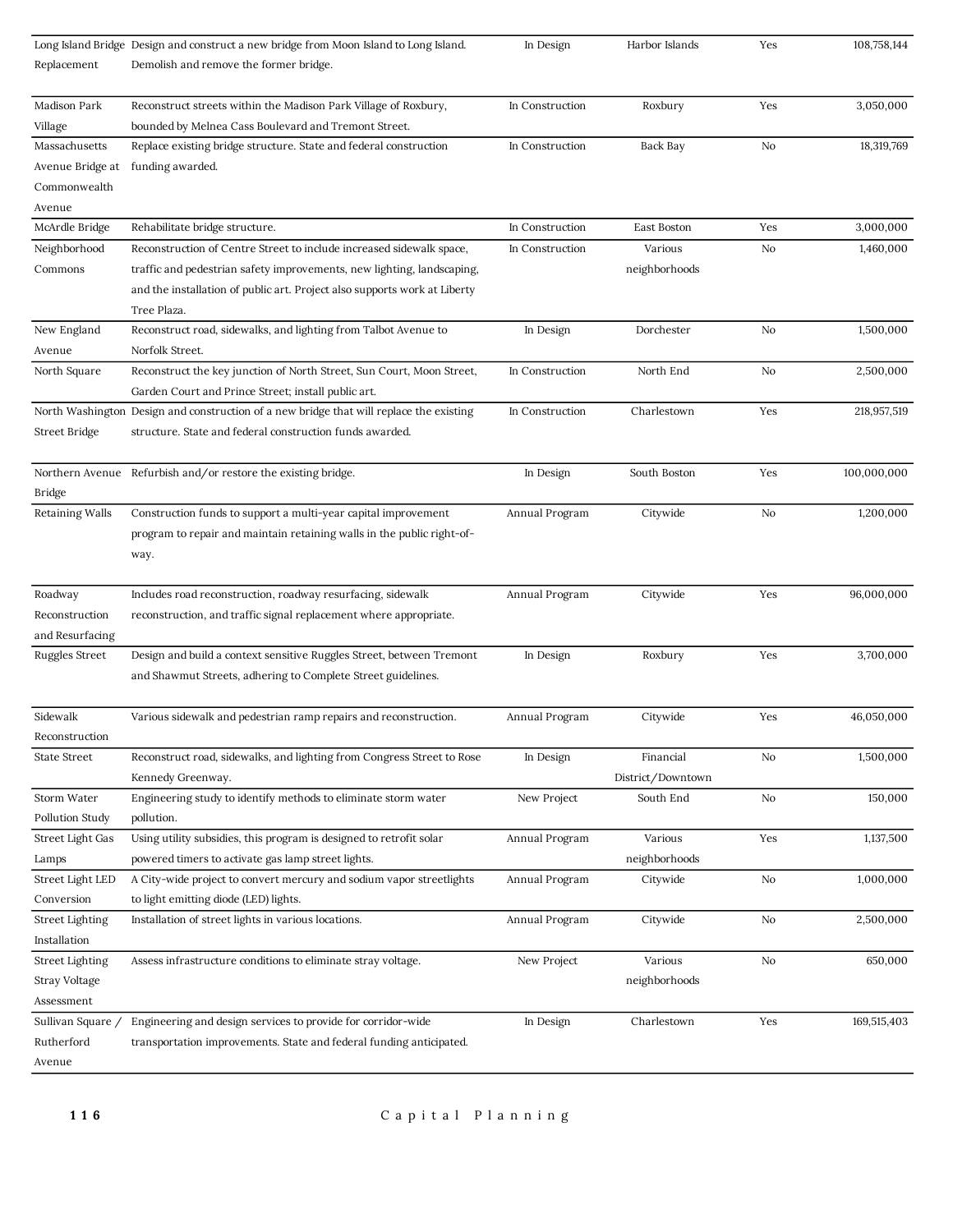| | | | | | |
|---|---|---|---|---|---|
| Long Island Bridge Replacement | Design and construct a new bridge from Moon Island to Long Island. Demolish and remove the former bridge. | In Design | Harbor Islands | Yes | 108,758,144 |
| Madison Park Village | Reconstruct streets within the Madison Park Village of Roxbury, bounded by Melnea Cass Boulevard and Tremont Street. | In Construction | Roxbury | Yes | 3,050,000 |
| Massachusetts Avenue Bridge at Commonwealth Avenue | Replace existing bridge structure. State and federal construction funding awarded. | In Construction | Back Bay | No | 18,319,769 |
| McArdle Bridge | Rehabilitate bridge structure. | In Construction | East Boston | Yes | 3,000,000 |
| Neighborhood Commons | Reconstruction of Centre Street to include increased sidewalk space, traffic and pedestrian safety improvements, new lighting, landscaping, and the installation of public art. Project also supports work at Liberty Tree Plaza. | In Construction | Various neighborhoods | No | 1,460,000 |
| New England Avenue | Reconstruct road, sidewalks, and lighting from Talbot Avenue to Norfolk Street. | In Design | Dorchester | No | 1,500,000 |
| North Square | Reconstruct the key junction of North Street, Sun Court, Moon Street, Garden Court and Prince Street; install public art. | In Construction | North End | No | 2,500,000 |
| North Washington Street Bridge | Design and construction of a new bridge that will replace the existing structure. State and federal construction funds awarded. | In Construction | Charlestown | Yes | 218,957,519 |
| Northern Avenue Bridge | Refurbish and/or restore the existing bridge. | In Design | South Boston | Yes | 100,000,000 |
| Retaining Walls | Construction funds to support a multi-year capital improvement program to repair and maintain retaining walls in the public right-of-way. | Annual Program | Citywide | No | 1,200,000 |
| Roadway Reconstruction and Resurfacing | Includes road reconstruction, roadway resurfacing, sidewalk reconstruction, and traffic signal replacement where appropriate. | Annual Program | Citywide | Yes | 96,000,000 |
| Ruggles Street | Design and build a context sensitive Ruggles Street, between Tremont and Shawmut Streets, adhering to Complete Street guidelines. | In Design | Roxbury | Yes | 3,700,000 |
| Sidewalk Reconstruction | Various sidewalk and pedestrian ramp repairs and reconstruction. | Annual Program | Citywide | Yes | 46,050,000 |
| State Street | Reconstruct road, sidewalks, and lighting from Congress Street to Rose Kennedy Greenway. | In Design | Financial District/Downtown | No | 1,500,000 |
| Storm Water Pollution Study | Engineering study to identify methods to eliminate storm water pollution. | New Project | South End | No | 150,000 |
| Street Light Gas Lamps | Using utility subsidies, this program is designed to retrofit solar powered timers to activate gas lamp street lights. | Annual Program | Various neighborhoods | Yes | 1,137,500 |
| Street Light LED Conversion | A City-wide project to convert mercury and sodium vapor streetlights to light emitting diode (LED) lights. | Annual Program | Citywide | No | 1,000,000 |
| Street Lighting Installation | Installation of street lights in various locations. | Annual Program | Citywide | No | 2,500,000 |
| Street Lighting Stray Voltage Assessment | Assess infrastructure conditions to eliminate stray voltage. | New Project | Various neighborhoods | No | 650,000 |
| Sullivan Square / Rutherford Avenue | Engineering and design services to provide for corridor-wide transportation improvements. State and federal funding anticipated. | In Design | Charlestown | Yes | 169,515,403 |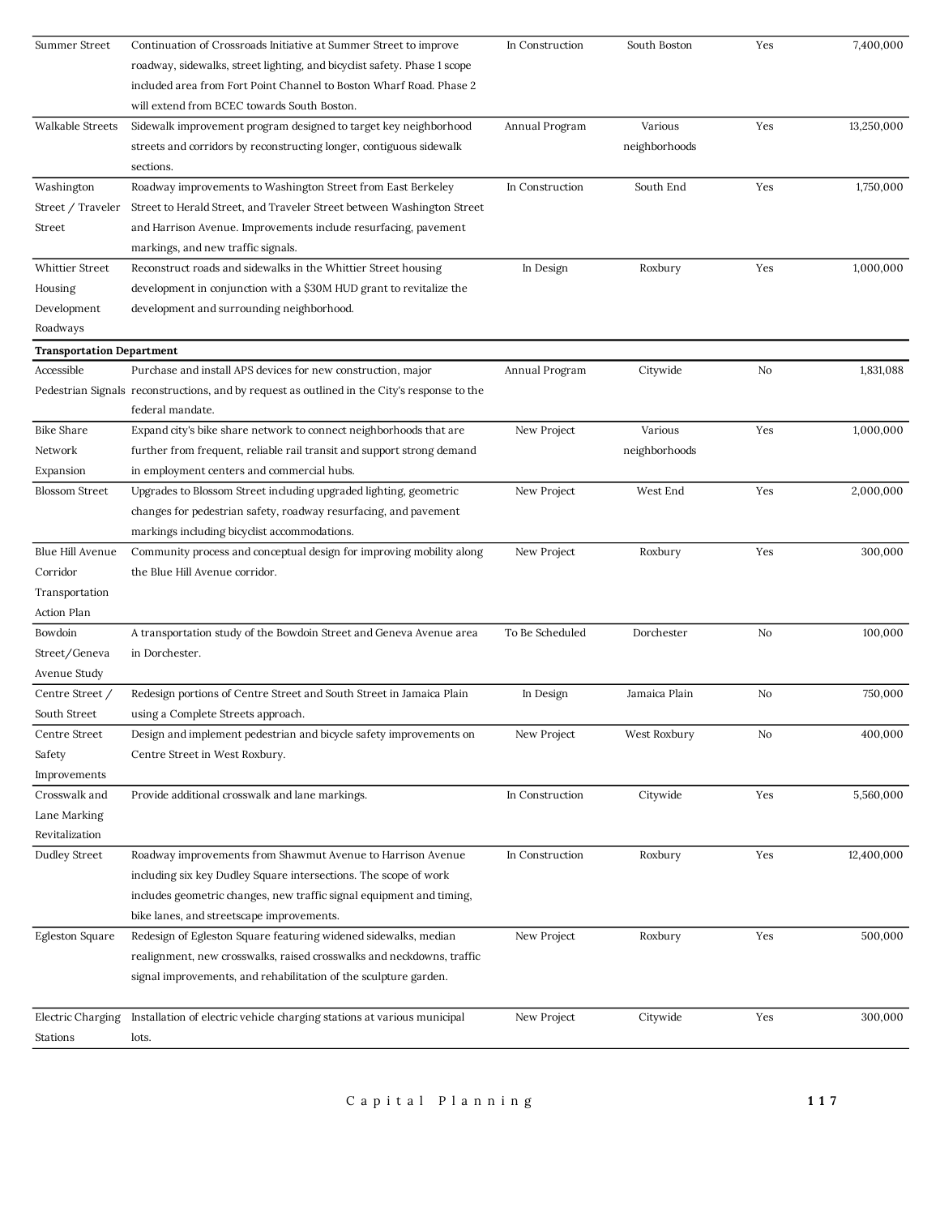| | | | | | |
|---|---|---|---|---|---|
| Summer Street | Continuation of Crossroads Initiative at Summer Street to improve roadway, sidewalks, street lighting, and bicyclist safety. Phase 1 scope included area from Fort Point Channel to Boston Wharf Road. Phase 2 will extend from BCEC towards South Boston. | In Construction | South Boston | Yes | 7,400,000 |
| Walkable Streets | Sidewalk improvement program designed to target key neighborhood streets and corridors by reconstructing longer, contiguous sidewalk sections. | Annual Program | Various neighborhoods | Yes | 13,250,000 |
| Washington Street / Traveler Street | Roadway improvements to Washington Street from East Berkeley Street to Herald Street, and Traveler Street between Washington Street and Harrison Avenue. Improvements include resurfacing, pavement markings, and new traffic signals. | In Construction | South End | Yes | 1,750,000 |
| Whittier Street Housing Development Roadways | Reconstruct roads and sidewalks in the Whittier Street housing development in conjunction with a $30M HUD grant to revitalize the development and surrounding neighborhood. | In Design | Roxbury | Yes | 1,000,000 |
| **Transportation Department** | | | | | |
| Accessible Pedestrian Signals | Purchase and install APS devices for new construction, major reconstructions, and by request as outlined in the City's response to the federal mandate. | Annual Program | Citywide | No | 1,831,088 |
| Bike Share Network Expansion | Expand city's bike share network to connect neighborhoods that are further from frequent, reliable rail transit and support strong demand in employment centers and commercial hubs. | New Project | Various neighborhoods | Yes | 1,000,000 |
| Blossom Street | Upgrades to Blossom Street including upgraded lighting, geometric changes for pedestrian safety, roadway resurfacing, and pavement markings including bicyclist accommodations. | New Project | West End | Yes | 2,000,000 |
| Blue Hill Avenue Corridor Transportation Action Plan | Community process and conceptual design for improving mobility along the Blue Hill Avenue corridor. | New Project | Roxbury | Yes | 300,000 |
| Bowdoin Street/Geneva Avenue Study | A transportation study of the Bowdoin Street and Geneva Avenue area in Dorchester. | To Be Scheduled | Dorchester | No | 100,000 |
| Centre Street / South Street | Redesign portions of Centre Street and South Street in Jamaica Plain using a Complete Streets approach. | In Design | Jamaica Plain | No | 750,000 |
| Centre Street Safety Improvements | Design and implement pedestrian and bicycle safety improvements on Centre Street in West Roxbury. | New Project | West Roxbury | No | 400,000 |
| Crosswalk and Lane Marking Revitalization | Provide additional crosswalk and lane markings. | In Construction | Citywide | Yes | 5,560,000 |
| Dudley Street | Roadway improvements from Shawmut Avenue to Harrison Avenue including six key Dudley Square intersections. The scope of work includes geometric changes, new traffic signal equipment and timing, bike lanes, and streetscape improvements. | In Construction | Roxbury | Yes | 12,400,000 |
| Egleston Square | Redesign of Egleston Square featuring widened sidewalks, median realignment, new crosswalks, raised crosswalks and neckdowns, traffic signal improvements, and rehabilitation of the sculpture garden. | New Project | Roxbury | Yes | 500,000 |
| Electric Charging Stations | Installation of electric vehicle charging stations at various municipal lots. | New Project | Citywide | Yes | 300,000 |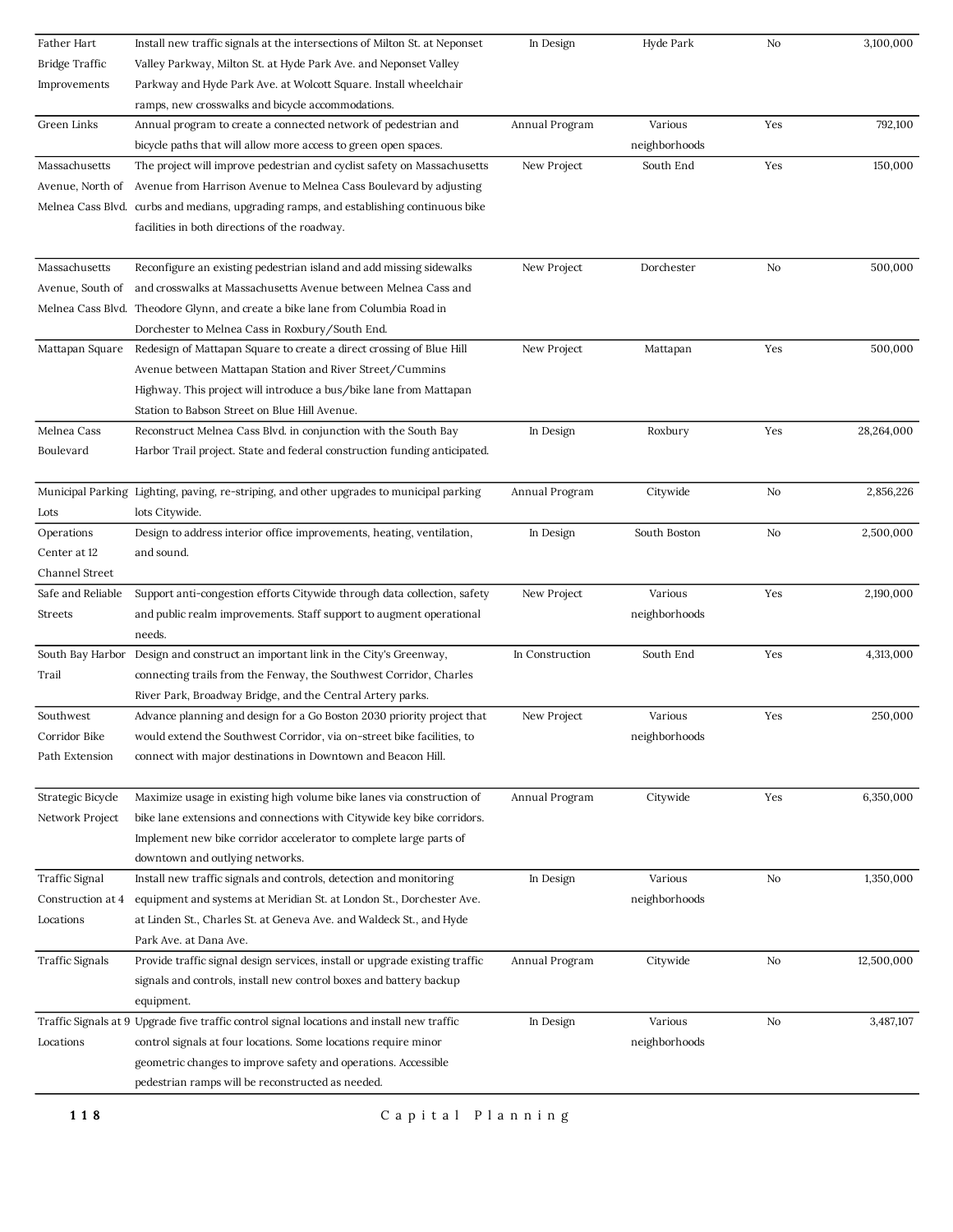| | | | | | |
|---|---|---|---|---|---|
| Father Hart Bridge Traffic Improvements | Install new traffic signals at the intersections of Milton St. at Neponset Valley Parkway, Milton St. at Hyde Park Ave. and Neponset Valley Parkway and Hyde Park Ave. at Wolcott Square. Install wheelchair ramps, new crosswalks and bicycle accommodations. | In Design | Hyde Park | No | 3,100,000 |
| Green Links | Annual program to create a connected network of pedestrian and bicycle paths that will allow more access to green open spaces. | Annual Program | Various neighborhoods | Yes | 792,100 |
| Massachusetts Avenue, North of Melnea Cass Blvd. | The project will improve pedestrian and cyclist safety on Massachusetts Avenue from Harrison Avenue to Melnea Cass Boulevard by adjusting curbs and medians, upgrading ramps, and establishing continuous bike facilities in both directions of the roadway. | New Project | South End | Yes | 150,000 |
| Massachusetts Avenue, South of Melnea Cass Blvd. | Reconfigure an existing pedestrian island and add missing sidewalks and crosswalks at Massachusetts Avenue between Melnea Cass and Theodore Glynn, and create a bike lane from Columbia Road in Dorchester to Melnea Cass in Roxbury/South End. | New Project | Dorchester | No | 500,000 |
| Mattapan Square | Redesign of Mattapan Square to create a direct crossing of Blue Hill Avenue between Mattapan Station and River Street/Cummins Highway. This project will introduce a bus/bike lane from Mattapan Station to Babson Street on Blue Hill Avenue. | New Project | Mattapan | Yes | 500,000 |
| Melnea Cass Boulevard | Reconstruct Melnea Cass Blvd. in conjunction with the South Bay Harbor Trail project. State and federal construction funding anticipated. | In Design | Roxbury | Yes | 28,264,000 |
| Municipal Parking Lots | Lighting, paving, re-striping, and other upgrades to municipal parking lots Citywide. | Annual Program | Citywide | No | 2,856,226 |
| Operations Center at 12 Channel Street | Design to address interior office improvements, heating, ventilation, and sound. | In Design | South Boston | No | 2,500,000 |
| Safe and Reliable Streets | Support anti-congestion efforts Citywide through data collection, safety and public realm improvements. Staff support to augment operational needs. | New Project | Various neighborhoods | Yes | 2,190,000 |
| South Bay Harbor Trail | Design and construct an important link in the City's Greenway, connecting trails from the Fenway, the Southwest Corridor, Charles River Park, Broadway Bridge, and the Central Artery parks. | In Construction | South End | Yes | 4,313,000 |
| Southwest Corridor Bike Path Extension | Advance planning and design for a Go Boston 2030 priority project that would extend the Southwest Corridor, via on-street bike facilities, to connect with major destinations in Downtown and Beacon Hill. | New Project | Various neighborhoods | Yes | 250,000 |
| Strategic Bicycle Network Project | Maximize usage in existing high volume bike lanes via construction of bike lane extensions and connections with Citywide key bike corridors. Implement new bike corridor accelerator to complete large parts of downtown and outlying networks. | Annual Program | Citywide | Yes | 6,350,000 |
| Traffic Signal Construction at 4 Locations | Install new traffic signals and controls, detection and monitoring equipment and systems at Meridian St. at London St., Dorchester Ave. at Linden St., Charles St. at Geneva Ave. and Waldeck St., and Hyde Park Ave. at Dana Ave. | In Design | Various neighborhoods | No | 1,350,000 |
| Traffic Signals | Provide traffic signal design services, install or upgrade existing traffic signals and controls, install new control boxes and battery backup equipment. | Annual Program | Citywide | No | 12,500,000 |
| Traffic Signals at 9 Locations | Upgrade five traffic control signal locations and install new traffic control signals at four locations. Some locations require minor geometric changes to improve safety and operations. Accessible pedestrian ramps will be reconstructed as needed. | In Design | Various neighborhoods | No | 3,487,107 |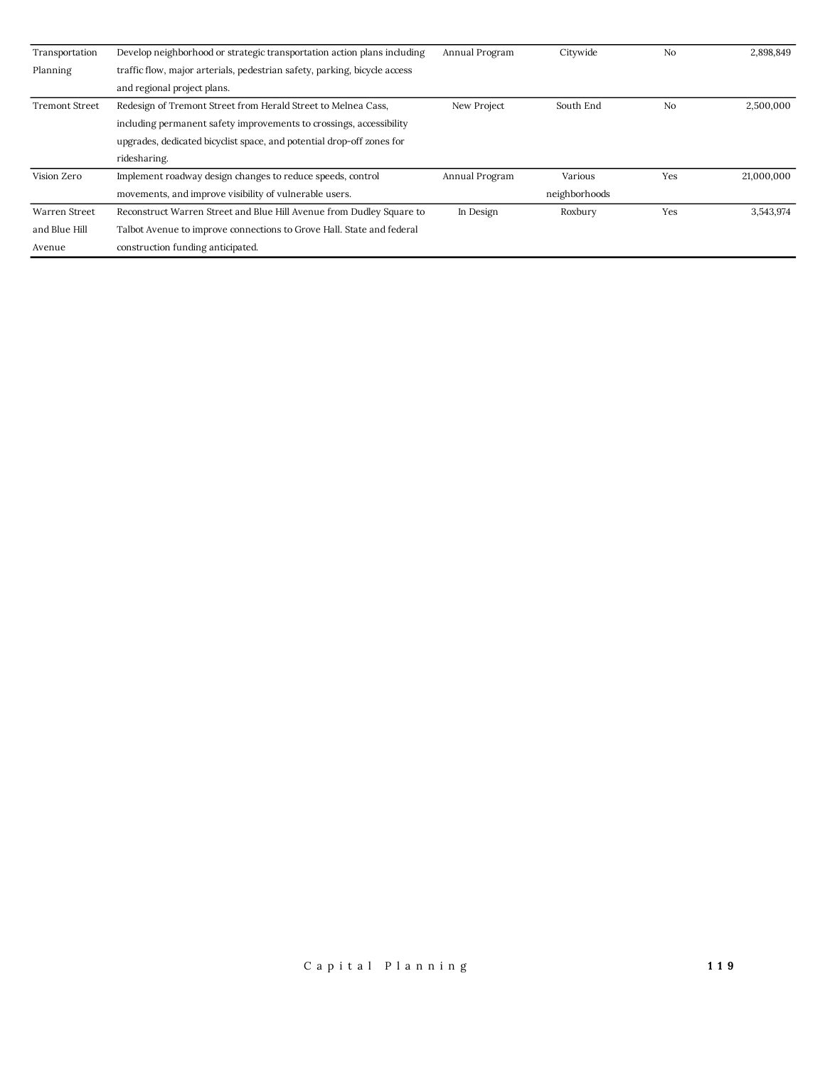| | | | | | |
|---|---|---|---|---|---|
| Transportation Planning | Develop neighborhood or strategic transportation action plans including traffic flow, major arterials, pedestrian safety, parking, bicycle access and regional project plans. | Annual Program | Citywide | No | 2,898,849 |
| Tremont Street | Redesign of Tremont Street from Herald Street to Melnea Cass, including permanent safety improvements to crossings, accessibility upgrades, dedicated bicyclist space, and potential drop-off zones for ridesharing. | New Project | South End | No | 2,500,000 |
| Vision Zero | Implement roadway design changes to reduce speeds, control movements, and improve visibility of vulnerable users. | Annual Program | Various neighborhoods | Yes | 21,000,000 |
| Warren Street and Blue Hill Avenue | Reconstruct Warren Street and Blue Hill Avenue from Dudley Square to Talbot Avenue to improve connections to Grove Hall. State and federal construction funding anticipated. | In Design | Roxbury | Yes | 3,543,974 |